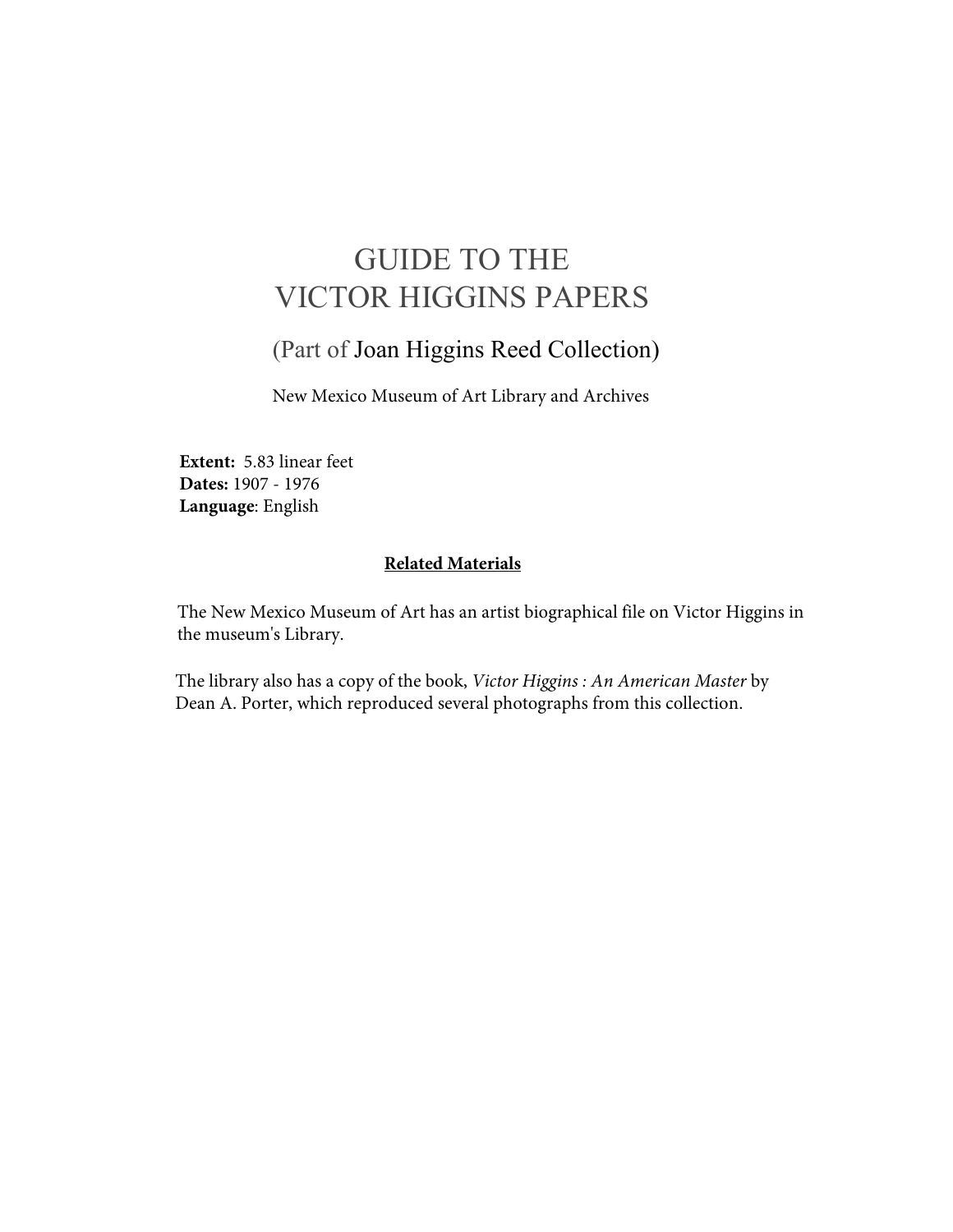# GUIDE TO THE VICTOR HIGGINS PAPERS

(Part of Joan Higgins Reed Collection)

New Mexico Museum of Art Library and Archives

**Extent:** 5.83 linear feet
**Dates:** 1907 - 1976
**Language**: English

## Related Materials

The New Mexico Museum of Art has an artist biographical file on Victor Higgins in the museum's Library.

The library also has a copy of the book, *Victor Higgins : An American Master* by Dean A. Porter, which reproduced several photographs from this collection.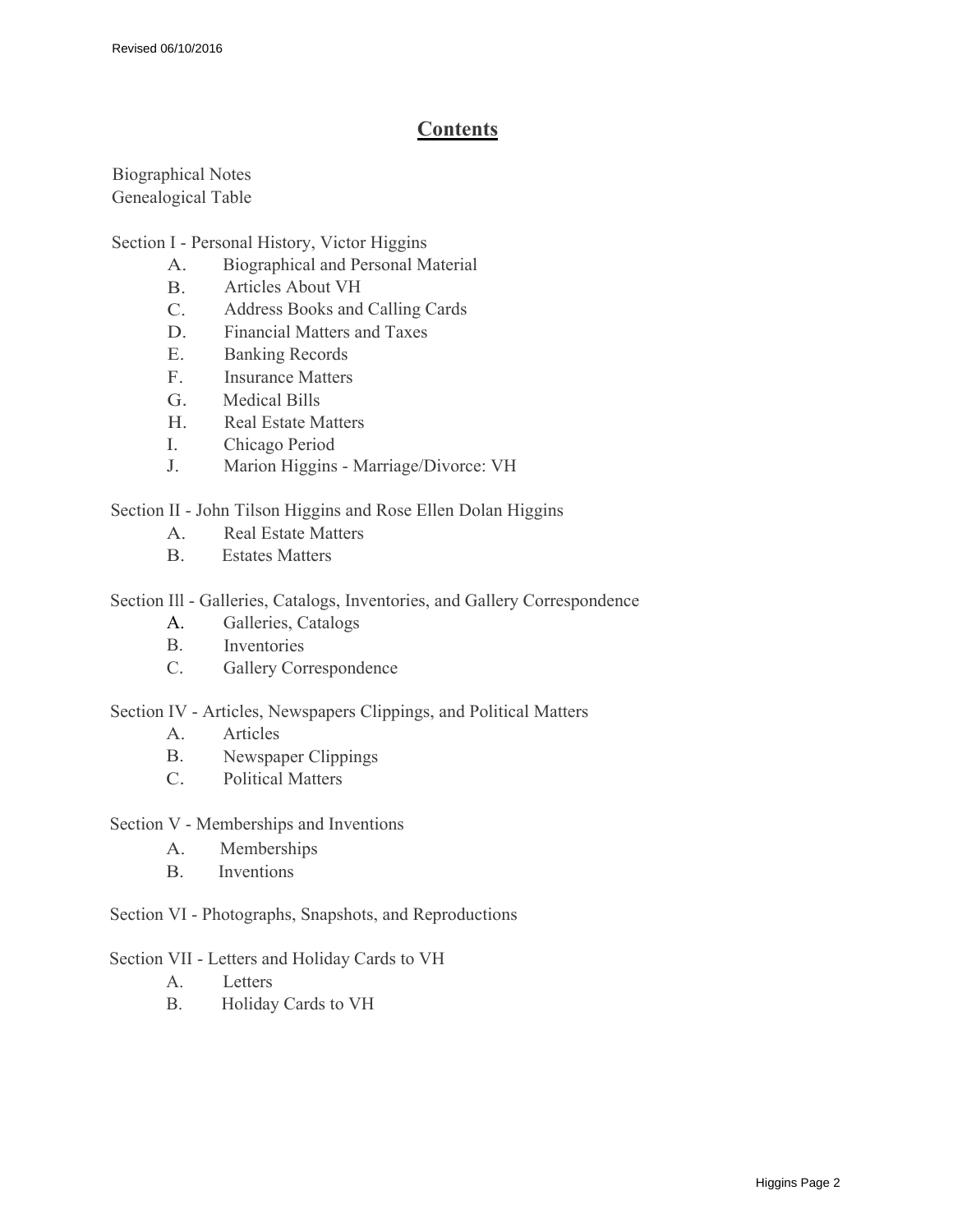# Contents

Biographical Notes
Genealogical Table

Section I - Personal History, Victor Higgins

A. Biographical and Personal Material
B. Articles About VH
C. Address Books and Calling Cards
D. Financial Matters and Taxes
E. Banking Records
F. Insurance Matters
G. Medical Bills
H. Real Estate Matters
I. Chicago Period
J. Marion Higgins - Marriage/Divorce: VH

Section II - John Tilson Higgins and Rose Ellen Dolan Higgins

A. Real Estate Matters
B. Estates Matters

Section Ill - Galleries, Catalogs, Inventories, and Gallery Correspondence

A. Galleries, Catalogs
B. Inventories
C. Gallery Correspondence

Section IV - Articles, Newspapers Clippings, and Political Matters

A. Articles
B. Newspaper Clippings
C. Political Matters

Section V - Memberships and Inventions

A. Memberships
B. Inventions

Section VI - Photographs, Snapshots, and Reproductions

Section VII - Letters and Holiday Cards to VH

A. Letters
B. Holiday Cards to VH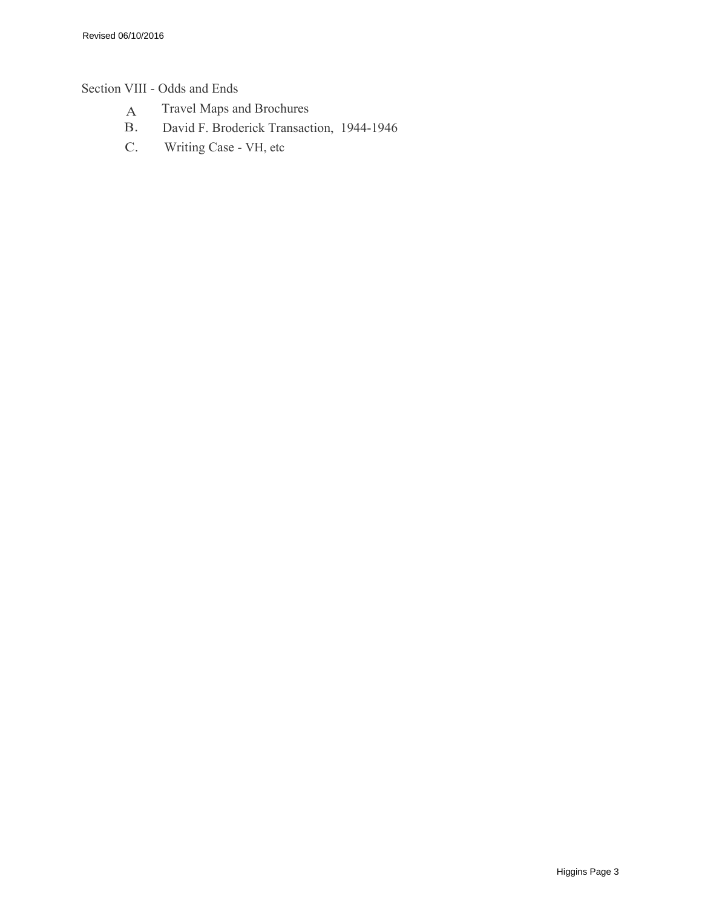Section VIII - Odds and Ends

- A Travel Maps and Brochures
- B. David F. Broderick Transaction, 1944-1946
- C. Writing Case - VH, etc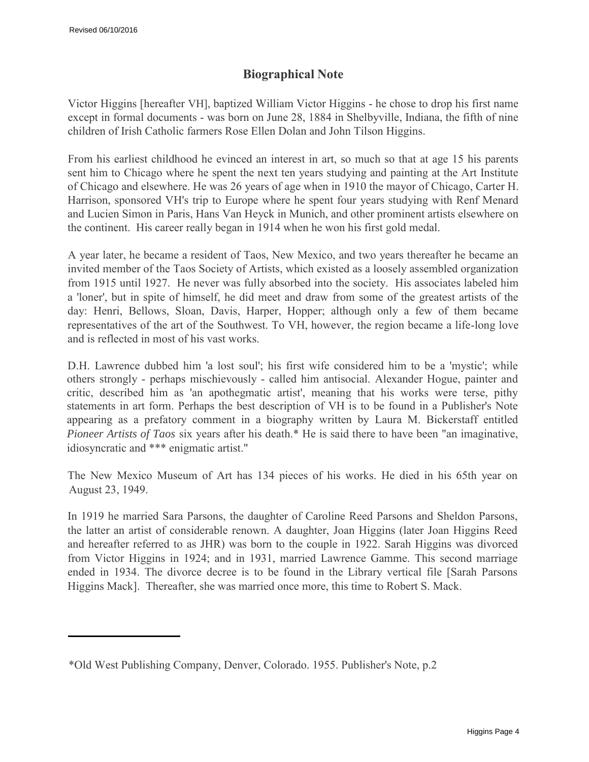## Biographical Note

Victor Higgins [hereafter VH], baptized William Victor Higgins - he chose to drop his first name except in formal documents - was born on June 28, 1884 in Shelbyville, Indiana, the fifth of nine children of Irish Catholic farmers Rose Ellen Dolan and John Tilson Higgins.

From his earliest childhood he evinced an interest in art, so much so that at age 15 his parents sent him to Chicago where he spent the next ten years studying and painting at the Art Institute of Chicago and elsewhere. He was 26 years of age when in 1910 the mayor of Chicago, Carter H. Harrison, sponsored VH's trip to Europe where he spent four years studying with Renf Menard and Lucien Simon in Paris, Hans Van Heyck in Munich, and other prominent artists elsewhere on the continent. His career really began in 1914 when he won his first gold medal.

A year later, he became a resident of Taos, New Mexico, and two years thereafter he became an invited member of the Taos Society of Artists, which existed as a loosely assembled organization from 1915 until 1927. He never was fully absorbed into the society. His associates labeled him a 'loner', but in spite of himself, he did meet and draw from some of the greatest artists of the day: Henri, Bellows, Sloan, Davis, Harper, Hopper; although only a few of them became representatives of the art of the Southwest. To VH, however, the region became a life-long love and is reflected in most of his vast works.

D.H. Lawrence dubbed him 'a lost soul'; his first wife considered him to be a 'mystic'; while others strongly - perhaps mischievously - called him antisocial. Alexander Hogue, painter and critic, described him as 'an apothegmatic artist', meaning that his works were terse, pithy statements in art form. Perhaps the best description of VH is to be found in a Publisher's Note appearing as a prefatory comment in a biography written by Laura M. Bickerstaff entitled *Pioneer Artists of Taos* six years after his death.* He is said there to have been "an imaginative, idiosyncratic and *** enigmatic artist."

The New Mexico Museum of Art has 134 pieces of his works. He died in his 65th year on August 23, 1949.

In 1919 he married Sara Parsons, the daughter of Caroline Reed Parsons and Sheldon Parsons, the latter an artist of considerable renown. A daughter, Joan Higgins (later Joan Higgins Reed and hereafter referred to as JHR) was born to the couple in 1922. Sarah Higgins was divorced from Victor Higgins in 1924; and in 1931, married Lawrence Gamme. This second marriage ended in 1934. The divorce decree is to be found in the Library vertical file [Sarah Parsons Higgins Mack]. Thereafter, she was married once more, this time to Robert S. Mack.

---

*Old West Publishing Company, Denver, Colorado. 1955. Publisher's Note, p.2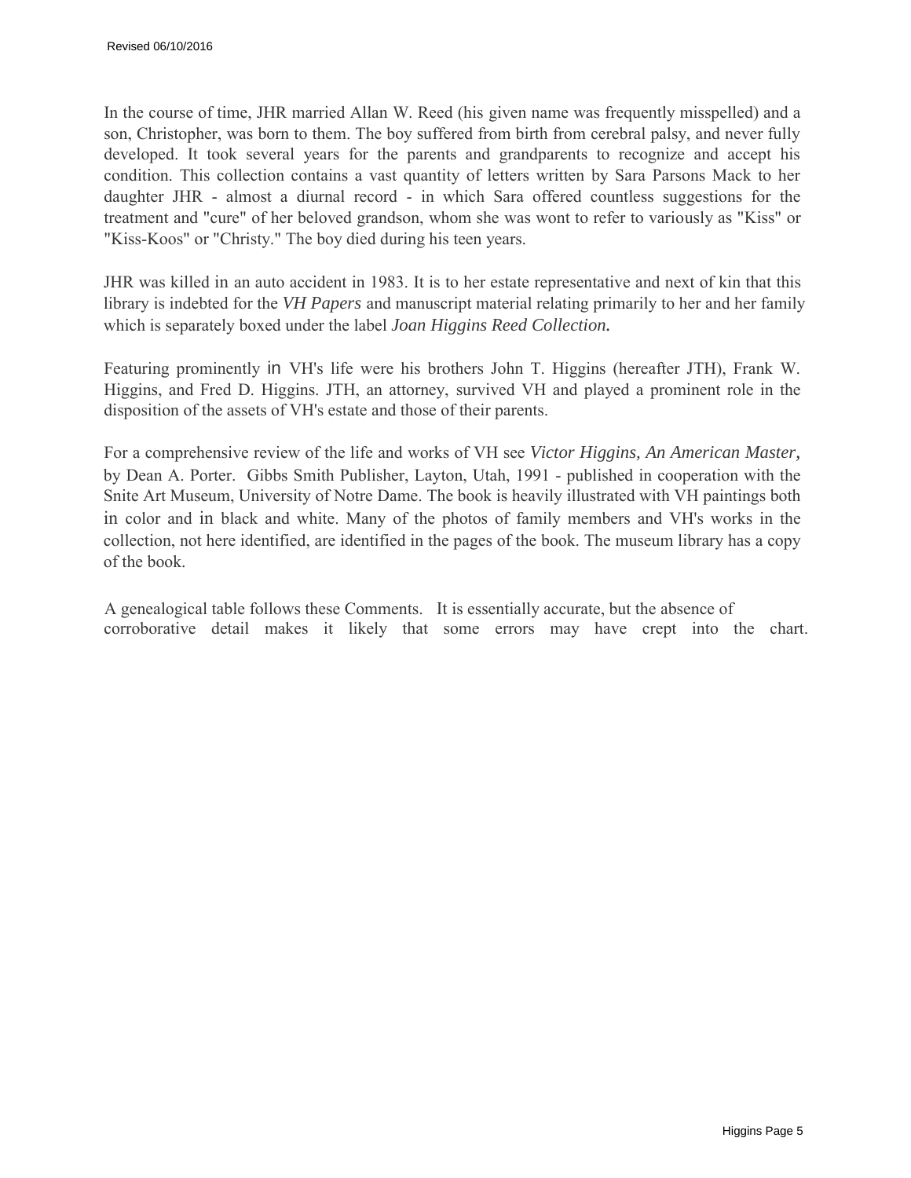In the course of time, JHR married Allan W. Reed (his given name was frequently misspelled) and a son, Christopher, was born to them. The boy suffered from birth from cerebral palsy, and never fully developed. It took several years for the parents and grandparents to recognize and accept his condition. This collection contains a vast quantity of letters written by Sara Parsons Mack to her daughter JHR - almost a diurnal record - in which Sara offered countless suggestions for the treatment and "cure" of her beloved grandson, whom she was wont to refer to variously as "Kiss" or "Kiss-Koos" or "Christy." The boy died during his teen years.

JHR was killed in an auto accident in 1983. It is to her estate representative and next of kin that this library is indebted for the *VH Papers* and manuscript material relating primarily to her and her family which is separately boxed under the label ***Joan Higgins Reed Collection.***

Featuring prominently in VH's life were his brothers John T. Higgins (hereafter JTH), Frank W. Higgins, and Fred D. Higgins. JTH, an attorney, survived VH and played a prominent role in the disposition of the assets of VH's estate and those of their parents.

For a comprehensive review of the life and works of VH see *Victor Higgins, An American Master,* by Dean A. Porter. Gibbs Smith Publisher, Layton, Utah, 1991 - published in cooperation with the Snite Art Museum, University of Notre Dame. The book is heavily illustrated with VH paintings both in color and in black and white. Many of the photos of family members and VH's works in the collection, not here identified, are identified in the pages of the book. The museum library has a copy of the book.

A genealogical table follows these Comments. It is essentially accurate, but the absence of corroborative detail makes it likely that some errors may have crept into the chart.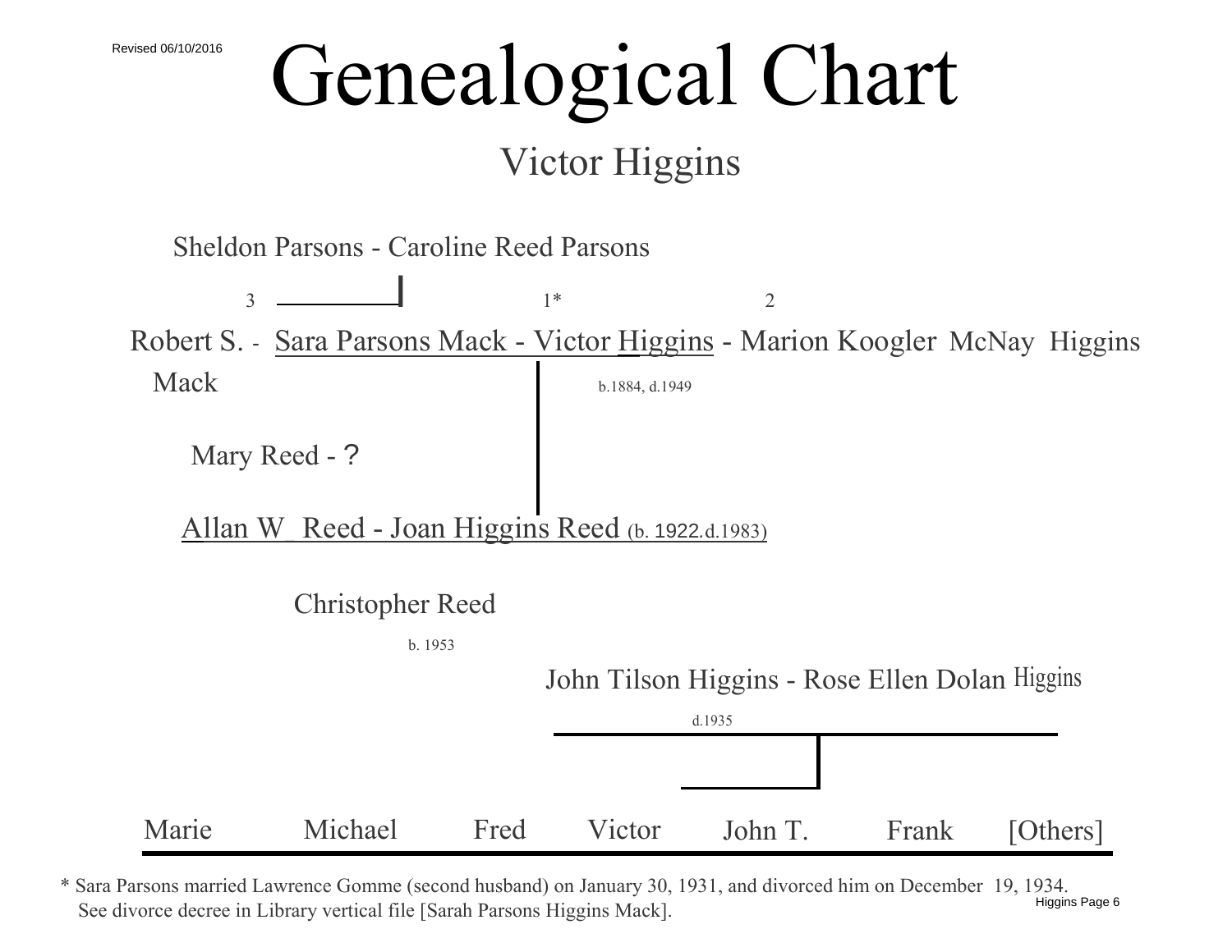Revised 06/10/2016

# Genealogical Chart

## Victor Higgins

Sheldon Parsons - Caroline Reed Parsons

3 1* 2

Robert S. Mack - Sara Parsons Mack - Victor Higgins - Marion Koogler McNay Higgins

b.1884, d.1949

Mary Reed - ?

Allan W_ Reed - Joan Higgins Reed (b. 1922.d.1983)

Christopher Reed

b. 1953

John Tilson Higgins - Rose Ellen Dolan Higgins

d.1935

Marie Michael Fred Victor John T. Frank [Others]

* Sara Parsons married Lawrence Gomme (second husband) on January 30, 1931, and divorced him on December 19, 1934. See divorce decree in Library vertical file [Sarah Parsons Higgins Mack].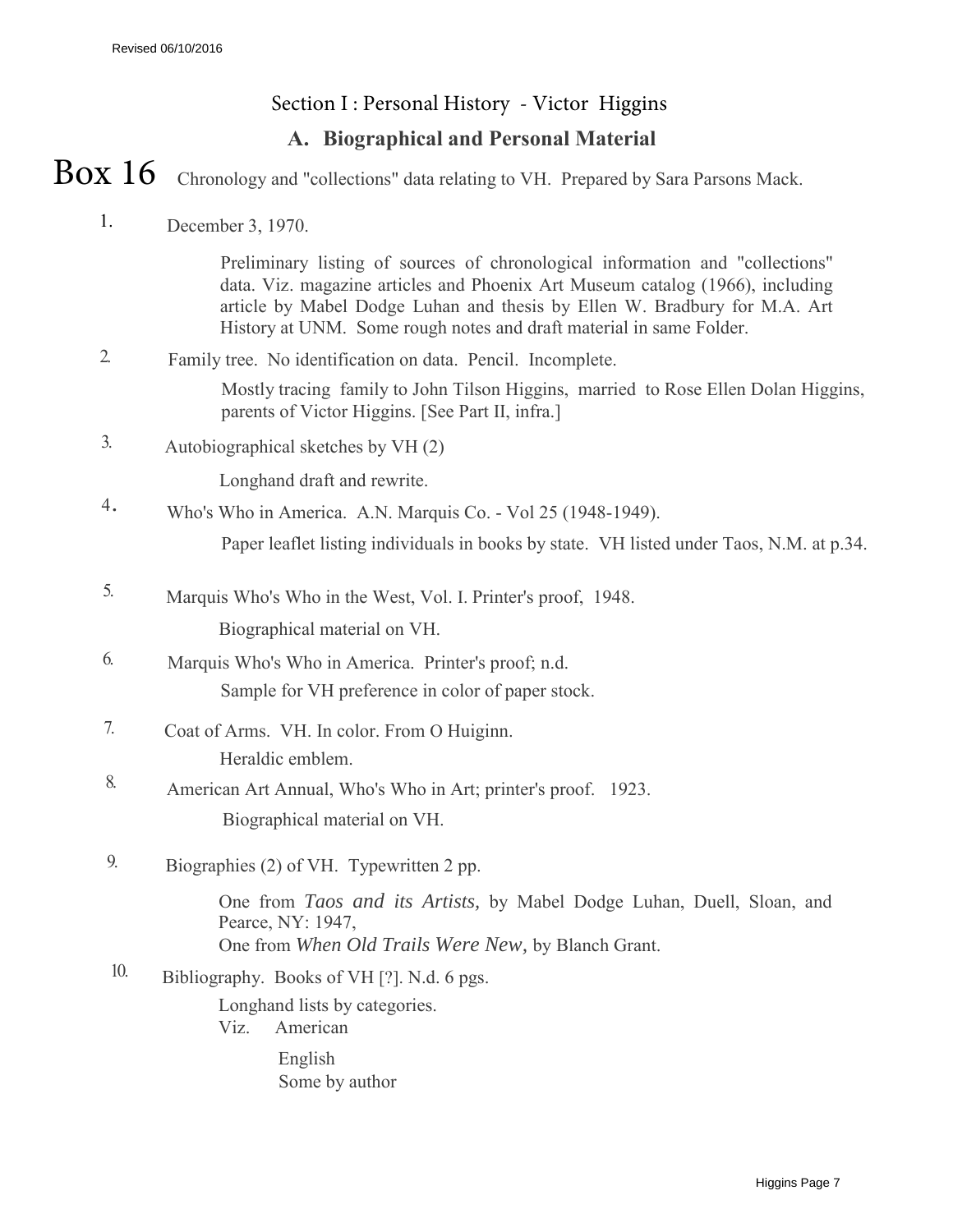## Section I : Personal History - Victor Higgins

### A. Biographical and Personal Material

**Box 16** Chronology and "collections" data relating to VH. Prepared by Sara Parsons Mack.

1. December 3, 1970.

   Preliminary listing of sources of chronological information and "collections" data. Viz. magazine articles and Phoenix Art Museum catalog (1966), including article by Mabel Dodge Luhan and thesis by Ellen W. Bradbury for M.A. Art History at UNM. Some rough notes and draft material in same Folder.

2. Family tree. No identification on data. Pencil. Incomplete.

   Mostly tracing family to John Tilson Higgins, married to Rose Ellen Dolan Higgins, parents of Victor Higgins. [See Part II, infra.]

3. Autobiographical sketches by VH (2)

   Longhand draft and rewrite.

4. Who's Who in America. A.N. Marquis Co. - Vol 25 (1948-1949).

   Paper leaflet listing individuals in books by state. VH listed under Taos, N.M. at p.34.

5. Marquis Who's Who in the West, Vol. I. Printer's proof, 1948.

   Biographical material on VH.

6. Marquis Who's Who in America. Printer's proof; n.d.

   Sample for VH preference in color of paper stock.

7. Coat of Arms. VH. In color. From O Huiginn.

   Heraldic emblem.

8. American Art Annual, Who's Who in Art; printer's proof. 1923.

   Biographical material on VH.

9. Biographies (2) of VH. Typewritten 2 pp.

   One from *Taos and its Artists,* by Mabel Dodge Luhan, Duell, Sloan, and Pearce, NY: 1947,
   One from *When Old Trails Were New,* by Blanch Grant.

10. Bibliography. Books of VH [?]. N.d. 6 pgs.

    Longhand lists by categories.
    Viz. American
    English
    Some by author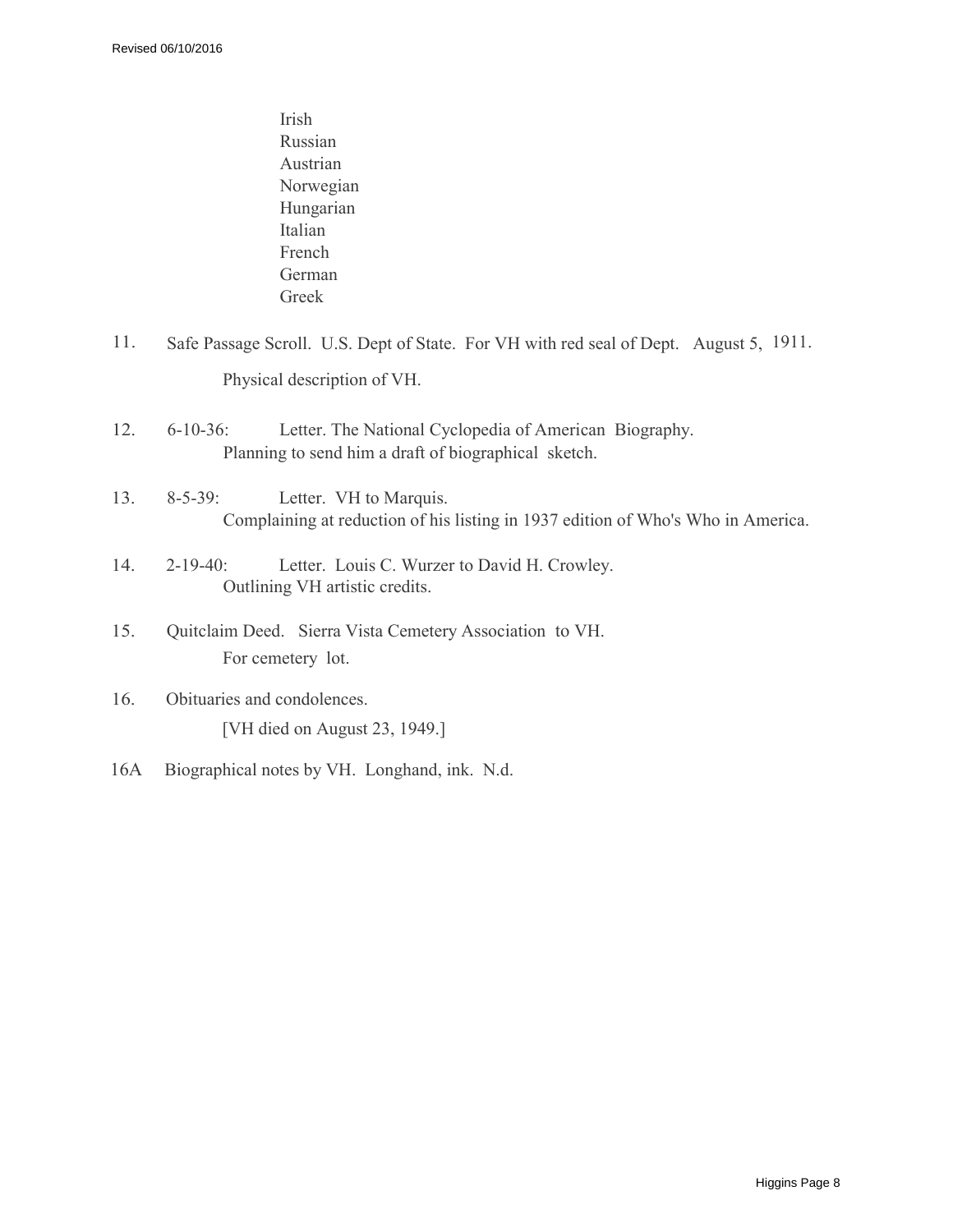Irish
Russian
Austrian
Norwegian
Hungarian
Italian
French
German
Greek

11. Safe Passage Scroll. U.S. Dept of State. For VH with red seal of Dept. August 5, 1911.
    Physical description of VH.

12. 6-10-36: Letter. The National Cyclopedia of American Biography.
    Planning to send him a draft of biographical sketch.

13. 8-5-39: Letter. VH to Marquis.
    Complaining at reduction of his listing in 1937 edition of Who's Who in America.

14. 2-19-40: Letter. Louis C. Wurzer to David H. Crowley.
    Outlining VH artistic credits.

15. Quitclaim Deed. Sierra Vista Cemetery Association to VH.
    For cemetery lot.

16. Obituaries and condolences.
    [VH died on August 23, 1949.]

16A Biographical notes by VH. Longhand, ink. N.d.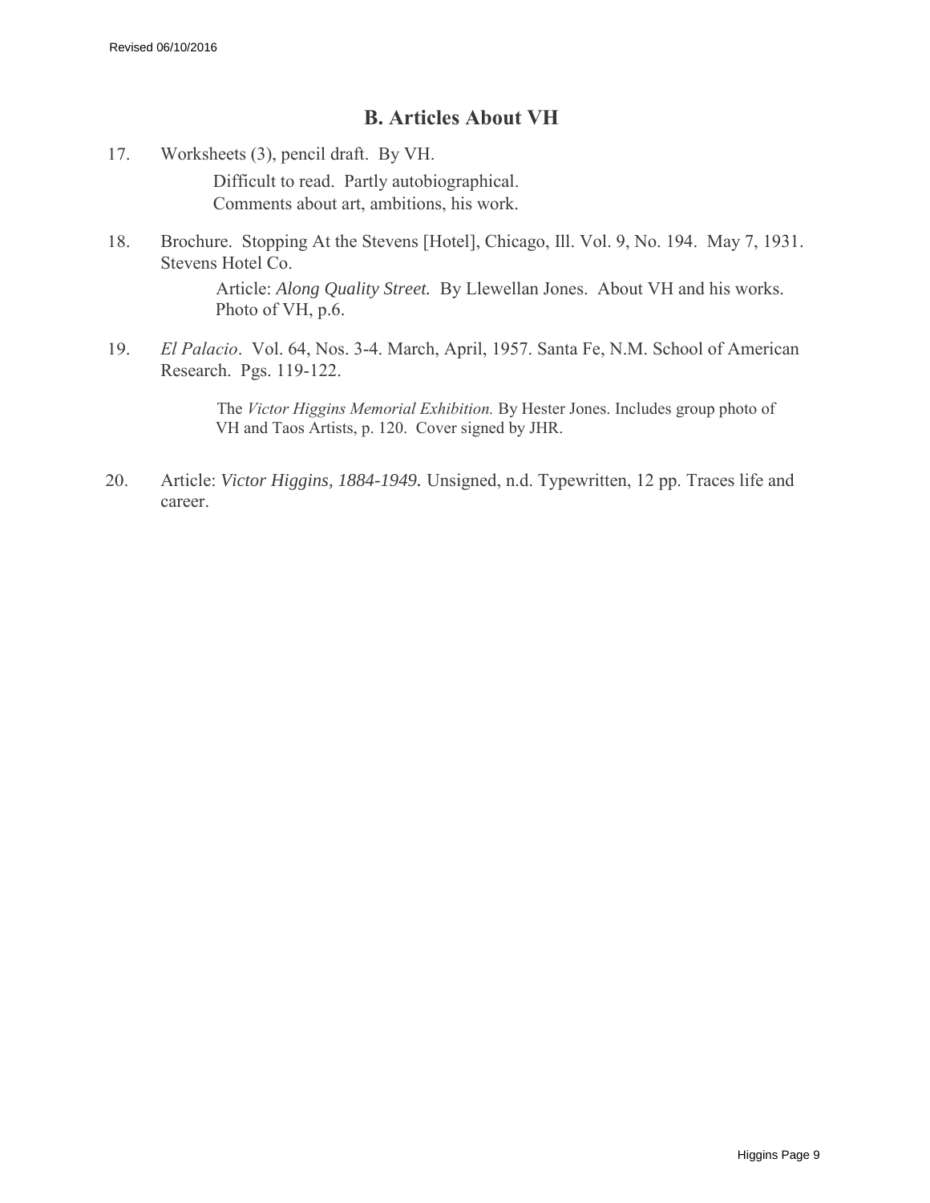## B. Articles About VH

17. Worksheets (3), pencil draft. By VH.

    Difficult to read. Partly autobiographical.
    Comments about art, ambitions, his work.

18. Brochure. Stopping At the Stevens [Hotel], Chicago, Ill. Vol. 9, No. 194. May 7, 1931. Stevens Hotel Co.

    Article: *Along Quality Street.* By Llewellan Jones. About VH and his works. Photo of VH, p.6.

19. *El Palacio*. Vol. 64, Nos. 3-4. March, April, 1957. Santa Fe, N.M. School of American Research. Pgs. 119-122.

    The *Victor Higgins Memorial Exhibition.* By Hester Jones. Includes group photo of VH and Taos Artists, p. 120. Cover signed by JHR.

20. Article: *Victor Higgins, 1884-1949.* Unsigned, n.d. Typewritten, 12 pp. Traces life and career.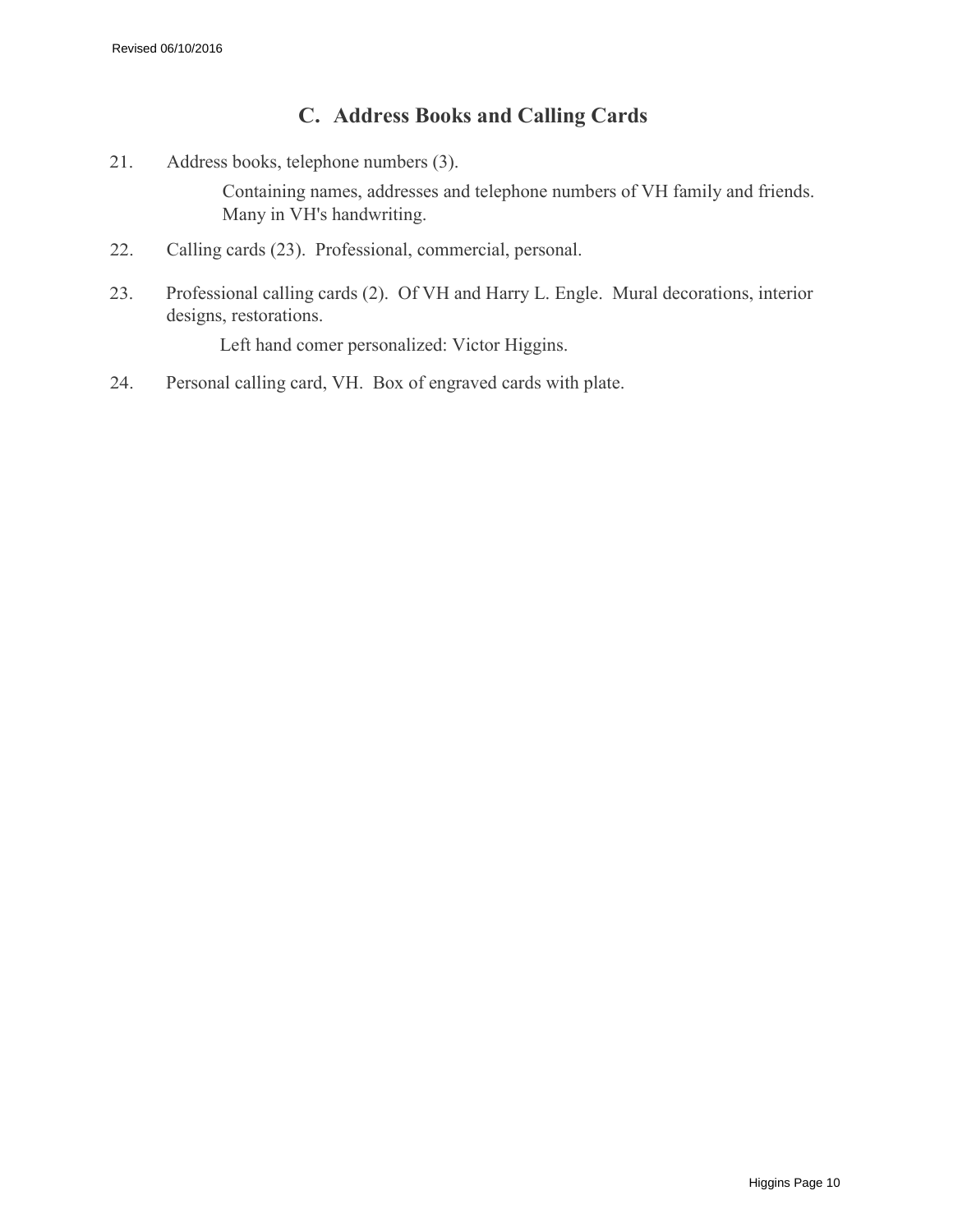## C. Address Books and Calling Cards

21. Address books, telephone numbers (3).

    Containing names, addresses and telephone numbers of VH family and friends. Many in VH's handwriting.

22. Calling cards (23). Professional, commercial, personal.

23. Professional calling cards (2). Of VH and Harry L. Engle. Mural decorations, interior designs, restorations.

    Left hand comer personalized: Victor Higgins.

24. Personal calling card, VH. Box of engraved cards with plate.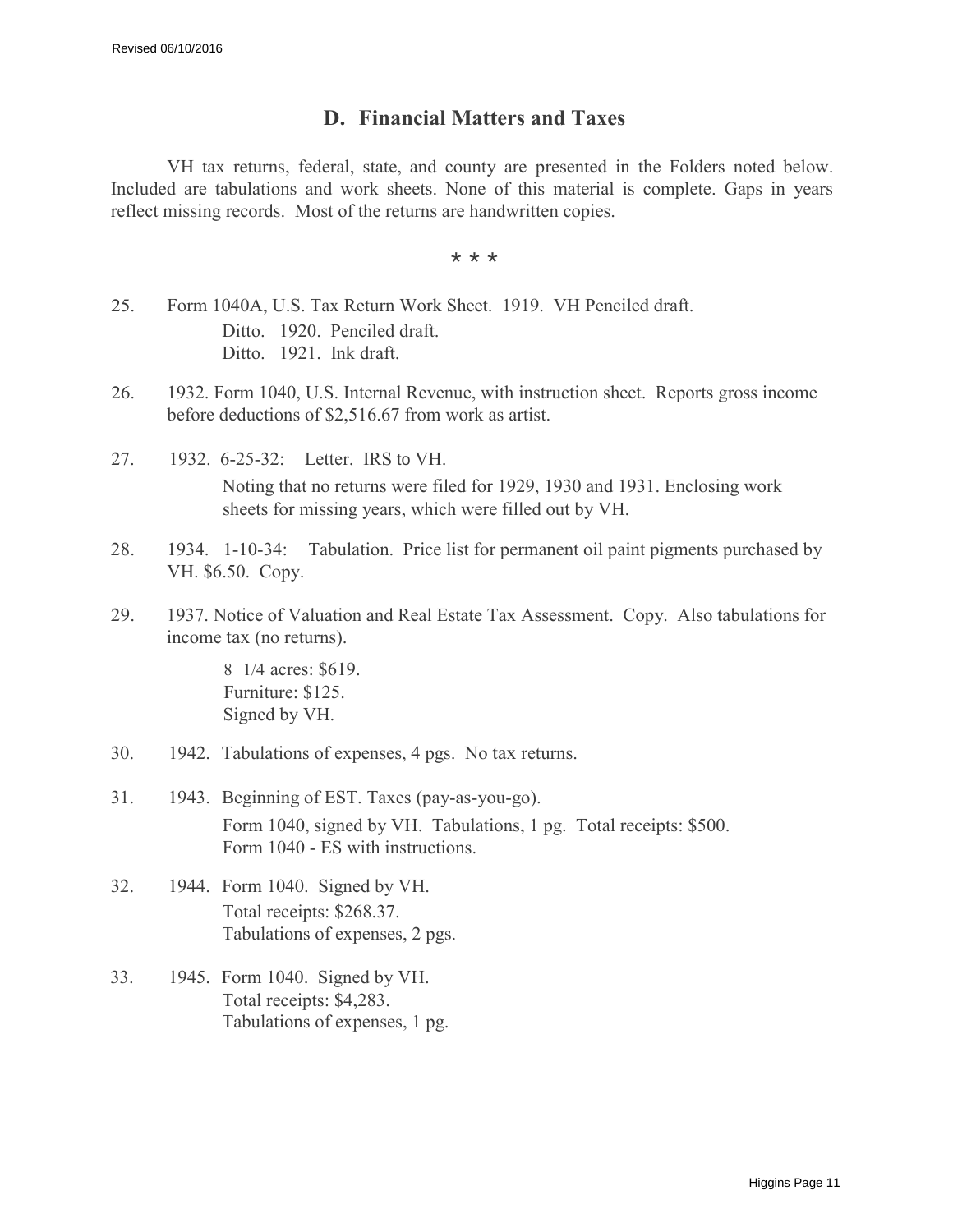## D. Financial Matters and Taxes

VH tax returns, federal, state, and county are presented in the Folders noted below. Included are tabulations and work sheets. None of this material is complete. Gaps in years reflect missing records. Most of the returns are handwritten copies.

\* \* \*

25. Form 1040A, U.S. Tax Return Work Sheet. 1919. VH Penciled draft.
    Ditto. 1920. Penciled draft.
    Ditto. 1921. Ink draft.

26. 1932. Form 1040, U.S. Internal Revenue, with instruction sheet. Reports gross income before deductions of $2,516.67 from work as artist.

27. 1932. 6-25-32: Letter. IRS to VH.
    Noting that no returns were filed for 1929, 1930 and 1931. Enclosing work sheets for missing years, which were filled out by VH.

28. 1934. 1-10-34: Tabulation. Price list for permanent oil paint pigments purchased by VH. $6.50. Copy.

29. 1937. Notice of Valuation and Real Estate Tax Assessment. Copy. Also tabulations for income tax (no returns).
    8 1/4 acres: $619.
    Furniture: $125.
    Signed by VH.

30. 1942. Tabulations of expenses, 4 pgs. No tax returns.

31. 1943. Beginning of EST. Taxes (pay-as-you-go).
    Form 1040, signed by VH. Tabulations, 1 pg. Total receipts: $500.
    Form 1040 - ES with instructions.

32. 1944. Form 1040. Signed by VH.
    Total receipts: $268.37.
    Tabulations of expenses, 2 pgs.

33. 1945. Form 1040. Signed by VH.
    Total receipts: $4,283.
    Tabulations of expenses, 1 pg.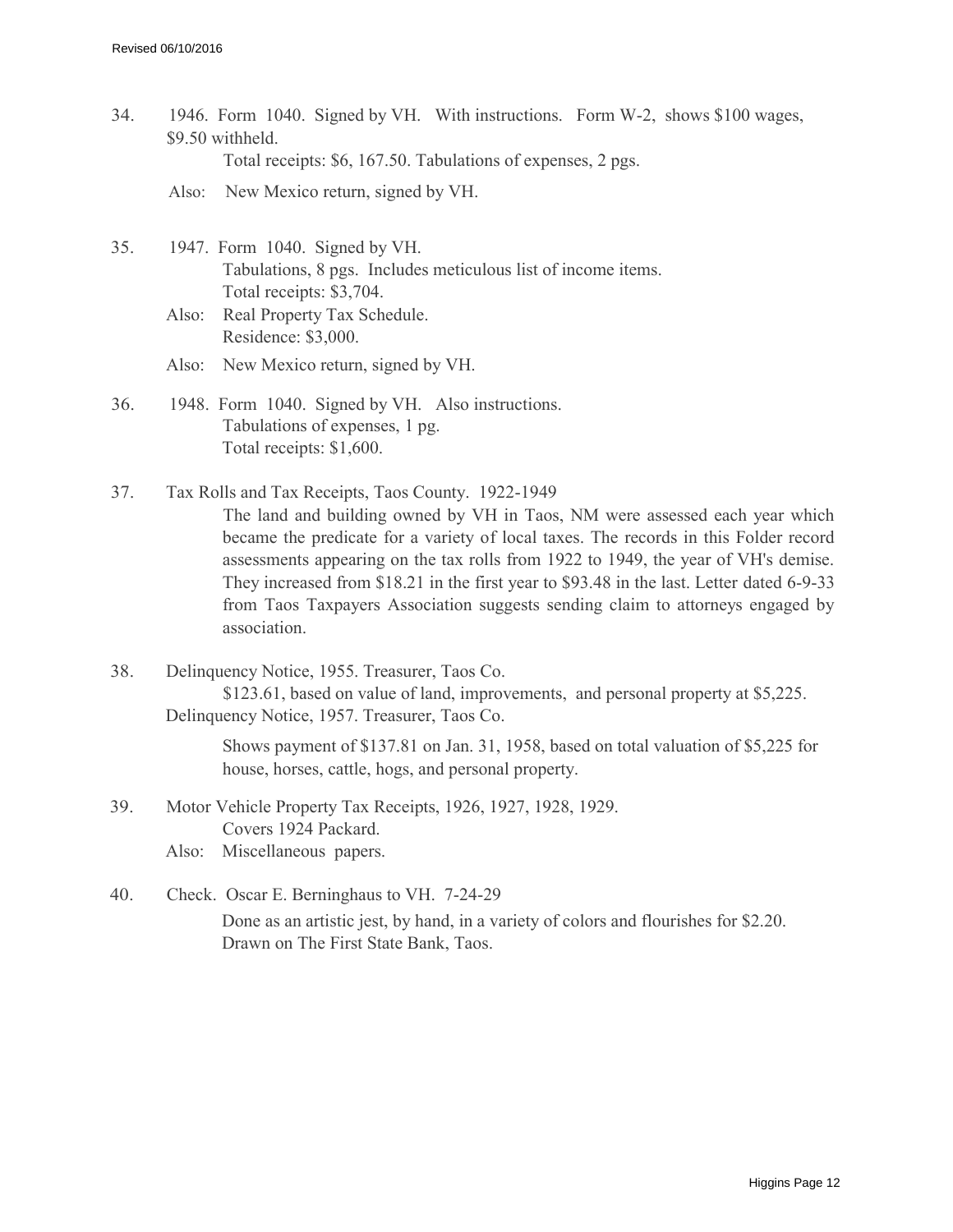34. 1946. Form 1040. Signed by VH. With instructions. Form W-2, shows $100 wages, $9.50 withheld.

    Total receipts: $6, 167.50. Tabulations of expenses, 2 pgs.

    Also: New Mexico return, signed by VH.

35. 1947. Form 1040. Signed by VH.

    Tabulations, 8 pgs. Includes meticulous list of income items.
    Total receipts: $3,704.

    Also: Real Property Tax Schedule.
    Residence: $3,000.

    Also: New Mexico return, signed by VH.

36. 1948. Form 1040. Signed by VH. Also instructions.

    Tabulations of expenses, 1 pg.
    Total receipts: $1,600.

37. Tax Rolls and Tax Receipts, Taos County. 1922-1949

    The land and building owned by VH in Taos, NM were assessed each year which became the predicate for a variety of local taxes. The records in this Folder record assessments appearing on the tax rolls from 1922 to 1949, the year of VH's demise. They increased from $18.21 in the first year to $93.48 in the last. Letter dated 6-9-33 from Taos Taxpayers Association suggests sending claim to attorneys engaged by association.

38. Delinquency Notice, 1955. Treasurer, Taos Co.

    $123.61, based on value of land, improvements, and personal property at $5,225.

    Delinquency Notice, 1957. Treasurer, Taos Co.

    Shows payment of $137.81 on Jan. 31, 1958, based on total valuation of $5,225 for house, horses, cattle, hogs, and personal property.

39. Motor Vehicle Property Tax Receipts, 1926, 1927, 1928, 1929.

    Covers 1924 Packard.

    Also: Miscellaneous papers.

40. Check. Oscar E. Berninghaus to VH. 7-24-29

    Done as an artistic jest, by hand, in a variety of colors and flourishes for $2.20. Drawn on The First State Bank, Taos.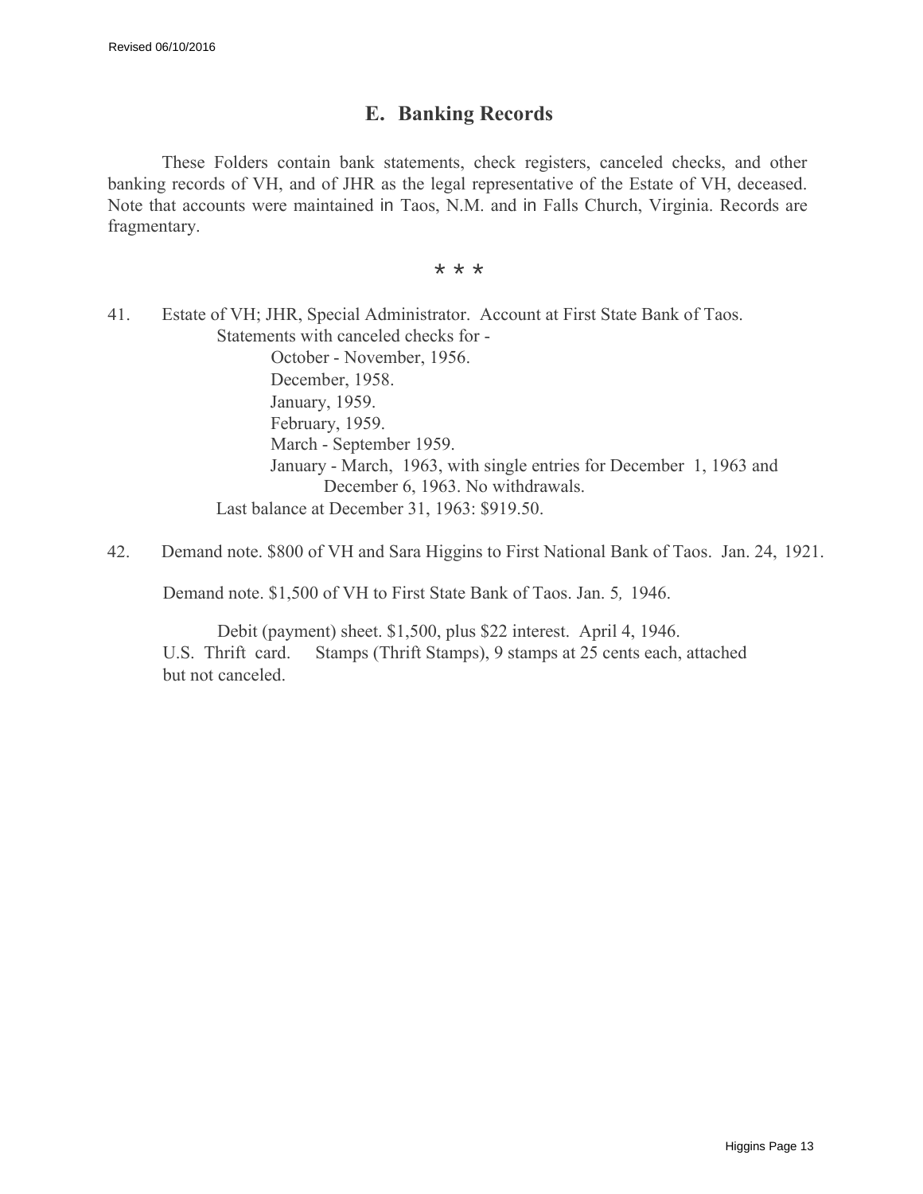## E. Banking Records

These Folders contain bank statements, check registers, canceled checks, and other banking records of VH, and of JHR as the legal representative of the Estate of VH, deceased. Note that accounts were maintained in Taos, N.M. and in Falls Church, Virginia. Records are fragmentary.

\* \* \*

41. Estate of VH; JHR, Special Administrator. Account at First State Bank of Taos.
    Statements with canceled checks for -
    - October - November, 1956.
    - December, 1958.
    - January, 1959.
    - February, 1959.
    - March - September 1959.
    - January - March, 1963, with single entries for December 1, 1963 and December 6, 1963. No withdrawals.

    Last balance at December 31, 1963: $919.50.

42. Demand note. $800 of VH and Sara Higgins to First National Bank of Taos. Jan. 24, 1921.

    Demand note. $1,500 of VH to First State Bank of Taos. Jan. 5, 1946.

    Debit (payment) sheet. $1,500, plus $22 interest. April 4, 1946.

    U.S. Thrift card. Stamps (Thrift Stamps), 9 stamps at 25 cents each, attached but not canceled.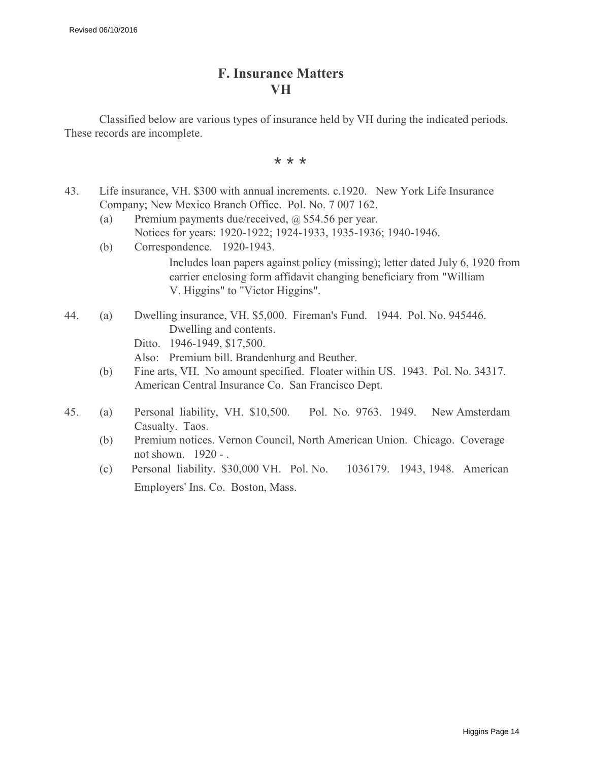## F. Insurance Matters
## VH

Classified below are various types of insurance held by VH during the indicated periods. These records are incomplete.

\* \* \*

43. Life insurance, VH. $300 with annual increments. c.1920. New York Life Insurance Company; New Mexico Branch Office. Pol. No. 7 007 162.
    - (a) Premium payments due/received, @ $54.56 per year. Notices for years: 1920-1922; 1924-1933, 1935-1936; 1940-1946.
    - (b) Correspondence. 1920-1943.
      Includes loan papers against policy (missing); letter dated July 6, 1920 from carrier enclosing form affidavit changing beneficiary from "William V. Higgins" to "Victor Higgins".

44. (a) Dwelling insurance, VH. $5,000. Fireman's Fund. 1944. Pol. No. 945446. Dwelling and contents.
    Ditto. 1946-1949, $17,500.
    Also: Premium bill. Brandenhurg and Beuther.
    - (b) Fine arts, VH. No amount specified. Floater within US. 1943. Pol. No. 34317. American Central Insurance Co. San Francisco Dept.

45. (a) Personal liability, VH. $10,500. Pol. No. 9763. 1949. New Amsterdam Casualty. Taos.
    - (b) Premium notices. Vernon Council, North American Union. Chicago. Coverage not shown. 1920 - .
    - (c) Personal liability. $30,000 VH. Pol. No. 1036179. 1943, 1948. American Employers' Ins. Co. Boston, Mass.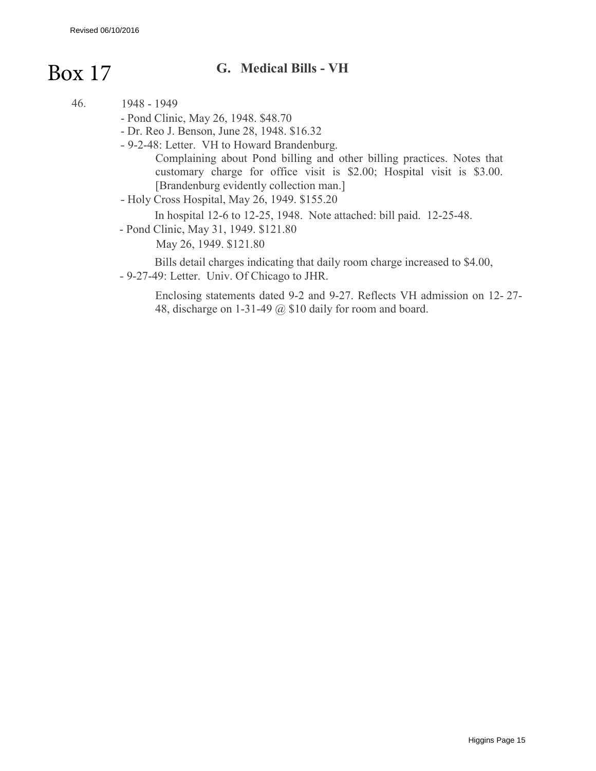# Box 17

## G. Medical Bills - VH

46. 1948 - 1949
   - Pond Clinic, May 26, 1948. $48.70
   - Dr. Reo J. Benson, June 28, 1948. $16.32
   - 9-2-48: Letter. VH to Howard Brandenburg.
     Complaining about Pond billing and other billing practices. Notes that customary charge for office visit is $2.00; Hospital visit is $3.00. [Brandenburg evidently collection man.]
   - Holy Cross Hospital, May 26, 1949. $155.20
     In hospital 12-6 to 12-25, 1948. Note attached: bill paid. 12-25-48.
   - Pond Clinic, May 31, 1949. $121.80
     May 26, 1949. $121.80
     Bills detail charges indicating that daily room charge increased to $4.00,
   - 9-27-49: Letter. Univ. Of Chicago to JHR.
     Enclosing statements dated 9-2 and 9-27. Reflects VH admission on 12- 27-48, discharge on 1-31-49 @ $10 daily for room and board.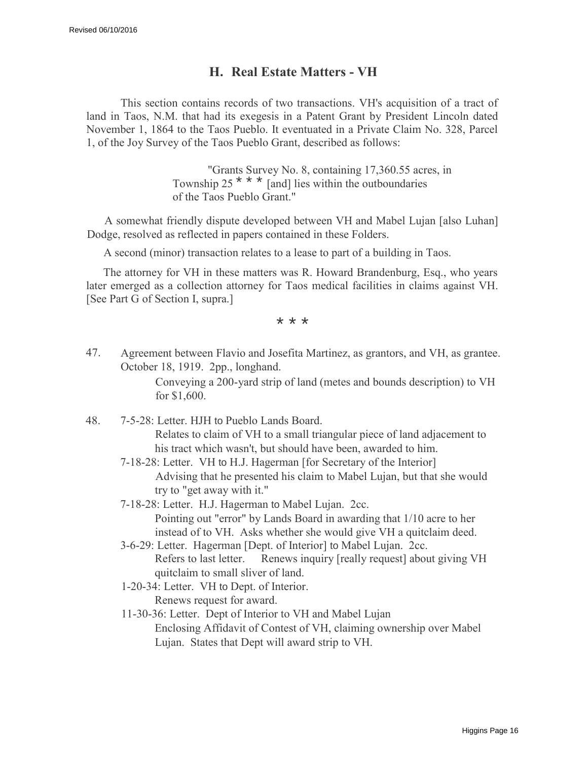## H. Real Estate Matters - VH

This section contains records of two transactions. VH's acquisition of a tract of land in Taos, N.M. that had its exegesis in a Patent Grant by President Lincoln dated November 1, 1864 to the Taos Pueblo. It eventuated in a Private Claim No. 328, Parcel 1, of the Joy Survey of the Taos Pueblo Grant, described as follows:

> "Grants Survey No. 8, containing 17,360.55 acres, in Township 25 * * * [and] lies within the outboundaries of the Taos Pueblo Grant."

A somewhat friendly dispute developed between VH and Mabel Lujan [also Luhan] Dodge, resolved as reflected in papers contained in these Folders.

A second (minor) transaction relates to a lease to part of a building in Taos.

The attorney for VH in these matters was R. Howard Brandenburg, Esq., who years later emerged as a collection attorney for Taos medical facilities in claims against VH. [See Part G of Section I, supra.]

\* \* \*

47. Agreement between Flavio and Josefita Martinez, as grantors, and VH, as grantee. October 18, 1919. 2pp., longhand.
    Conveying a 200-yard strip of land (metes and bounds description) to VH for $1,600.

48. 7-5-28: Letter. HJH to Pueblo Lands Board.
    Relates to claim of VH to a small triangular piece of land adjacement to his tract which wasn't, but should have been, awarded to him.

    7-18-28: Letter. VH to H.J. Hagerman [for Secretary of the Interior]
    Advising that he presented his claim to Mabel Lujan, but that she would try to "get away with it."

    7-18-28: Letter. H.J. Hagerman to Mabel Lujan. 2cc.
    Pointing out "error" by Lands Board in awarding that 1/10 acre to her instead of to VH. Asks whether she would give VH a quitclaim deed.

    3-6-29: Letter. Hagerman [Dept. of Interior] to Mabel Lujan. 2cc.
    Refers to last letter. Renews inquiry [really request] about giving VH quitclaim to small sliver of land.

    1-20-34: Letter. VH to Dept. of Interior.
    Renews request for award.

    11-30-36: Letter. Dept of Interior to VH and Mabel Lujan
    Enclosing Affidavit of Contest of VH, claiming ownership over Mabel Lujan. States that Dept will award strip to VH.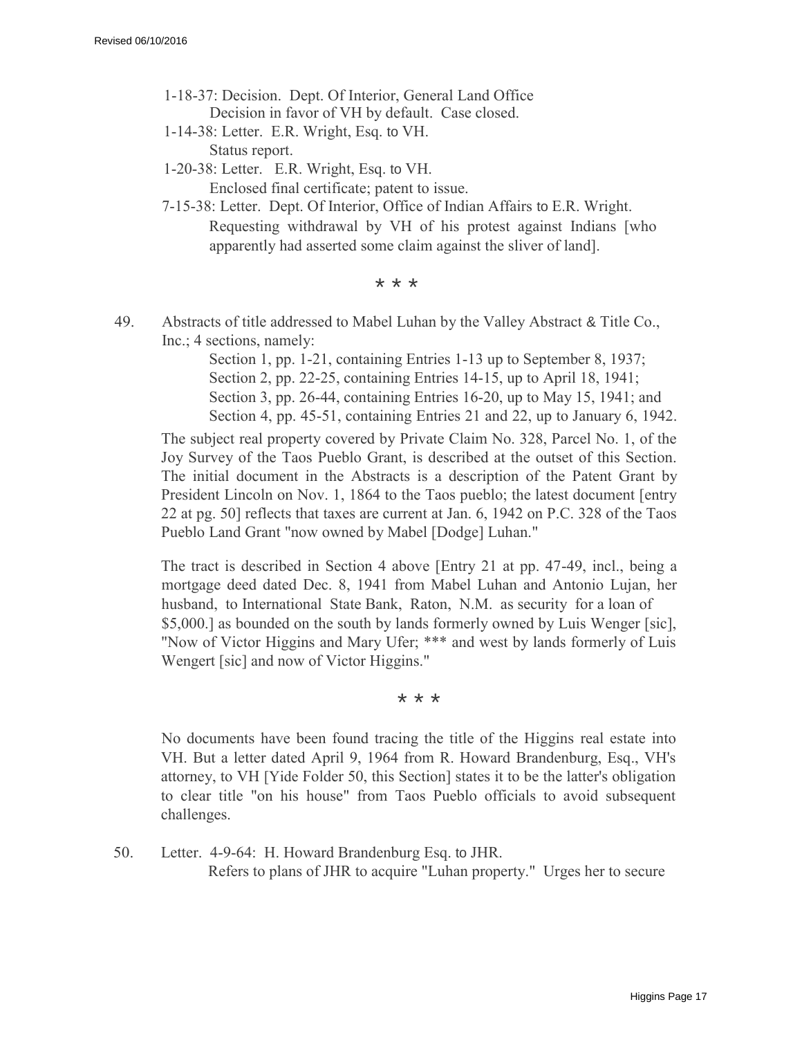1-18-37: Decision. Dept. Of Interior, General Land Office
    Decision in favor of VH by default. Case closed.

1-14-38: Letter. E.R. Wright, Esq. to VH.
    Status report.

1-20-38: Letter. E.R. Wright, Esq. to VH.
    Enclosed final certificate; patent to issue.

7-15-38: Letter. Dept. Of Interior, Office of Indian Affairs to E.R. Wright.
    Requesting withdrawal by VH of his protest against Indians [who apparently had asserted some claim against the sliver of land].

\* \* \*

49. Abstracts of title addressed to Mabel Luhan by the Valley Abstract & Title Co., Inc.; 4 sections, namely:

    Section 1, pp. 1-21, containing Entries 1-13 up to September 8, 1937;
    Section 2, pp. 22-25, containing Entries 14-15, up to April 18, 1941;
    Section 3, pp. 26-44, containing Entries 16-20, up to May 15, 1941; and
    Section 4, pp. 45-51, containing Entries 21 and 22, up to January 6, 1942.

    The subject real property covered by Private Claim No. 328, Parcel No. 1, of the Joy Survey of the Taos Pueblo Grant, is described at the outset of this Section. The initial document in the Abstracts is a description of the Patent Grant by President Lincoln on Nov. 1, 1864 to the Taos pueblo; the latest document [entry 22 at pg. 50] reflects that taxes are current at Jan. 6, 1942 on P.C. 328 of the Taos Pueblo Land Grant "now owned by Mabel [Dodge] Luhan."

    The tract is described in Section 4 above [Entry 21 at pp. 47-49, incl., being a mortgage deed dated Dec. 8, 1941 from Mabel Luhan and Antonio Lujan, her husband, to International State Bank, Raton, N.M. as security for a loan of $5,000.] as bounded on the south by lands formerly owned by Luis Wenger [sic], "Now of Victor Higgins and Mary Ufer; *** and west by lands formerly of Luis Wengert [sic] and now of Victor Higgins."

\* \* \*

    No documents have been found tracing the title of the Higgins real estate into VH. But a letter dated April 9, 1964 from R. Howard Brandenburg, Esq., VH's attorney, to VH [Yide Folder 50, this Section] states it to be the latter's obligation to clear title "on his house" from Taos Pueblo officials to avoid subsequent challenges.

50. Letter. 4-9-64: H. Howard Brandenburg Esq. to JHR.
    Refers to plans of JHR to acquire "Luhan property." Urges her to secure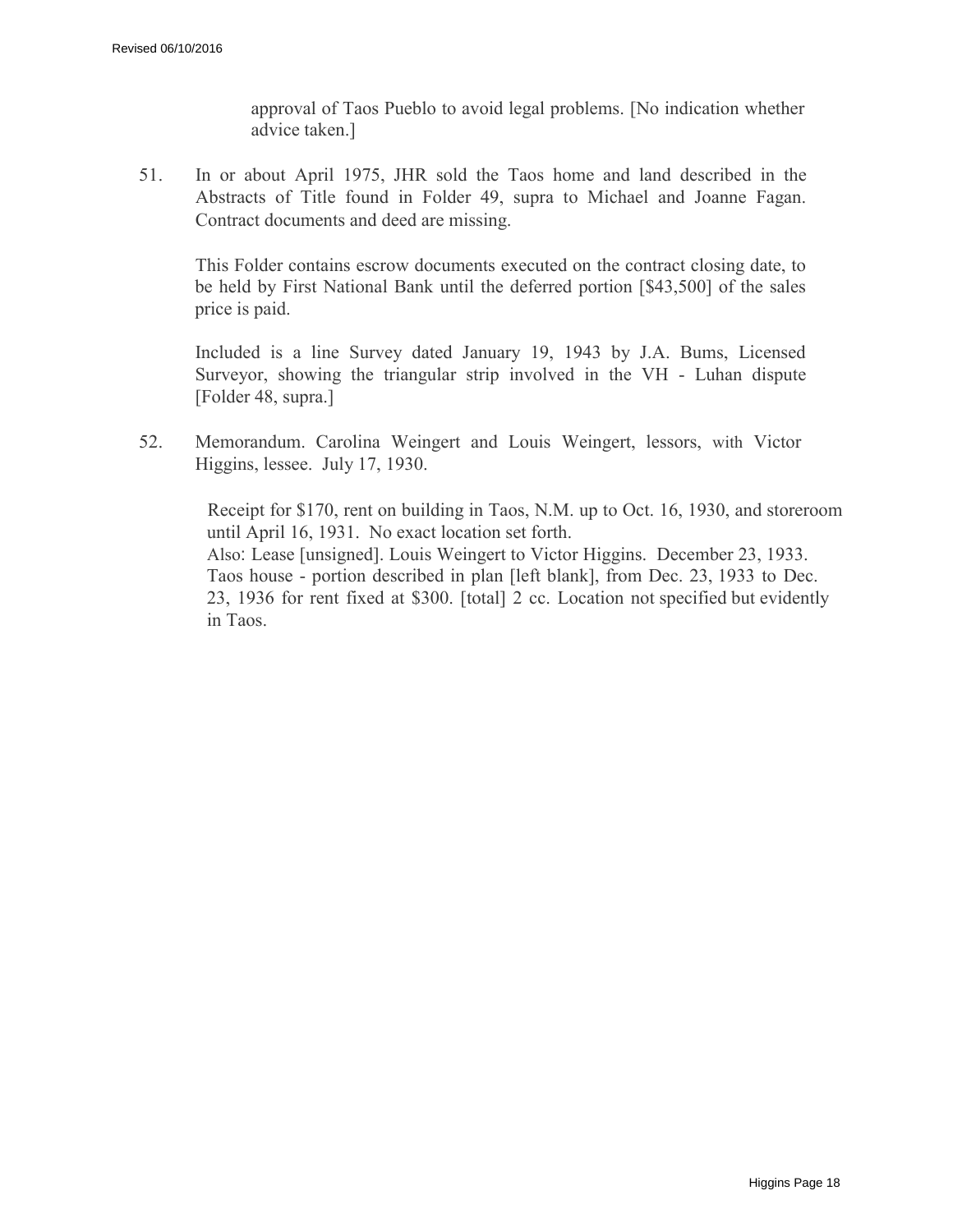approval of Taos Pueblo to avoid legal problems. [No indication whether advice taken.]

51. In or about April 1975, JHR sold the Taos home and land described in the Abstracts of Title found in Folder 49, supra to Michael and Joanne Fagan. Contract documents and deed are missing.

    This Folder contains escrow documents executed on the contract closing date, to be held by First National Bank until the deferred portion [$43,500] of the sales price is paid.

    Included is a line Survey dated January 19, 1943 by J.A. Bums, Licensed Surveyor, showing the triangular strip involved in the VH - Luhan dispute [Folder 48, supra.]

52. Memorandum. Carolina Weingert and Louis Weingert, lessors, with Victor Higgins, lessee. July 17, 1930.

    Receipt for $170, rent on building in Taos, N.M. up to Oct. 16, 1930, and storeroom until April 16, 1931. No exact location set forth.
    Also: Lease [unsigned]. Louis Weingert to Victor Higgins. December 23, 1933. Taos house - portion described in plan [left blank], from Dec. 23, 1933 to Dec. 23, 1936 for rent fixed at $300. [total] 2 cc. Location not specified but evidently in Taos.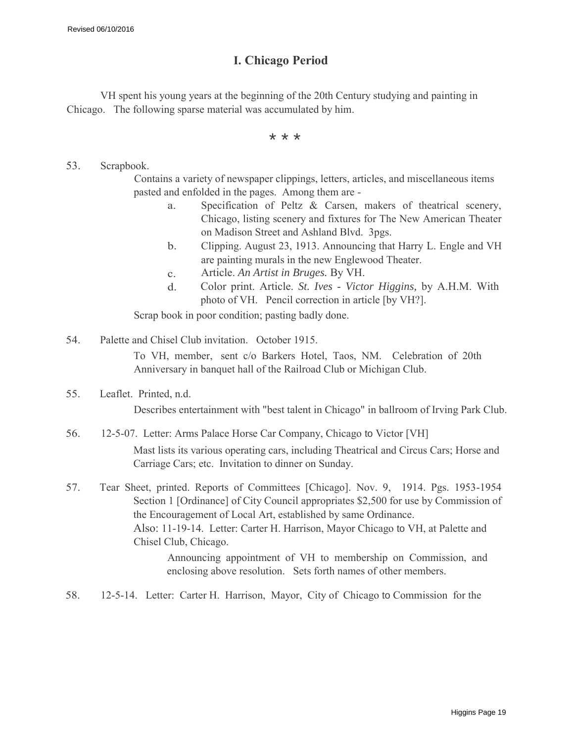# I. Chicago Period

VH spent his young years at the beginning of the 20th Century studying and painting in Chicago. The following sparse material was accumulated by him.

\* \* \*

53. Scrapbook.

    Contains a variety of newspaper clippings, letters, articles, and miscellaneous items pasted and enfolded in the pages. Among them are -

    a. Specification of Peltz & Carsen, makers of theatrical scenery, Chicago, listing scenery and fixtures for The New American Theater on Madison Street and Ashland Blvd. 3pgs.
    b. Clipping. August 23, 1913. Announcing that Harry L. Engle and VH are painting murals in the new Englewood Theater.
    c. Article. *An Artist in Bruges.* By VH.
    d. Color print. Article. *St. Ives - Victor Higgins,* by A.H.M. With photo of VH. Pencil correction in article [by VH?].

    Scrap book in poor condition; pasting badly done.

54. Palette and Chisel Club invitation. October 1915.

    To VH, member, sent c/o Barkers Hotel, Taos, NM. Celebration of 20th Anniversary in banquet hall of the Railroad Club or Michigan Club.

55. Leaflet. Printed, n.d.

    Describes entertainment with "best talent in Chicago" in ballroom of Irving Park Club.

56. 12-5-07. Letter: Arms Palace Horse Car Company, Chicago to Victor [VH]

    Mast lists its various operating cars, including Theatrical and Circus Cars; Horse and Carriage Cars; etc. Invitation to dinner on Sunday.

57. Tear Sheet, printed. Reports of Committees [Chicago]. Nov. 9, 1914. Pgs. 1953-1954

    Section 1 [Ordinance] of City Council appropriates $2,500 for use by Commission of the Encouragement of Local Art, established by same Ordinance.

    Also: 11-19-14. Letter: Carter H. Harrison, Mayor Chicago to VH, at Palette and Chisel Club, Chicago.

    > Announcing appointment of VH to membership on Commission, and enclosing above resolution. Sets forth names of other members.

58. 12-5-14. Letter: Carter H. Harrison, Mayor, City of Chicago to Commission for the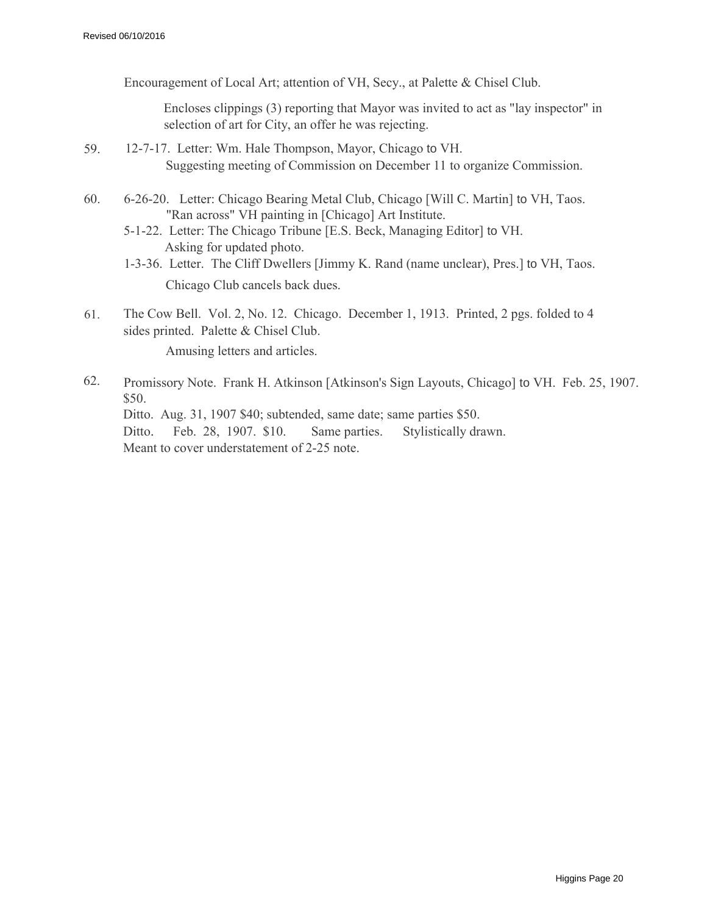Encouragement of Local Art; attention of VH, Secy., at Palette & Chisel Club.

Encloses clippings (3) reporting that Mayor was invited to act as "lay inspector" in selection of art for City, an offer he was rejecting.

59. 12-7-17. Letter: Wm. Hale Thompson, Mayor, Chicago to VH.
    Suggesting meeting of Commission on December 11 to organize Commission.

60. 6-26-20. Letter: Chicago Bearing Metal Club, Chicago [Will C. Martin] to VH, Taos.
    "Ran across" VH painting in [Chicago] Art Institute.
    5-1-22. Letter: The Chicago Tribune [E.S. Beck, Managing Editor] to VH.
    Asking for updated photo.
    1-3-36. Letter. The Cliff Dwellers [Jimmy K. Rand (name unclear), Pres.] to VH, Taos.
    Chicago Club cancels back dues.

61. The Cow Bell. Vol. 2, No. 12. Chicago. December 1, 1913. Printed, 2 pgs. folded to 4 sides printed. Palette & Chisel Club.
    Amusing letters and articles.

62. Promissory Note. Frank H. Atkinson [Atkinson's Sign Layouts, Chicago] to VH. Feb. 25, 1907. $50.
    Ditto. Aug. 31, 1907 $40; subtended, same date; same parties $50.
    Ditto. Feb. 28, 1907. $10. Same parties. Stylistically drawn.
    Meant to cover understatement of 2-25 note.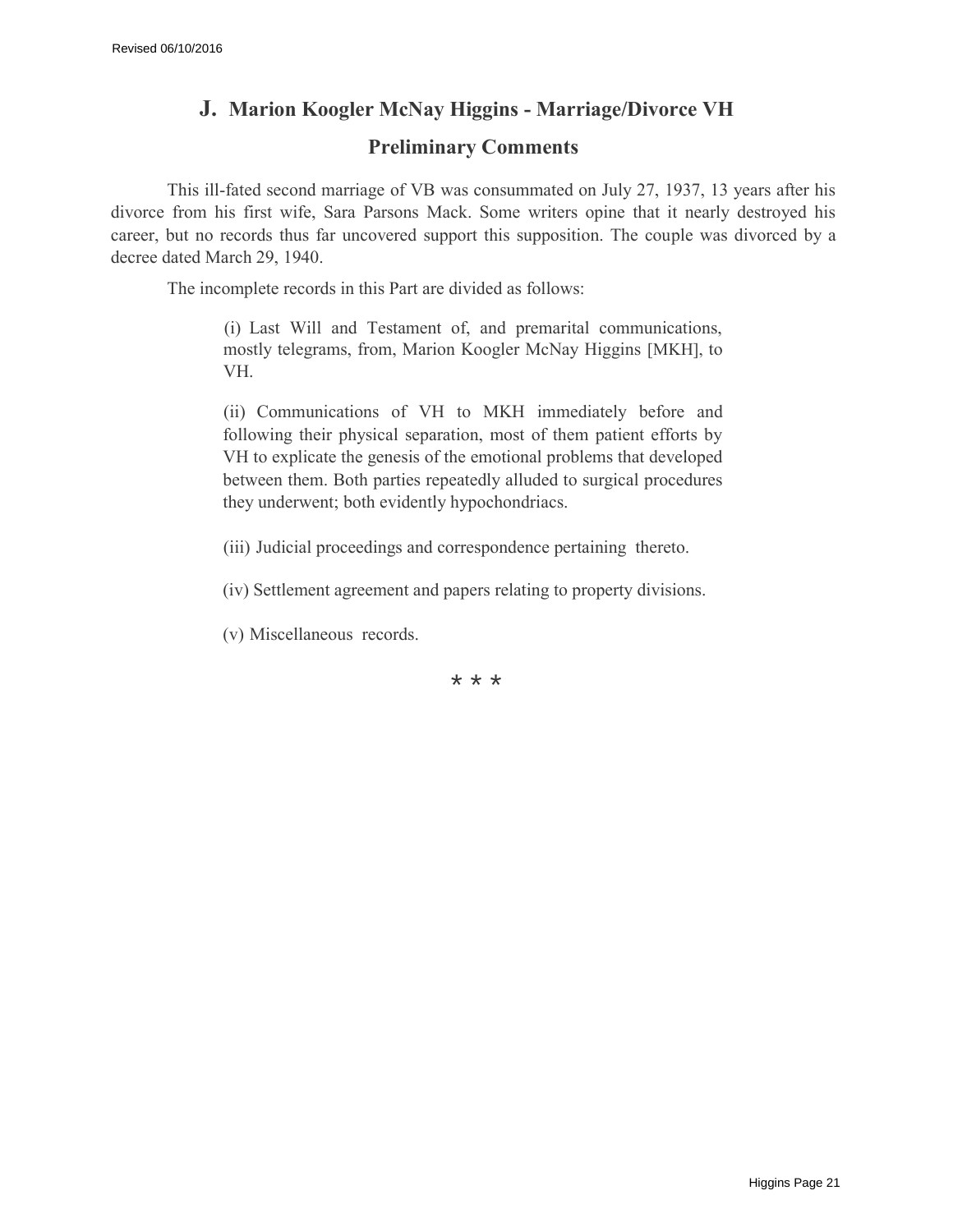## J. Marion Koogler McNay Higgins - Marriage/Divorce VH

### Preliminary Comments

This ill-fated second marriage of VB was consummated on July 27, 1937, 13 years after his divorce from his first wife, Sara Parsons Mack. Some writers opine that it nearly destroyed his career, but no records thus far uncovered support this supposition. The couple was divorced by a decree dated March 29, 1940.

The incomplete records in this Part are divided as follows:

> (i) Last Will and Testament of, and premarital communications, mostly telegrams, from, Marion Koogler McNay Higgins [MKH], to VH.
>
> (ii) Communications of VH to MKH immediately before and following their physical separation, most of them patient efforts by VH to explicate the genesis of the emotional problems that developed between them. Both parties repeatedly alluded to surgical procedures they underwent; both evidently hypochondriacs.
>
> (iii) Judicial proceedings and correspondence pertaining thereto.
>
> (iv) Settlement agreement and papers relating to property divisions.
>
> (v) Miscellaneous records.

\* \* \*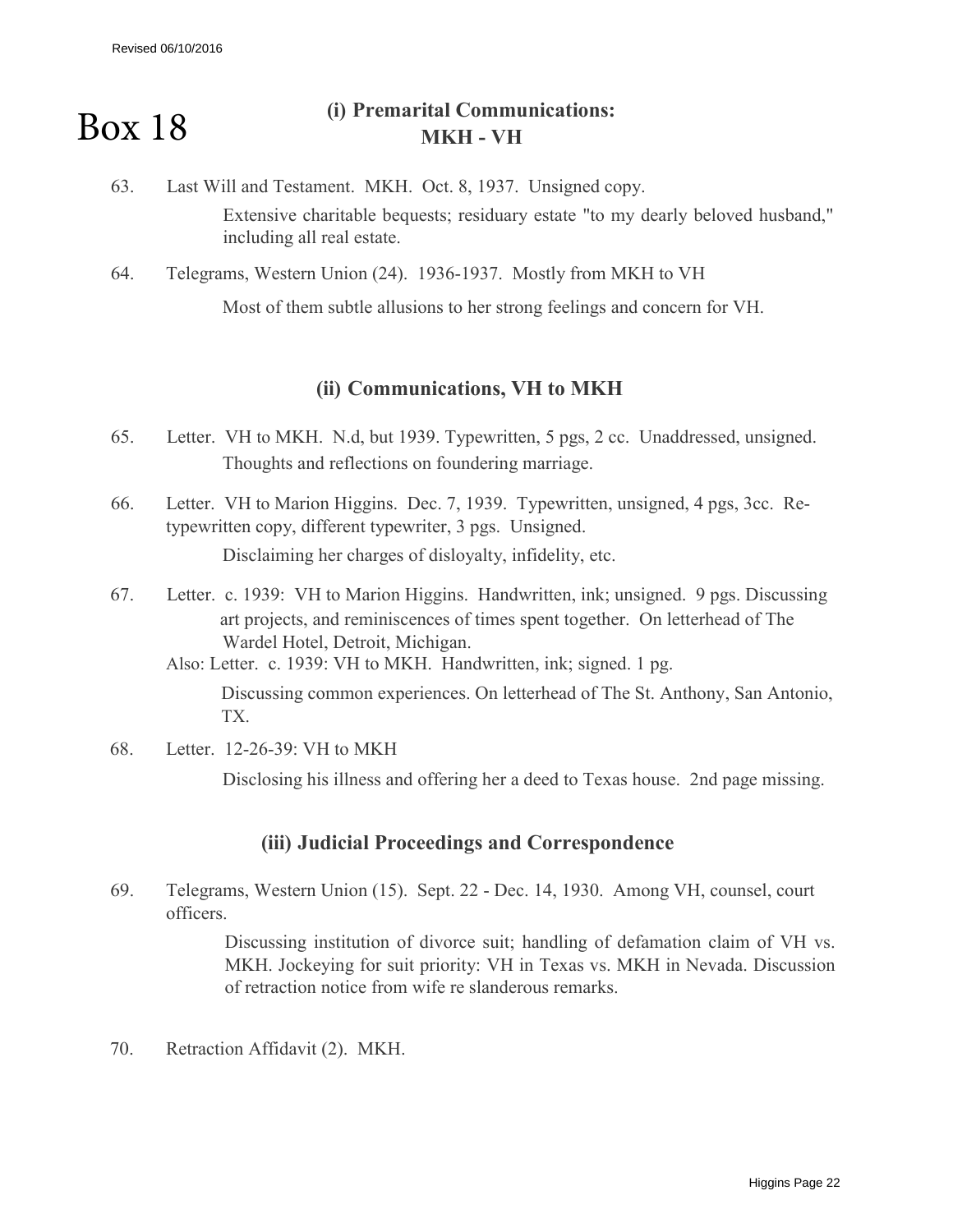# Box 18

## (i) Premarital Communications: MKH - VH

63. Last Will and Testament. MKH. Oct. 8, 1937. Unsigned copy.

    Extensive charitable bequests; residuary estate "to my dearly beloved husband," including all real estate.

64. Telegrams, Western Union (24). 1936-1937. Mostly from MKH to VH

    Most of them subtle allusions to her strong feelings and concern for VH.

## (ii) Communications, VH to MKH

65. Letter. VH to MKH. N.d, but 1939. Typewritten, 5 pgs, 2 cc. Unaddressed, unsigned.

    Thoughts and reflections on foundering marriage.

66. Letter. VH to Marion Higgins. Dec. 7, 1939. Typewritten, unsigned, 4 pgs, 3cc. Re-typewritten copy, different typewriter, 3 pgs. Unsigned.

    Disclaiming her charges of disloyalty, infidelity, etc.

67. Letter. c. 1939: VH to Marion Higgins. Handwritten, ink; unsigned. 9 pgs. Discussing art projects, and reminiscences of times spent together. On letterhead of The Wardel Hotel, Detroit, Michigan.

    Also: Letter. c. 1939: VH to MKH. Handwritten, ink; signed. 1 pg.

    Discussing common experiences. On letterhead of The St. Anthony, San Antonio, TX.

68. Letter. 12-26-39: VH to MKH

    Disclosing his illness and offering her a deed to Texas house. 2nd page missing.

## (iii) Judicial Proceedings and Correspondence

69. Telegrams, Western Union (15). Sept. 22 - Dec. 14, 1930. Among VH, counsel, court officers.

    Discussing institution of divorce suit; handling of defamation claim of VH vs. MKH. Jockeying for suit priority: VH in Texas vs. MKH in Nevada. Discussion of retraction notice from wife re slanderous remarks.

70. Retraction Affidavit (2). MKH.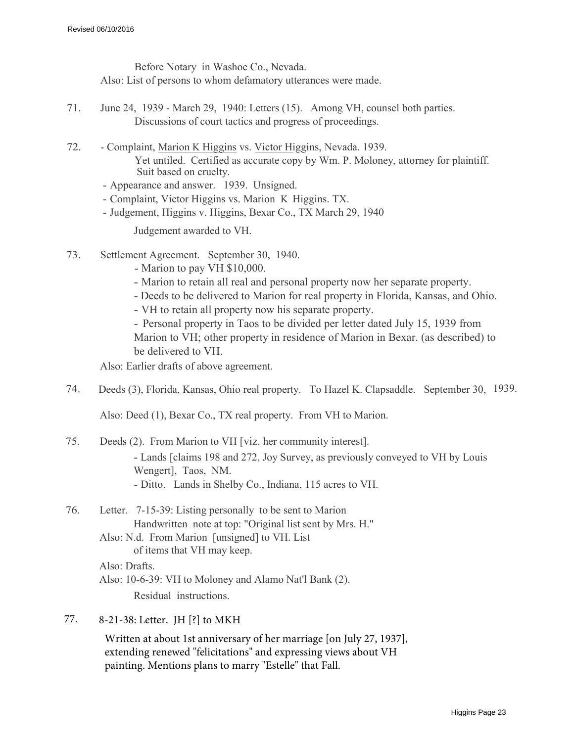Before Notary in Washoe Co., Nevada.
Also: List of persons to whom defamatory utterances were made.

71. June 24, 1939 - March 29, 1940: Letters (15). Among VH, counsel both parties.
Discussions of court tactics and progress of proceedings.

72. - Complaint, <u>Marion K Higgins</u> vs. <u>Victor Hig</u>gins, Nevada. 1939.
Yet untiled. Certified as accurate copy by Wm. P. Moloney, attorney for plaintiff.
Suit based on cruelty.
- Appearance and answer. 1939. Unsigned.
- Complaint, Victor Higgins vs. Marion K Higgins. TX.
- Judgement, Higgins v. Higgins, Bexar Co., TX March 29, 1940

Judgement awarded to VH.

73. Settlement Agreement. September 30, 1940.
- Marion to pay VH $10,000.
- Marion to retain all real and personal property now her separate property.
- Deeds to be delivered to Marion for real property in Florida, Kansas, and Ohio.
- VH to retain all property now his separate property.
- Personal property in Taos to be divided per letter dated July 15, 1939 from Marion to VH; other property in residence of Marion in Bexar. (as described) to be delivered to VH.

Also: Earlier drafts of above agreement.

74. Deeds (3), Florida, Kansas, Ohio real property. To Hazel K. Clapsaddle. September 30, 1939.

Also: Deed (1), Bexar Co., TX real property. From VH to Marion.

75. Deeds (2). From Marion to VH [viz. her community interest].
- Lands [claims 198 and 272, Joy Survey, as previously conveyed to VH by Louis Wengert], Taos, NM.
- Ditto. Lands in Shelby Co., Indiana, 115 acres to VH.

76. Letter. 7-15-39: Listing personally to be sent to Marion
Handwritten note at top: "Original list sent by Mrs. H."
Also: N.d. From Marion [unsigned] to VH. List of items that VH may keep.
Also: Drafts.
Also: 10-6-39: VH to Moloney and Alamo Nat'l Bank (2).
Residual instructions.

77. 8-21-38: Letter. JH [?] to MKH

Written at about 1st anniversary of her marriage [on July 27, 1937], extending renewed "felicitations" and expressing views about VH painting. Mentions plans to marry "Estelle" that Fall.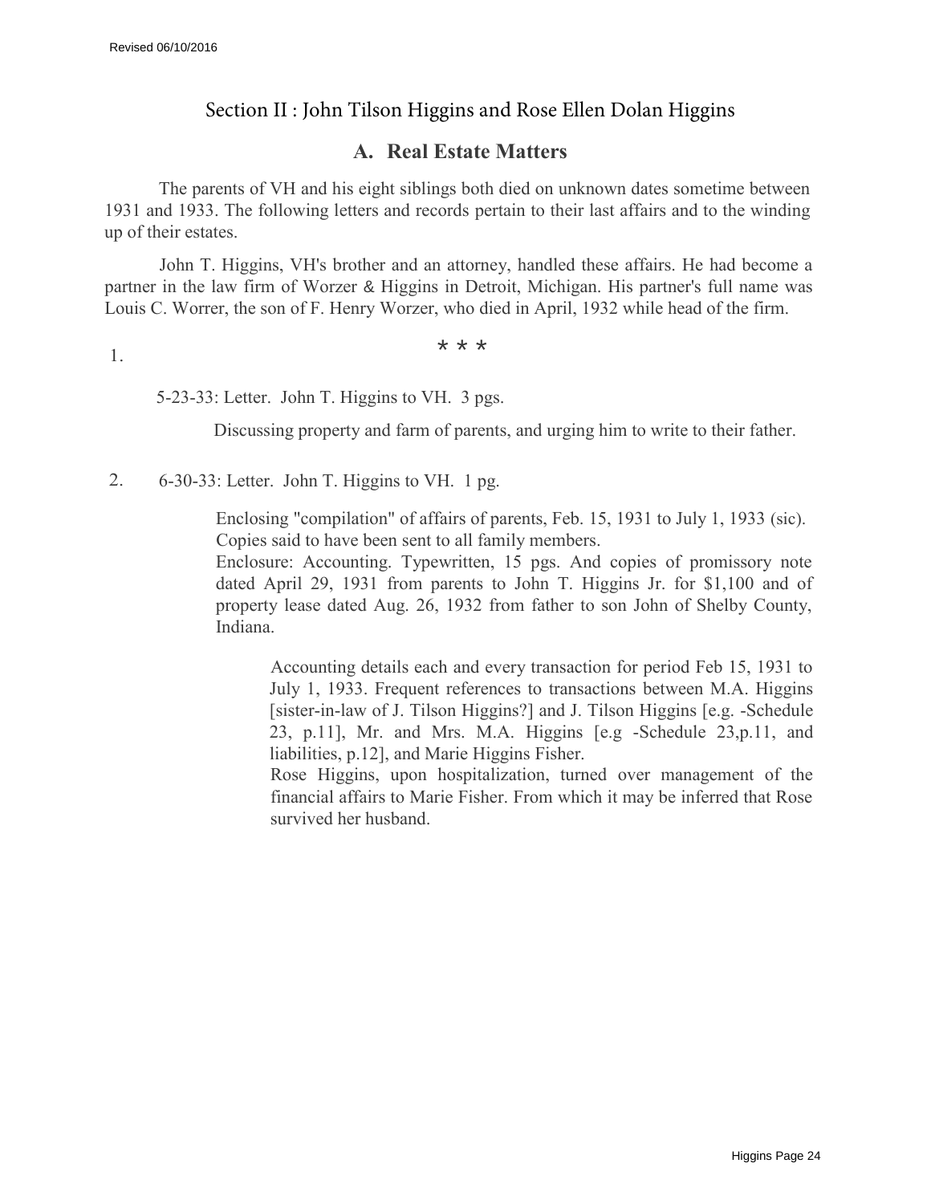## Section II : John Tilson Higgins and Rose Ellen Dolan Higgins

### A. Real Estate Matters

The parents of VH and his eight siblings both died on unknown dates sometime between 1931 and 1933. The following letters and records pertain to their last affairs and to the winding up of their estates.

John T. Higgins, VH's brother and an attorney, handled these affairs. He had become a partner in the law firm of Worzer & Higgins in Detroit, Michigan. His partner's full name was Louis C. Worrer, the son of F. Henry Worzer, who died in April, 1932 while head of the firm.

\* \* \*

1. 5-23-33: Letter. John T. Higgins to VH. 3 pgs.

   Discussing property and farm of parents, and urging him to write to their father.

2. 6-30-33: Letter. John T. Higgins to VH. 1 pg.

   Enclosing "compilation" of affairs of parents, Feb. 15, 1931 to July 1, 1933 (sic). Copies said to have been sent to all family members.
   Enclosure: Accounting. Typewritten, 15 pgs. And copies of promissory note dated April 29, 1931 from parents to John T. Higgins Jr. for $1,100 and of property lease dated Aug. 26, 1932 from father to son John of Shelby County, Indiana.

   Accounting details each and every transaction for period Feb 15, 1931 to July 1, 1933. Frequent references to transactions between M.A. Higgins [sister-in-law of J. Tilson Higgins?] and J. Tilson Higgins [e.g. -Schedule 23, p.11], Mr. and Mrs. M.A. Higgins [e.g -Schedule 23,p.11, and liabilities, p.12], and Marie Higgins Fisher.
   Rose Higgins, upon hospitalization, turned over management of the financial affairs to Marie Fisher. From which it may be inferred that Rose survived her husband.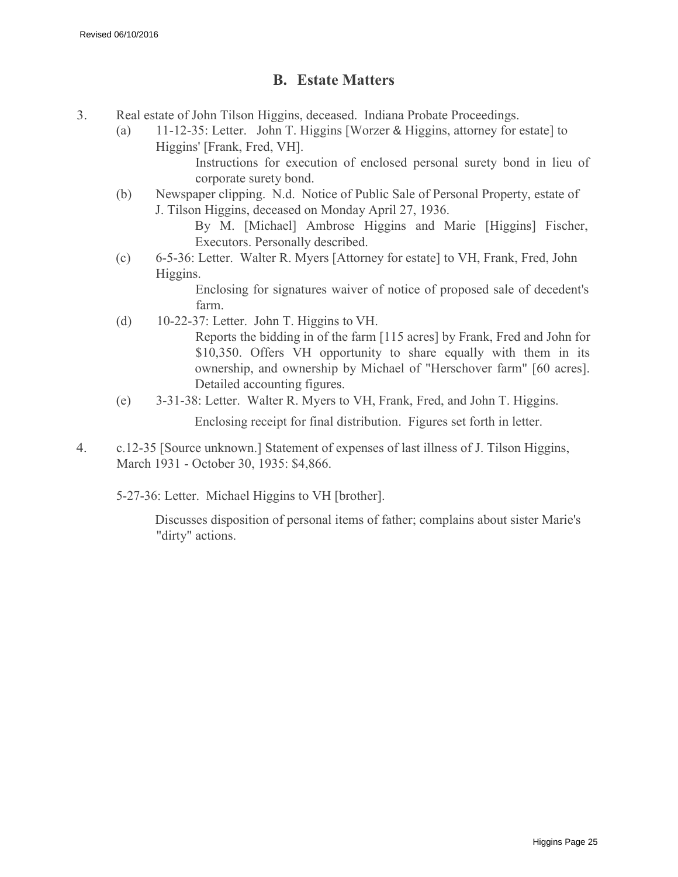## B. Estate Matters

3. Real estate of John Tilson Higgins, deceased. Indiana Probate Proceedings.

   (a) 11-12-35: Letter. John T. Higgins [Worzer & Higgins, attorney for estate] to Higgins' [Frank, Fred, VH].

      Instructions for execution of enclosed personal surety bond in lieu of corporate surety bond.

   (b) Newspaper clipping. N.d. Notice of Public Sale of Personal Property, estate of J. Tilson Higgins, deceased on Monday April 27, 1936.

      By M. [Michael] Ambrose Higgins and Marie [Higgins] Fischer, Executors. Personally described.

   (c) 6-5-36: Letter. Walter R. Myers [Attorney for estate] to VH, Frank, Fred, John Higgins.

      Enclosing for signatures waiver of notice of proposed sale of decedent's farm.

   (d) 10-22-37: Letter. John T. Higgins to VH.

      Reports the bidding in of the farm [115 acres] by Frank, Fred and John for $10,350. Offers VH opportunity to share equally with them in its ownership, and ownership by Michael of "Herschover farm" [60 acres]. Detailed accounting figures.

   (e) 3-31-38: Letter. Walter R. Myers to VH, Frank, Fred, and John T. Higgins.

      Enclosing receipt for final distribution. Figures set forth in letter.

4. c.12-35 [Source unknown.] Statement of expenses of last illness of J. Tilson Higgins, March 1931 - October 30, 1935: $4,866.

   5-27-36: Letter. Michael Higgins to VH [brother].

      Discusses disposition of personal items of father; complains about sister Marie's "dirty" actions.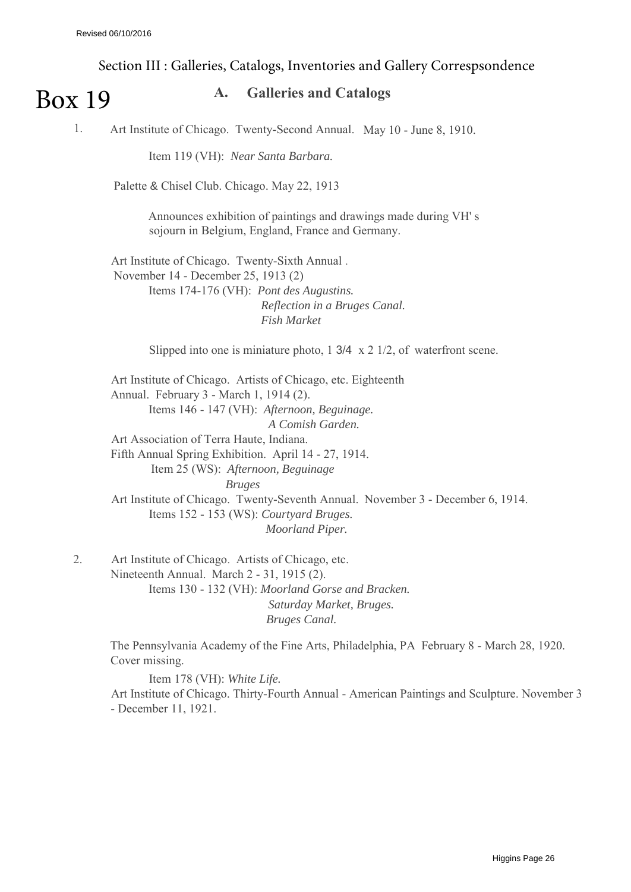Revised 06/10/2016

## Section III : Galleries, Catalogs, Inventories and Gallery Correspsondence

# Box 19

### A. Galleries and Catalogs

1. Art Institute of Chicago. Twenty-Second Annual. May 10 - June 8, 1910.

    Item 119 (VH): *Near Santa Barbara.*

    Palette & Chisel Club. Chicago. May 22, 1913

    Announces exhibition of paintings and drawings made during VH' s sojourn in Belgium, England, France and Germany.

    Art Institute of Chicago. Twenty-Sixth Annual.
    November 14 - December 25, 1913 (2)
    Items 174-176 (VH): *Pont des Augustins.*
    *Reflection in a Bruges Canal.*
    *Fish Market*

    Slipped into one is miniature photo, 1 3/4 x 2 1/2, of waterfront scene.

    Art Institute of Chicago. Artists of Chicago, etc. Eighteenth Annual. February 3 - March 1, 1914 (2).
    Items 146 - 147 (VH): *Afternoon, Beguinage.*
    *A Comish Garden.*

    Art Association of Terra Haute, Indiana.
    Fifth Annual Spring Exhibition. April 14 - 27, 1914.
    Item 25 (WS): *Afternoon, Beguinage*
    *Bruges*

    Art Institute of Chicago. Twenty-Seventh Annual. November 3 - December 6, 1914.
    Items 152 - 153 (WS): *Courtyard Bruges.*
    *Moorland Piper.*

2. Art Institute of Chicago. Artists of Chicago, etc.
    Nineteenth Annual. March 2 - 31, 1915 (2).
    Items 130 - 132 (VH): *Moorland Gorse and Bracken.*
    *Saturday Market, Bruges.*
    *Bruges Canal.*

    The Pennsylvania Academy of the Fine Arts, Philadelphia, PA February 8 - March 28, 1920. Cover missing.

    Item 178 (VH): *White Life.*

    Art Institute of Chicago. Thirty-Fourth Annual - American Paintings and Sculpture. November 3 - December 11, 1921.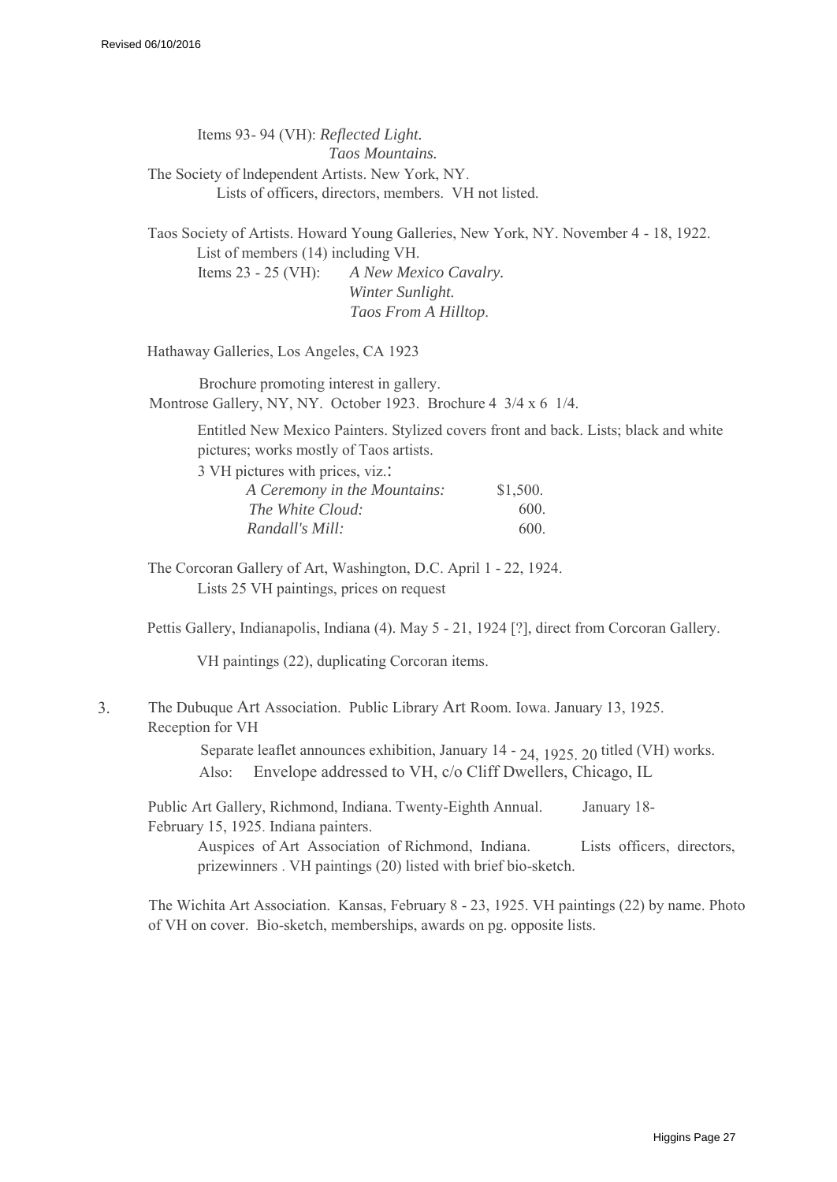Items 93- 94 (VH): *Reflected Light.*
*Taos Mountains.*

The Society of lndependent Artists. New York, NY.
Lists of officers, directors, members. VH not listed.

Taos Society of Artists. Howard Young Galleries, New York, NY. November 4 - 18, 1922.
List of members (14) including VH.
Items 23 - 25 (VH): *A New Mexico Cavalry.*
*Winter Sunlight.*
*Taos From A Hilltop.*

Hathaway Galleries, Los Angeles, CA 1923

Brochure promoting interest in gallery.

Montrose Gallery, NY, NY. October 1923. Brochure 4 3/4 x 6 1/4.

Entitled New Mexico Painters. Stylized covers front and back. Lists; black and white pictures; works mostly of Taos artists.

3 VH pictures with prices, viz.:

| | |
|---|---|
| *A Ceremony in the Mountains:* | $1,500. |
| *The White Cloud:* | 600. |
| *Randall's Mill:* | 600. |

The Corcoran Gallery of Art, Washington, D.C. April 1 - 22, 1924.
Lists 25 VH paintings, prices on request

Pettis Gallery, Indianapolis, Indiana (4). May 5 - 21, 1924 [?], direct from Corcoran Gallery.

VH paintings (22), duplicating Corcoran items.

3. The Dubuque Art Association. Public Library Art Room. Iowa. January 13, 1925. Reception for VH

Separate leaflet announces exhibition, January 14 - 24, 1925. 20 titled (VH) works.
Also: Envelope addressed to VH, c/o Cliff Dwellers, Chicago, IL

Public Art Gallery, Richmond, Indiana. Twenty-Eighth Annual. January 18- February 15, 1925. Indiana painters.

Auspices of Art Association of Richmond, Indiana. Lists officers, directors, prizewinners . VH paintings (20) listed with brief bio-sketch.

The Wichita Art Association. Kansas, February 8 - 23, 1925. VH paintings (22) by name. Photo of VH on cover. Bio-sketch, memberships, awards on pg. opposite lists.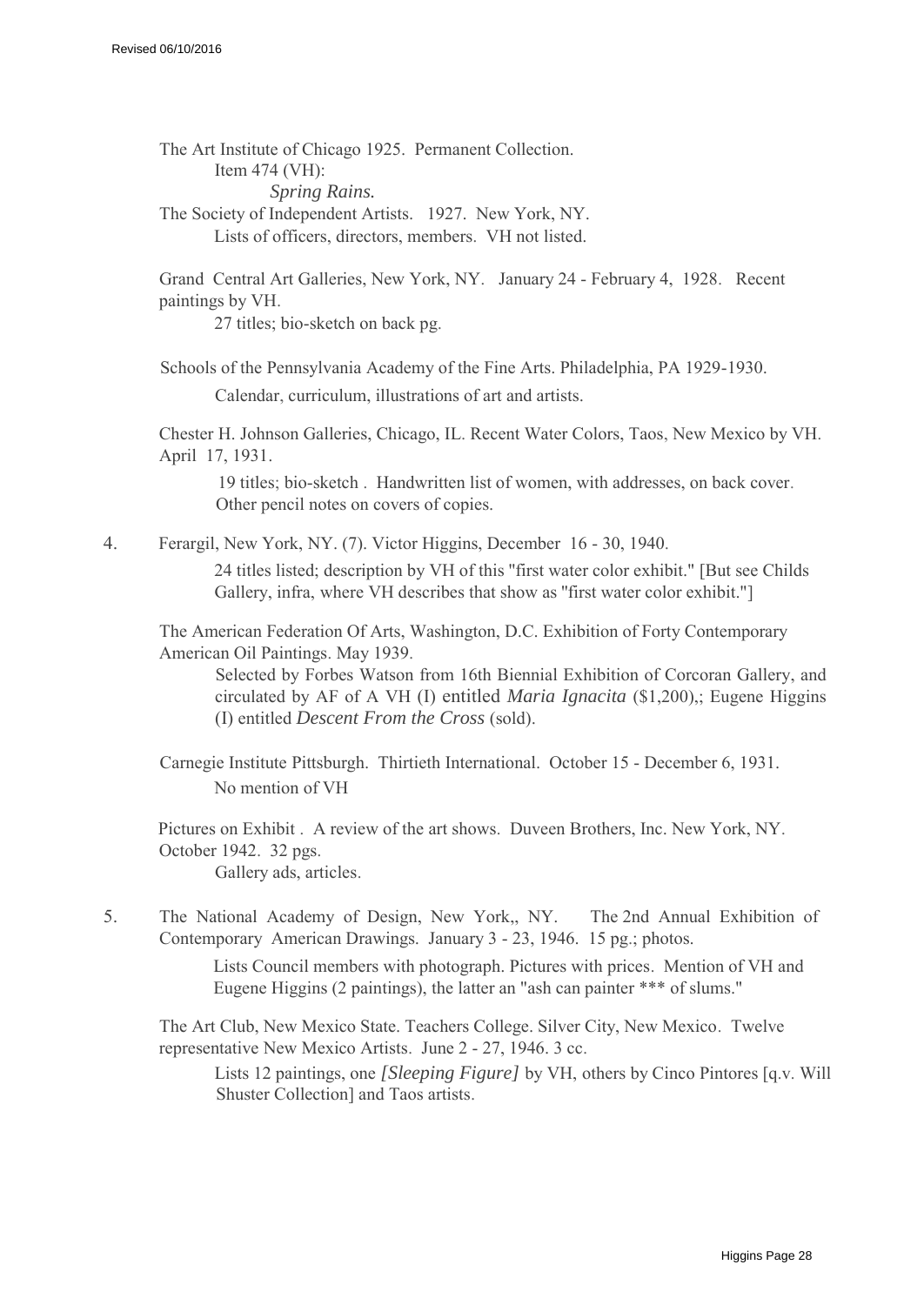The Art Institute of Chicago 1925. Permanent Collection.

Item 474 (VH):

*Spring Rains.*

The Society of Independent Artists. 1927. New York, NY.

Lists of officers, directors, members. VH not listed.

Grand Central Art Galleries, New York, NY. January 24 - February 4, 1928. Recent paintings by VH.

27 titles; bio-sketch on back pg.

Schools of the Pennsylvania Academy of the Fine Arts. Philadelphia, PA 1929-1930.

Calendar, curriculum, illustrations of art and artists.

Chester H. Johnson Galleries, Chicago, IL. Recent Water Colors, Taos, New Mexico by VH. April 17, 1931.

19 titles; bio-sketch . Handwritten list of women, with addresses, on back cover. Other pencil notes on covers of copies.

4. Ferargil, New York, NY. (7). Victor Higgins, December 16 - 30, 1940.

24 titles listed; description by VH of this "first water color exhibit." [But see Childs Gallery, infra, where VH describes that show as "first water color exhibit."]

The American Federation Of Arts, Washington, D.C. Exhibition of Forty Contemporary American Oil Paintings. May 1939.

Selected by Forbes Watson from 16th Biennial Exhibition of Corcoran Gallery, and circulated by AF of A VH (I) entitled *Maria Ignacita* ($1,200),; Eugene Higgins (I) entitled *Descent From the Cross* (sold).

Carnegie Institute Pittsburgh. Thirtieth International. October 15 - December 6, 1931.

No mention of VH

Pictures on Exhibit . A review of the art shows. Duveen Brothers, Inc. New York, NY. October 1942. 32 pgs.

Gallery ads, articles.

5. The National Academy of Design, New York,, NY. The 2nd Annual Exhibition of Contemporary American Drawings. January 3 - 23, 1946. 15 pg.; photos.

Lists Council members with photograph. Pictures with prices. Mention of VH and Eugene Higgins (2 paintings), the latter an "ash can painter *** of slums."

The Art Club, New Mexico State. Teachers College. Silver City, New Mexico. Twelve representative New Mexico Artists. June 2 - 27, 1946. 3 cc.

Lists 12 paintings, one *[Sleeping Figure]* by VH, others by Cinco Pintores [q.v. Will Shuster Collection] and Taos artists.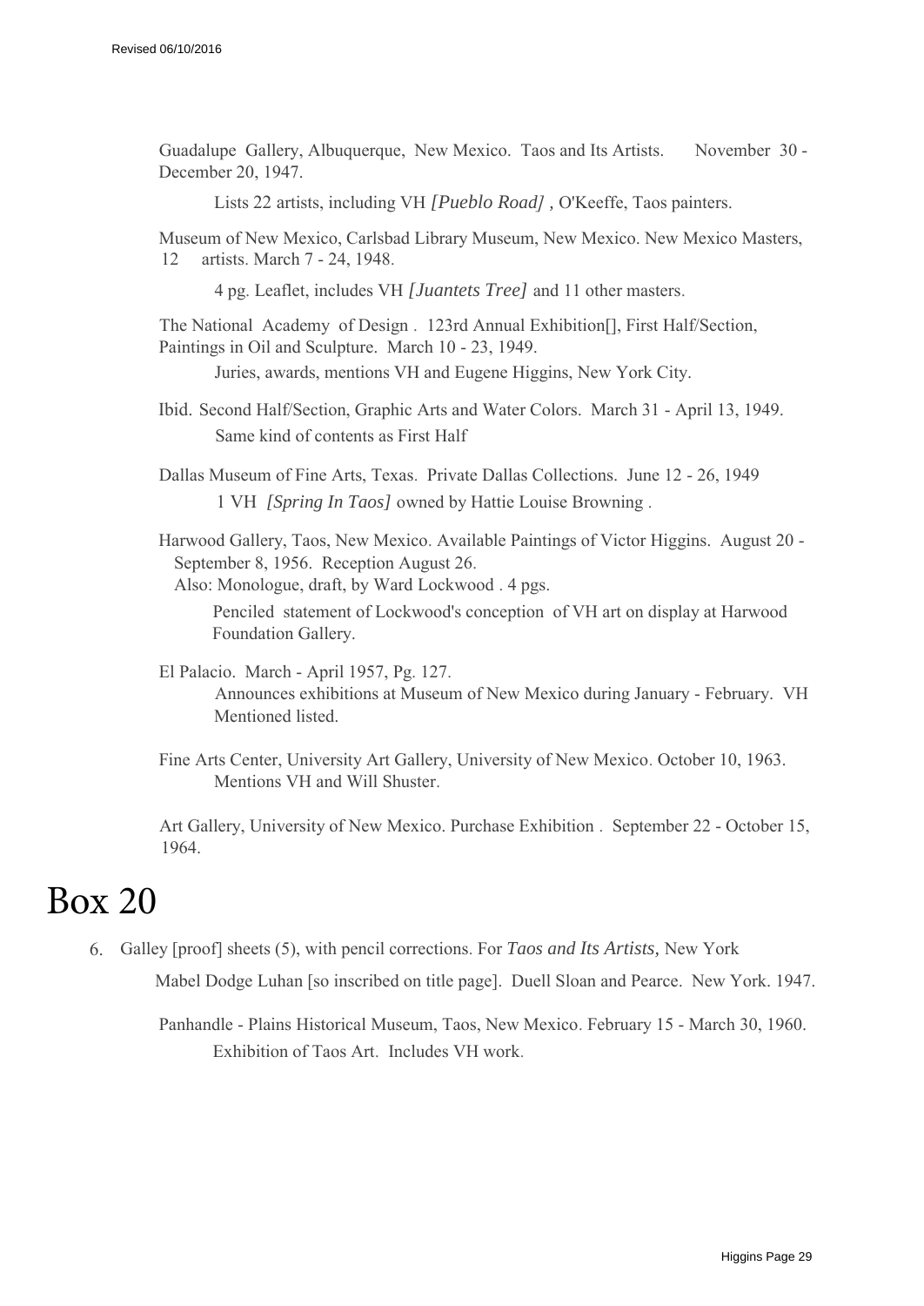Guadalupe Gallery, Albuquerque, New Mexico. Taos and Its Artists. November 30 - December 20, 1947.

Lists 22 artists, including VH *[Pueblo Road]* , O'Keeffe, Taos painters.

Museum of New Mexico, Carlsbad Library Museum, New Mexico. New Mexico Masters, 12 artists. March 7 - 24, 1948.

4 pg. Leaflet, includes VH *[Juantets Tree]* and 11 other masters.

The National Academy of Design . 123rd Annual Exhibition[], First Half/Section, Paintings in Oil and Sculpture. March 10 - 23, 1949.

Juries, awards, mentions VH and Eugene Higgins, New York City.

Ibid. Second Half/Section, Graphic Arts and Water Colors. March 31 - April 13, 1949.

Same kind of contents as First Half

Dallas Museum of Fine Arts, Texas. Private Dallas Collections. June 12 - 26, 1949

1 VH *[Spring In Taos]* owned by Hattie Louise Browning .

Harwood Gallery, Taos, New Mexico. Available Paintings of Victor Higgins. August 20 - September 8, 1956. Reception August 26.

Also: Monologue, draft, by Ward Lockwood . 4 pgs.

Penciled statement of Lockwood's conception of VH art on display at Harwood Foundation Gallery.

El Palacio. March - April 1957, Pg. 127.

Announces exhibitions at Museum of New Mexico during January - February. VH Mentioned listed.

Fine Arts Center, University Art Gallery, University of New Mexico. October 10, 1963.

Mentions VH and Will Shuster.

Art Gallery, University of New Mexico. Purchase Exhibition . September 22 - October 15, 1964.

# Box 20

6. Galley [proof] sheets (5), with pencil corrections. For *Taos and Its Artists,* New York

Mabel Dodge Luhan [so inscribed on title page]. Duell Sloan and Pearce. New York. 1947.

Panhandle - Plains Historical Museum, Taos, New Mexico. February 15 - March 30, 1960.

Exhibition of Taos Art. Includes VH work.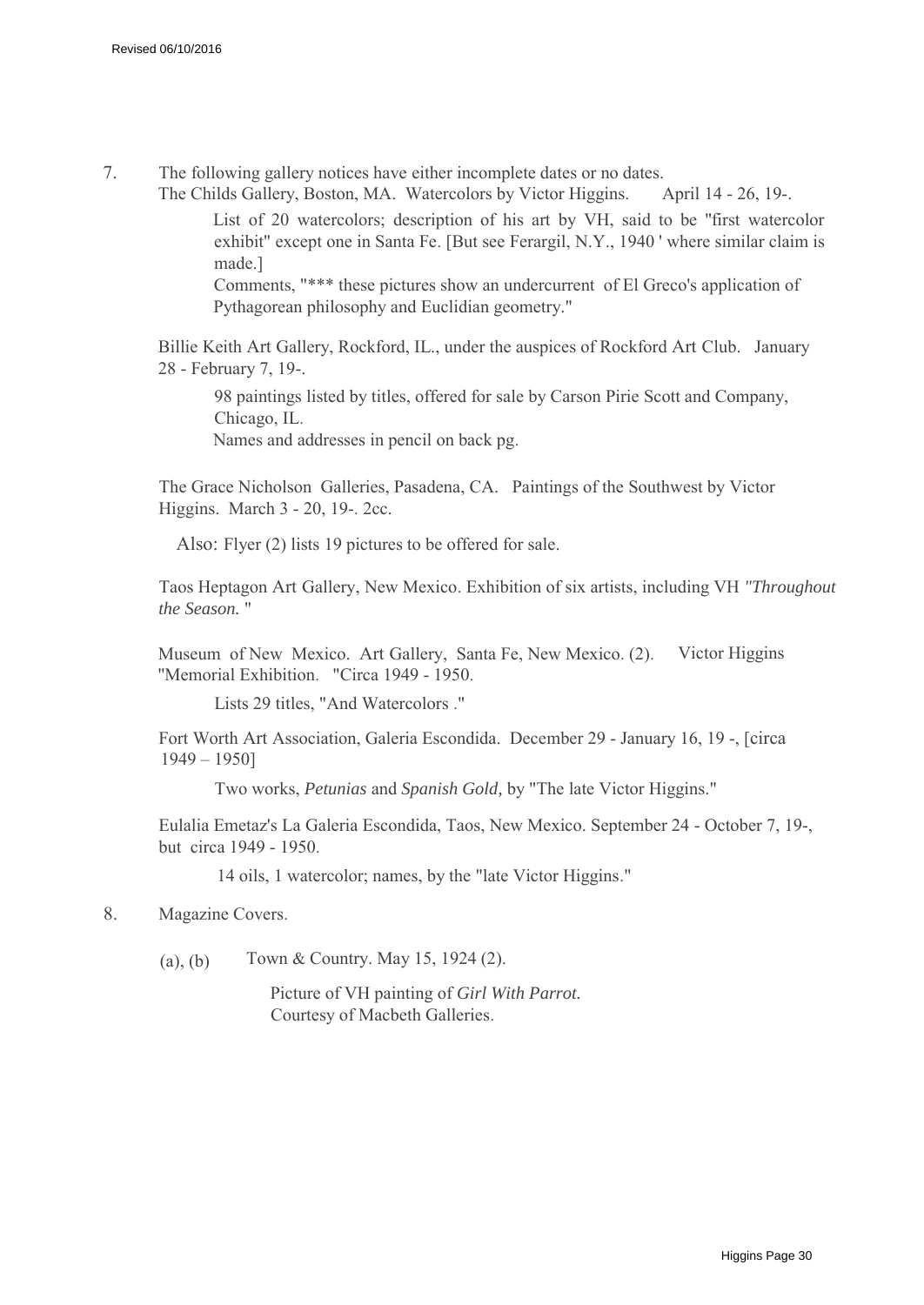7. The following gallery notices have either incomplete dates or no dates.

   The Childs Gallery, Boston, MA. Watercolors by Victor Higgins. April 14 - 26, 19-.

   List of 20 watercolors; description of his art by VH, said to be "first watercolor exhibit" except one in Santa Fe. [But see Ferargil, N.Y., 1940 ' where similar claim is made.]

   Comments, "*** these pictures show an undercurrent of El Greco's application of Pythagorean philosophy and Euclidian geometry."

   Billie Keith Art Gallery, Rockford, IL., under the auspices of Rockford Art Club. January 28 - February 7, 19-.

   98 paintings listed by titles, offered for sale by Carson Pirie Scott and Company, Chicago, IL.

   Names and addresses in pencil on back pg.

   The Grace Nicholson Galleries, Pasadena, CA. Paintings of the Southwest by Victor Higgins. March 3 - 20, 19-. 2cc.

   Also: Flyer (2) lists 19 pictures to be offered for sale.

   Taos Heptagon Art Gallery, New Mexico. Exhibition of six artists, including VH *"Throughout the Season.* "

   Museum of New Mexico. Art Gallery, Santa Fe, New Mexico. (2). Victor Higgins "Memorial Exhibition. "Circa 1949 - 1950.

   Lists 29 titles, "And Watercolors ."

   Fort Worth Art Association, Galeria Escondida. December 29 - January 16, 19 -, [circa 1949 – 1950]

   Two works, *Petunias* and *Spanish Gold,* by "The late Victor Higgins."

   Eulalia Emetaz's La Galeria Escondida, Taos, New Mexico. September 24 - October 7, 19-, but circa 1949 - 1950.

   14 oils, 1 watercolor; names, by the "late Victor Higgins."

8. Magazine Covers.

   (a), (b) Town & Country. May 15, 1924 (2).

   Picture of VH painting of *Girl With Parrot.*
   Courtesy of Macbeth Galleries.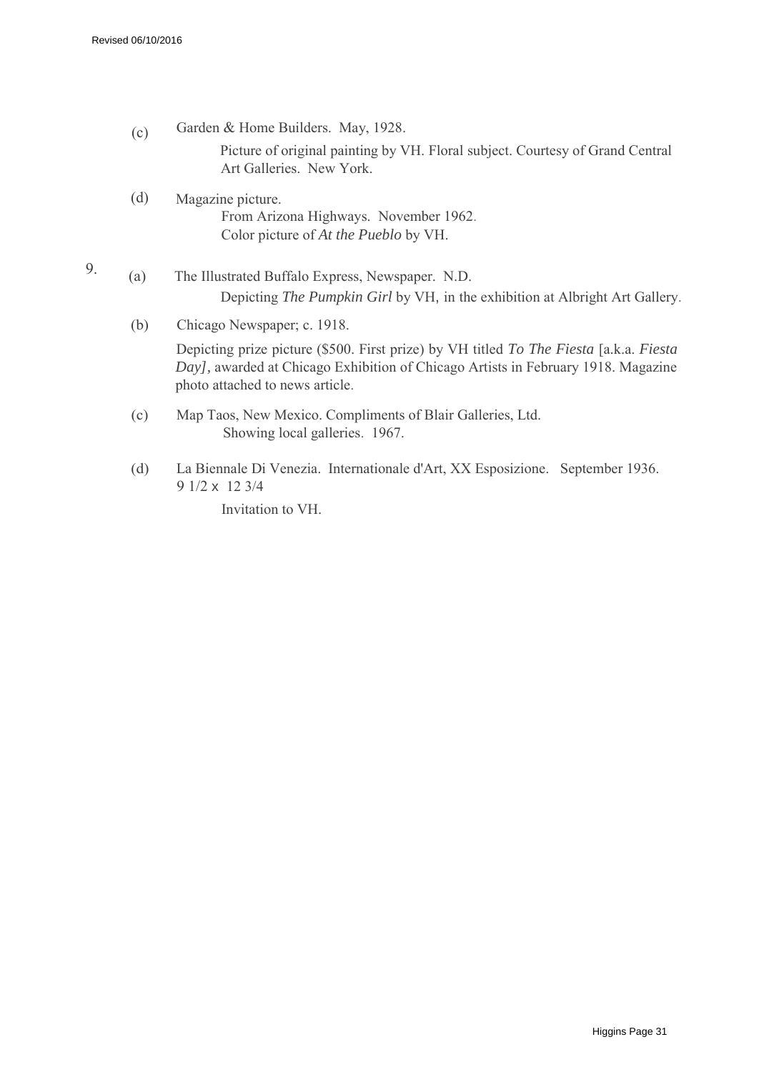(c) Garden & Home Builders. May, 1928.

Picture of original painting by VH. Floral subject. Courtesy of Grand Central Art Galleries. New York.

(d) Magazine picture.

From Arizona Highways. November 1962.
Color picture of *At the Pueblo* by VH.

9. (a) The Illustrated Buffalo Express, Newspaper. N.D.

Depicting *The Pumpkin Girl* by VH, in the exhibition at Albright Art Gallery.

(b) Chicago Newspaper; c. 1918.

Depicting prize picture ($500. First prize) by VH titled *To The Fiesta* [a.k.a. *Fiesta Day],* awarded at Chicago Exhibition of Chicago Artists in February 1918. Magazine photo attached to news article.

(c) Map Taos, New Mexico. Compliments of Blair Galleries, Ltd.

Showing local galleries. 1967.

(d) La Biennale Di Venezia. Internationale d'Art, XX Esposizione. September 1936.
9 1/2 x 12 3/4

Invitation to VH.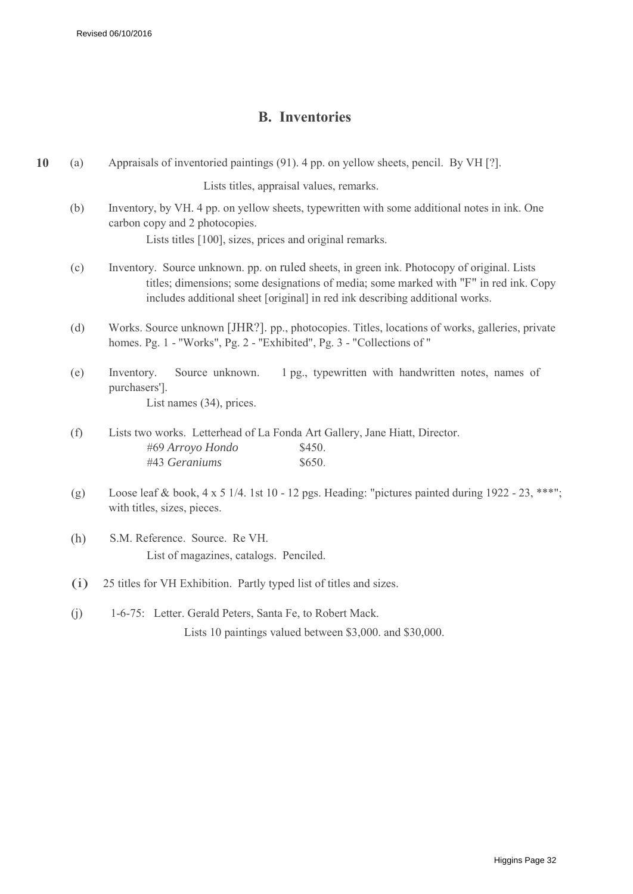## B. Inventories

**10** (a) Appraisals of inventoried paintings (91). 4 pp. on yellow sheets, pencil. By VH [?].

Lists titles, appraisal values, remarks.

(b) Inventory, by VH. 4 pp. on yellow sheets, typewritten with some additional notes in ink. One carbon copy and 2 photocopies.

Lists titles [100], sizes, prices and original remarks.

(c) Inventory. Source unknown. pp. on ruled sheets, in green ink. Photocopy of original. Lists titles; dimensions; some designations of media; some marked with "F" in red ink. Copy includes additional sheet [original] in red ink describing additional works.

(d) Works. Source unknown [JHR?]. pp., photocopies. Titles, locations of works, galleries, private homes. Pg. 1 - "Works", Pg. 2 - "Exhibited", Pg. 3 - "Collections of "

(e) Inventory. Source unknown. 1 pg., typewritten with handwritten notes, names of purchasers'].

List names (34), prices.

(f) Lists two works. Letterhead of La Fonda Art Gallery, Jane Hiatt, Director.

#69 *Arroyo Hondo* $450.
#43 *Geraniums* $650.

(g) Loose leaf & book, 4 x 5 1/4. 1st 10 - 12 pgs. Heading: "pictures painted during 1922 - 23, ***"; with titles, sizes, pieces.

(h) S.M. Reference. Source. Re VH.

List of magazines, catalogs. Penciled.

(i) 25 titles for VH Exhibition. Partly typed list of titles and sizes.

(j) 1-6-75: Letter. Gerald Peters, Santa Fe, to Robert Mack.

Lists 10 paintings valued between $3,000. and $30,000.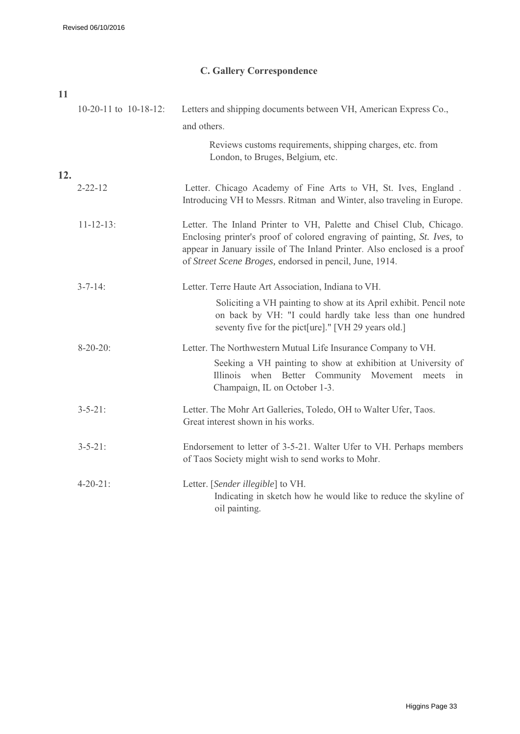## C. Gallery Correspondence

**11**

10-20-11 to 10-18-12: Letters and shipping documents between VH, American Express Co., and others.

Reviews customs requirements, shipping charges, etc. from London, to Bruges, Belgium, etc.

**12.**

2-22-12 Letter. Chicago Academy of Fine Arts to VH, St. Ives, England . Introducing VH to Messrs. Ritman and Winter, also traveling in Europe.

11-12-13: Letter. The Inland Printer to VH, Palette and Chisel Club, Chicago. Enclosing printer's proof of colored engraving of painting, *St. Ives,* to appear in January issile of The Inland Printer. Also enclosed is a proof of *Street Scene Broges,* endorsed in pencil, June, 1914.

3-7-14: Letter. Terre Haute Art Association, Indiana to VH.

Soliciting a VH painting to show at its April exhibit. Pencil note on back by VH: "I could hardly take less than one hundred seventy five for the pict[ure]." [VH 29 years old.]

8-20-20: Letter. The Northwestern Mutual Life Insurance Company to VH.

Seeking a VH painting to show at exhibition at University of Illinois when Better Community Movement meets in Champaign, IL on October 1-3.

3-5-21: Letter. The Mohr Art Galleries, Toledo, OH to Walter Ufer, Taos. Great interest shown in his works.

3-5-21: Endorsement to letter of 3-5-21. Walter Ufer to VH. Perhaps members of Taos Society might wish to send works to Mohr.

4-20-21: Letter. [*Sender illegible*] to VH.

Indicating in sketch how he would like to reduce the skyline of oil painting.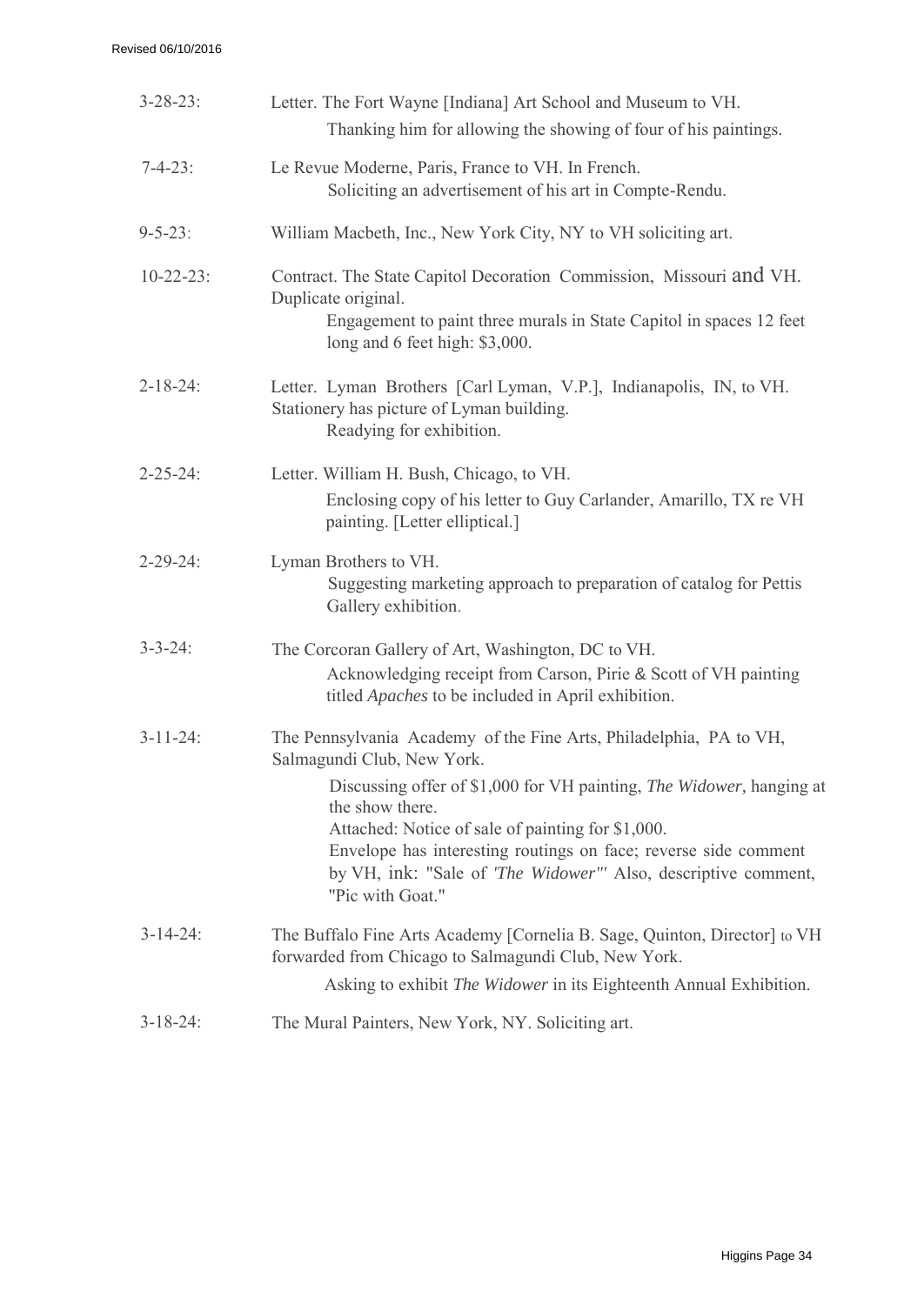3-28-23: Letter. The Fort Wayne [Indiana] Art School and Museum to VH.
Thanking him for allowing the showing of four of his paintings.

7-4-23: Le Revue Moderne, Paris, France to VH. In French.
Soliciting an advertisement of his art in Compte-Rendu.

9-5-23: William Macbeth, Inc., New York City, NY to VH soliciting art.

10-22-23: Contract. The State Capitol Decoration Commission, Missouri and VH. Duplicate original.
Engagement to paint three murals in State Capitol in spaces 12 feet long and 6 feet high: $3,000.

2-18-24: Letter. Lyman Brothers [Carl Lyman, V.P.], Indianapolis, IN, to VH. Stationery has picture of Lyman building.
Readying for exhibition.

2-25-24: Letter. William H. Bush, Chicago, to VH.
Enclosing copy of his letter to Guy Carlander, Amarillo, TX re VH painting. [Letter elliptical.]

2-29-24: Lyman Brothers to VH.
Suggesting marketing approach to preparation of catalog for Pettis Gallery exhibition.

3-3-24: The Corcoran Gallery of Art, Washington, DC to VH.
Acknowledging receipt from Carson, Pirie & Scott of VH painting titled *Apaches* to be included in April exhibition.

3-11-24: The Pennsylvania Academy of the Fine Arts, Philadelphia, PA to VH, Salmagundi Club, New York.
Discussing offer of $1,000 for VH painting, *The Widower,* hanging at the show there.
Attached: Notice of sale of painting for $1,000.
Envelope has interesting routings on face; reverse side comment by VH, ink: "Sale of *'The Widower'"* Also, descriptive comment, "Pic with Goat."

3-14-24: The Buffalo Fine Arts Academy [Cornelia B. Sage, Quinton, Director] to VH forwarded from Chicago to Salmagundi Club, New York.
Asking to exhibit *The Widower* in its Eighteenth Annual Exhibition.

3-18-24: The Mural Painters, New York, NY. Soliciting art.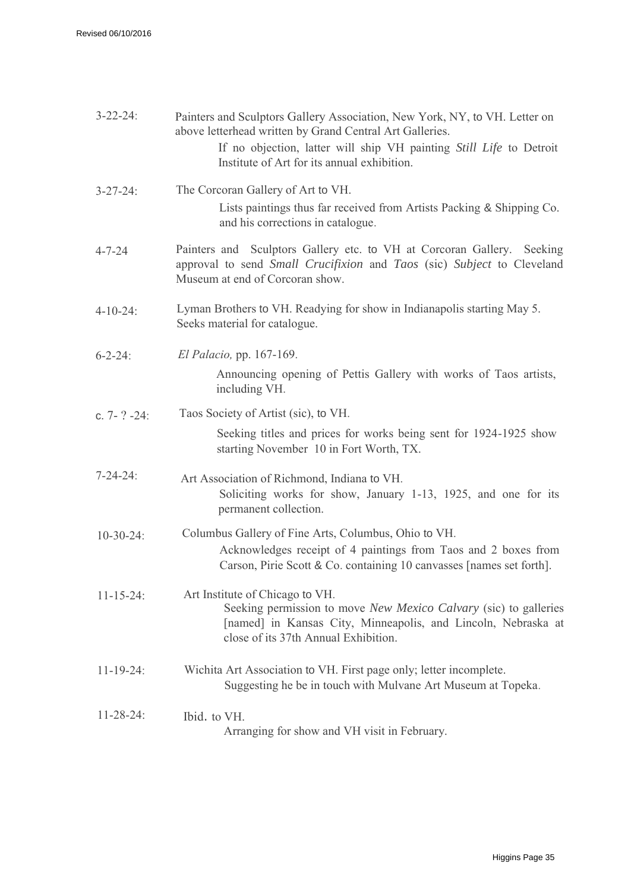3-22-24: Painters and Sculptors Gallery Association, New York, NY, to VH. Letter on above letterhead written by Grand Central Art Galleries.

> If no objection, latter will ship VH painting *Still Life* to Detroit Institute of Art for its annual exhibition.

3-27-24: The Corcoran Gallery of Art to VH.

> Lists paintings thus far received from Artists Packing & Shipping Co. and his corrections in catalogue.

4-7-24 Painters and Sculptors Gallery etc. to VH at Corcoran Gallery. Seeking approval to send *Small Crucifixion* and *Taos* (sic) *Subject* to Cleveland Museum at end of Corcoran show.

4-10-24: Lyman Brothers to VH. Readying for show in Indianapolis starting May 5. Seeks material for catalogue.

6-2-24: *El Palacio,* pp. 167-169.

> Announcing opening of Pettis Gallery with works of Taos artists, including VH.

c. 7- ? -24: Taos Society of Artist (sic), to VH.

> Seeking titles and prices for works being sent for 1924-1925 show starting November 10 in Fort Worth, TX.

7-24-24: Art Association of Richmond, Indiana to VH.

> Soliciting works for show, January 1-13, 1925, and one for its permanent collection.

10-30-24: Columbus Gallery of Fine Arts, Columbus, Ohio to VH.

> Acknowledges receipt of 4 paintings from Taos and 2 boxes from Carson, Pirie Scott & Co. containing 10 canvasses [names set forth].

11-15-24: Art Institute of Chicago to VH.

> Seeking permission to move *New Mexico Calvary* (sic) to galleries [named] in Kansas City, Minneapolis, and Lincoln, Nebraska at close of its 37th Annual Exhibition.

11-19-24: Wichita Art Association to VH. First page only; letter incomplete.

> Suggesting he be in touch with Mulvane Art Museum at Topeka.

11-28-24: Ibid. to VH.

> Arranging for show and VH visit in February.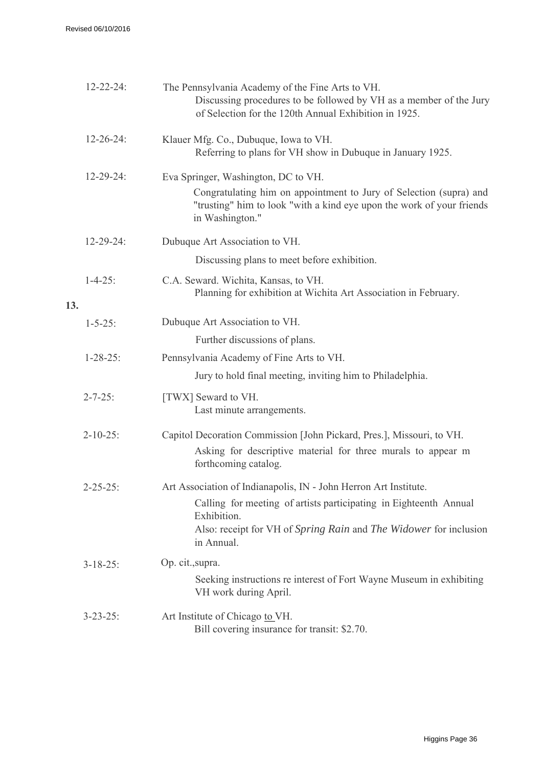12-22-24: The Pennsylvania Academy of the Fine Arts to VH.
Discussing procedures to be followed by VH as a member of the Jury of Selection for the 120th Annual Exhibition in 1925.

12-26-24: Klauer Mfg. Co., Dubuque, Iowa to VH.
Referring to plans for VH show in Dubuque in January 1925.

12-29-24: Eva Springer, Washington, DC to VH.
Congratulating him on appointment to Jury of Selection (supra) and "trusting" him to look "with a kind eye upon the work of your friends in Washington."

12-29-24: Dubuque Art Association to VH.
Discussing plans to meet before exhibition.

1-4-25: C.A. Seward. Wichita, Kansas, to VH.
Planning for exhibition at Wichita Art Association in February.

**13.**

1-5-25: Dubuque Art Association to VH.
Further discussions of plans.

1-28-25: Pennsylvania Academy of Fine Arts to VH.
Jury to hold final meeting, inviting him to Philadelphia.

2-7-25: [TWX] Seward to VH.
Last minute arrangements.

2-10-25: Capitol Decoration Commission [John Pickard, Pres.], Missouri, to VH.
Asking for descriptive material for three murals to appear m forthcoming catalog.

2-25-25: Art Association of Indianapolis, IN - John Herron Art Institute.
Calling for meeting of artists participating in Eighteenth Annual Exhibition.
Also: receipt for VH of *Spring Rain* and *The Widower* for inclusion in Annual.

3-18-25: Op. cit.,supra.
Seeking instructions re interest of Fort Wayne Museum in exhibiting VH work during April.

3-23-25: Art Institute of Chicago to VH.
Bill covering insurance for transit: $2.70.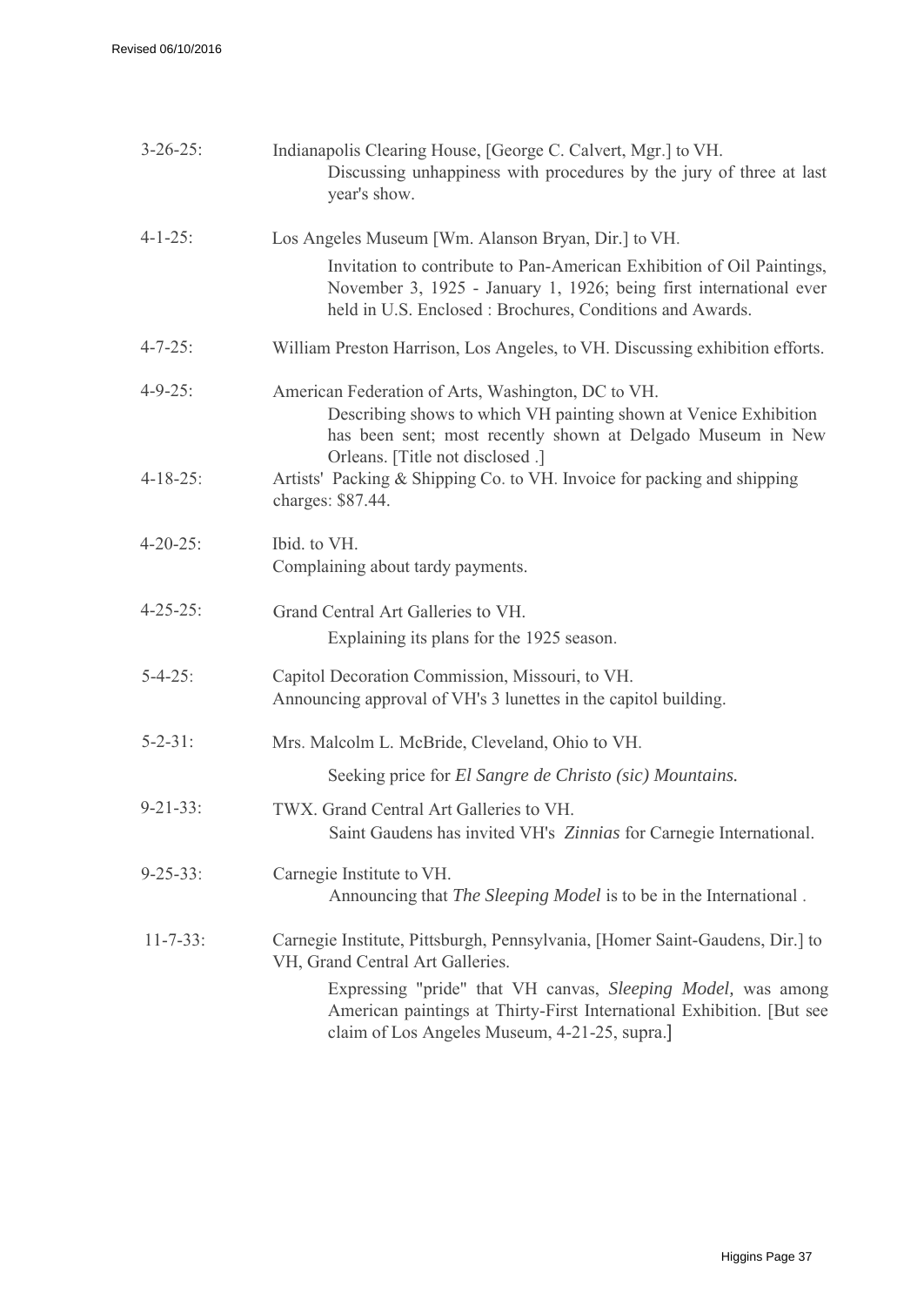3-26-25: Indianapolis Clearing House, [George C. Calvert, Mgr.] to VH.
Discussing unhappiness with procedures by the jury of three at last year's show.

4-1-25: Los Angeles Museum [Wm. Alanson Bryan, Dir.] to VH.
Invitation to contribute to Pan-American Exhibition of Oil Paintings, November 3, 1925 - January 1, 1926; being first international ever held in U.S. Enclosed : Brochures, Conditions and Awards.

4-7-25: William Preston Harrison, Los Angeles, to VH. Discussing exhibition efforts.

4-9-25: American Federation of Arts, Washington, DC to VH.
Describing shows to which VH painting shown at Venice Exhibition has been sent; most recently shown at Delgado Museum in New Orleans. [Title not disclosed .]

4-18-25: Artists' Packing & Shipping Co. to VH. Invoice for packing and shipping charges: $87.44.

4-20-25: Ibid. to VH.
Complaining about tardy payments.

4-25-25: Grand Central Art Galleries to VH.
Explaining its plans for the 1925 season.

5-4-25: Capitol Decoration Commission, Missouri, to VH.
Announcing approval of VH's 3 lunettes in the capitol building.

5-2-31: Mrs. Malcolm L. McBride, Cleveland, Ohio to VH.
Seeking price for *El Sangre de Christo (sic) Mountains.*

9-21-33: TWX. Grand Central Art Galleries to VH.
Saint Gaudens has invited VH's *Zinnias* for Carnegie International.

9-25-33: Carnegie Institute to VH.
Announcing that *The Sleeping Model* is to be in the International .

11-7-33: Carnegie Institute, Pittsburgh, Pennsylvania, [Homer Saint-Gaudens, Dir.] to VH, Grand Central Art Galleries.
Expressing "pride" that VH canvas, *Sleeping Model,* was among American paintings at Thirty-First International Exhibition. [But see claim of Los Angeles Museum, 4-21-25, supra.]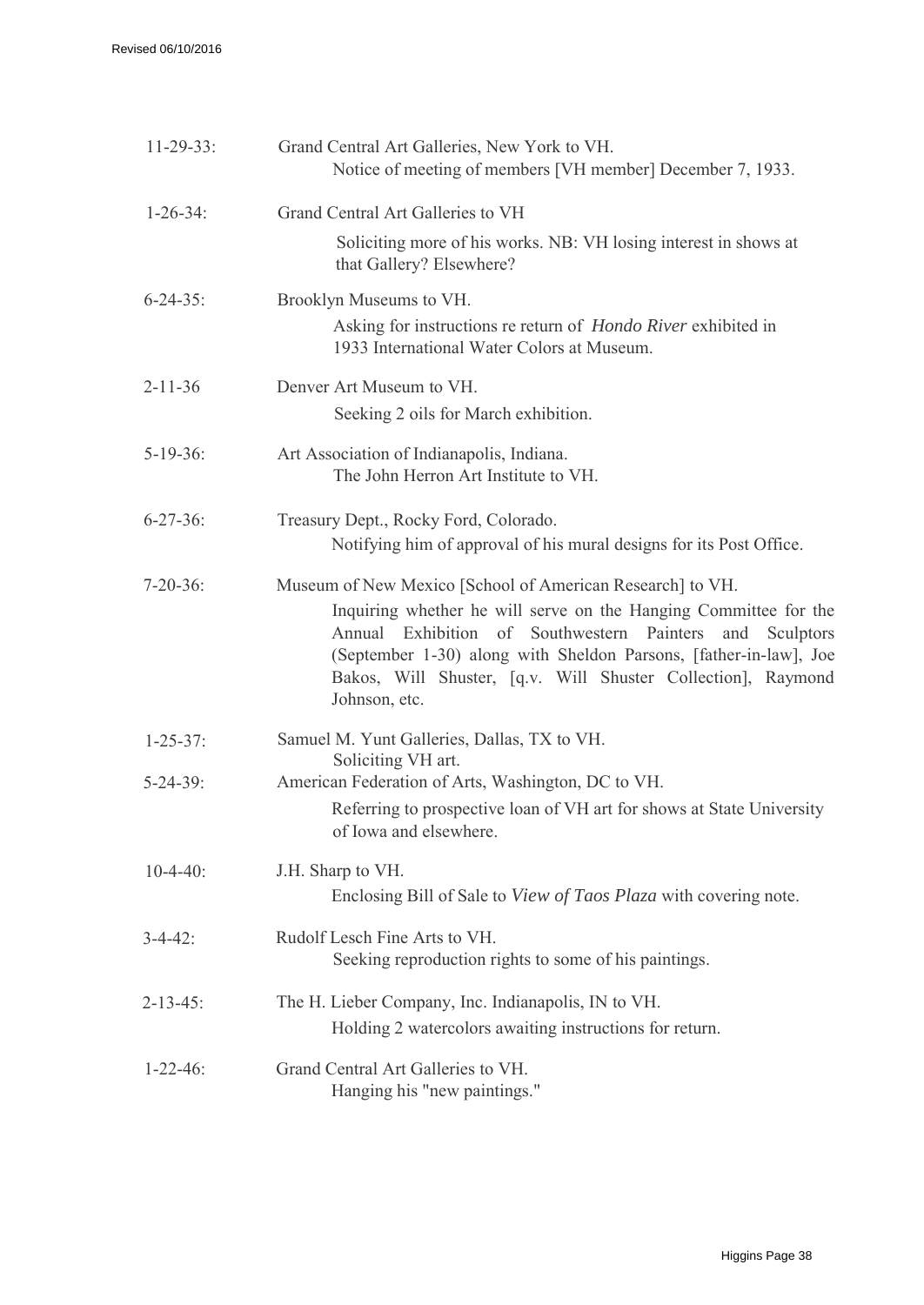11-29-33: Grand Central Art Galleries, New York to VH.
Notice of meeting of members [VH member] December 7, 1933.

1-26-34: Grand Central Art Galleries to VH
Soliciting more of his works. NB: VH losing interest in shows at that Gallery? Elsewhere?

6-24-35: Brooklyn Museums to VH.
Asking for instructions re return of *Hondo River* exhibited in 1933 International Water Colors at Museum.

2-11-36 Denver Art Museum to VH.
Seeking 2 oils for March exhibition.

5-19-36: Art Association of Indianapolis, Indiana.
The John Herron Art Institute to VH.

6-27-36: Treasury Dept., Rocky Ford, Colorado.
Notifying him of approval of his mural designs for its Post Office.

7-20-36: Museum of New Mexico [School of American Research] to VH.
Inquiring whether he will serve on the Hanging Committee for the Annual Exhibition of Southwestern Painters and Sculptors (September 1-30) along with Sheldon Parsons, [father-in-law], Joe Bakos, Will Shuster, [q.v. Will Shuster Collection], Raymond Johnson, etc.

1-25-37: Samuel M. Yunt Galleries, Dallas, TX to VH.
Soliciting VH art.

5-24-39: American Federation of Arts, Washington, DC to VH.
Referring to prospective loan of VH art for shows at State University of Iowa and elsewhere.

10-4-40: J.H. Sharp to VH.
Enclosing Bill of Sale to *View of Taos Plaza* with covering note.

3-4-42: Rudolf Lesch Fine Arts to VH.
Seeking reproduction rights to some of his paintings.

2-13-45: The H. Lieber Company, Inc. Indianapolis, IN to VH.
Holding 2 watercolors awaiting instructions for return.

1-22-46: Grand Central Art Galleries to VH.
Hanging his "new paintings."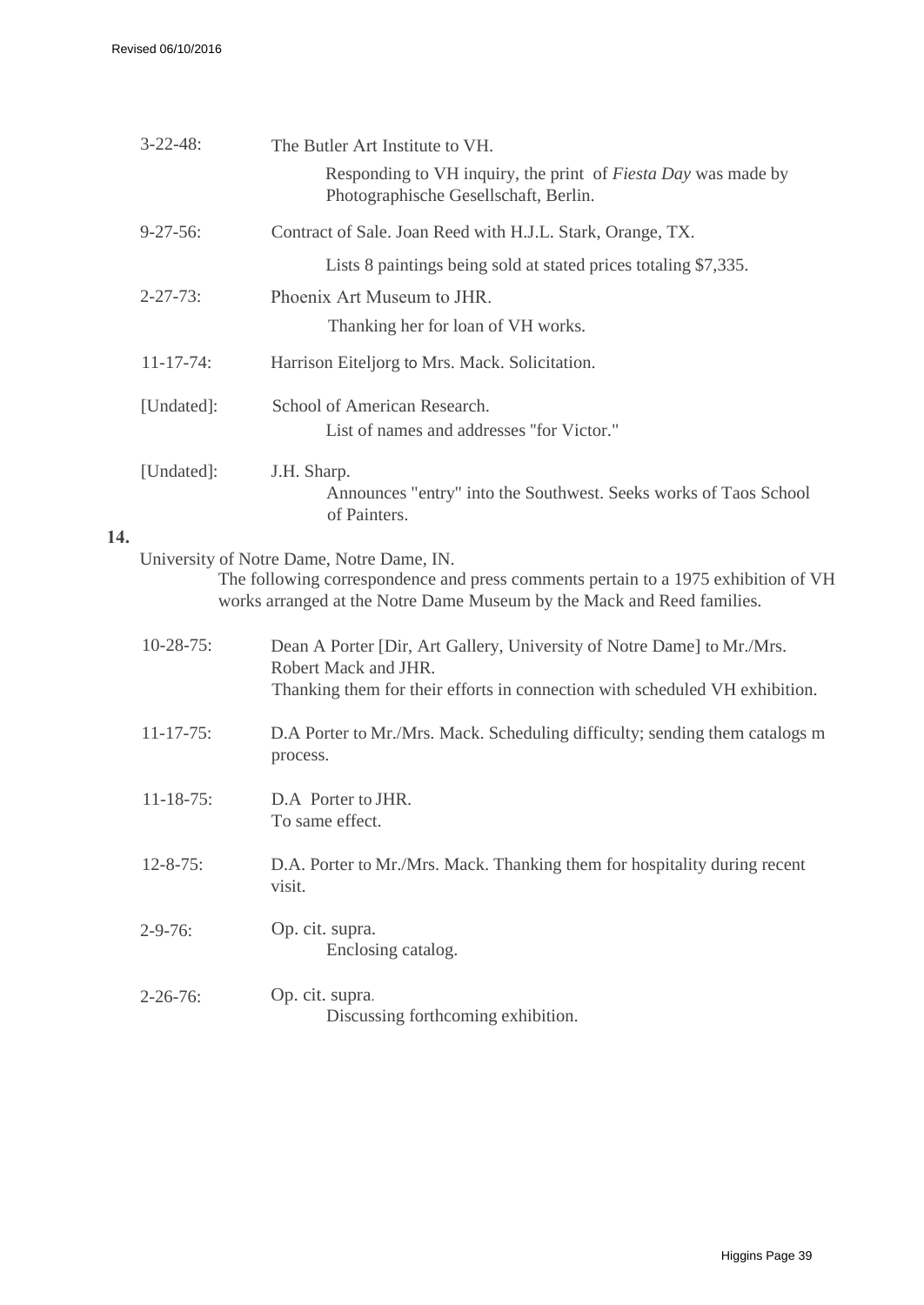3-22-48: The Butler Art Institute to VH.

Responding to VH inquiry, the print of *Fiesta Day* was made by Photographische Gesellschaft, Berlin.

9-27-56: Contract of Sale. Joan Reed with H.J.L. Stark, Orange, TX.

Lists 8 paintings being sold at stated prices totaling $7,335.

2-27-73: Phoenix Art Museum to JHR.

Thanking her for loan of VH works.

11-17-74: Harrison Eiteljorg to Mrs. Mack. Solicitation.

[Undated]: School of American Research.

List of names and addresses "for Victor."

[Undated]: J.H. Sharp.

Announces "entry" into the Southwest. Seeks works of Taos School of Painters.

**14.**

University of Notre Dame, Notre Dame, IN.

The following correspondence and press comments pertain to a 1975 exhibition of VH works arranged at the Notre Dame Museum by the Mack and Reed families.

10-28-75: Dean A Porter [Dir, Art Gallery, University of Notre Dame] to Mr./Mrs. Robert Mack and JHR.

Thanking them for their efforts in connection with scheduled VH exhibition.

11-17-75: D.A Porter to Mr./Mrs. Mack. Scheduling difficulty; sending them catalogs m process.

11-18-75: D.A Porter to JHR.

To same effect.

12-8-75: D.A. Porter to Mr./Mrs. Mack. Thanking them for hospitality during recent visit.

2-9-76: Op. cit. supra.

Enclosing catalog.

2-26-76: Op. cit. supra.

Discussing forthcoming exhibition.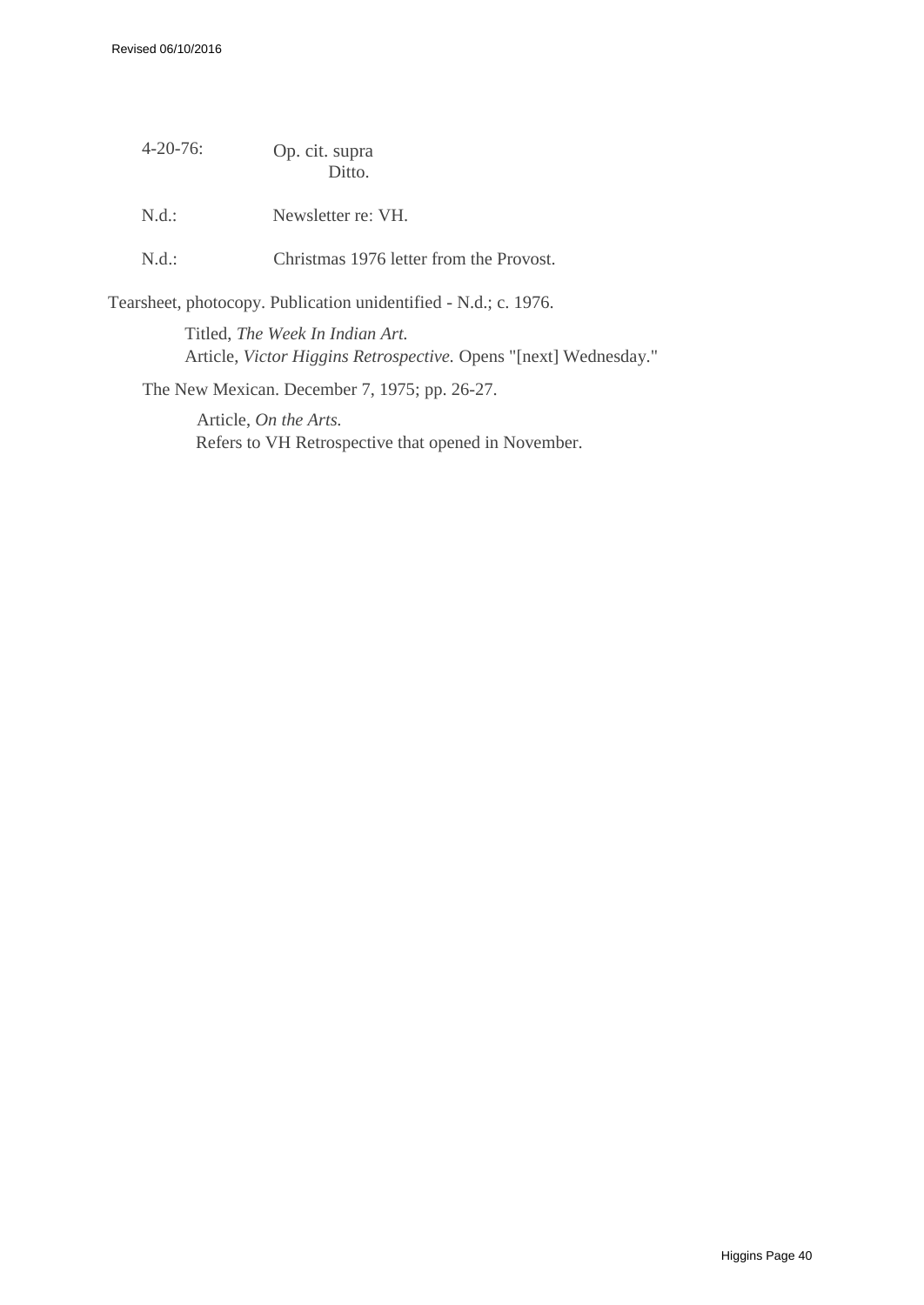4-20-76: Op. cit. supra
Ditto.

N.d.: Newsletter re: VH.

N.d.: Christmas 1976 letter from the Provost.

Tearsheet, photocopy. Publication unidentified - N.d.; c. 1976.

Titled, *The Week In Indian Art.*
Article, *Victor Higgins Retrospective.* Opens "[next] Wednesday."

The New Mexican. December 7, 1975; pp. 26-27.

Article, *On the Arts.*
Refers to VH Retrospective that opened in November.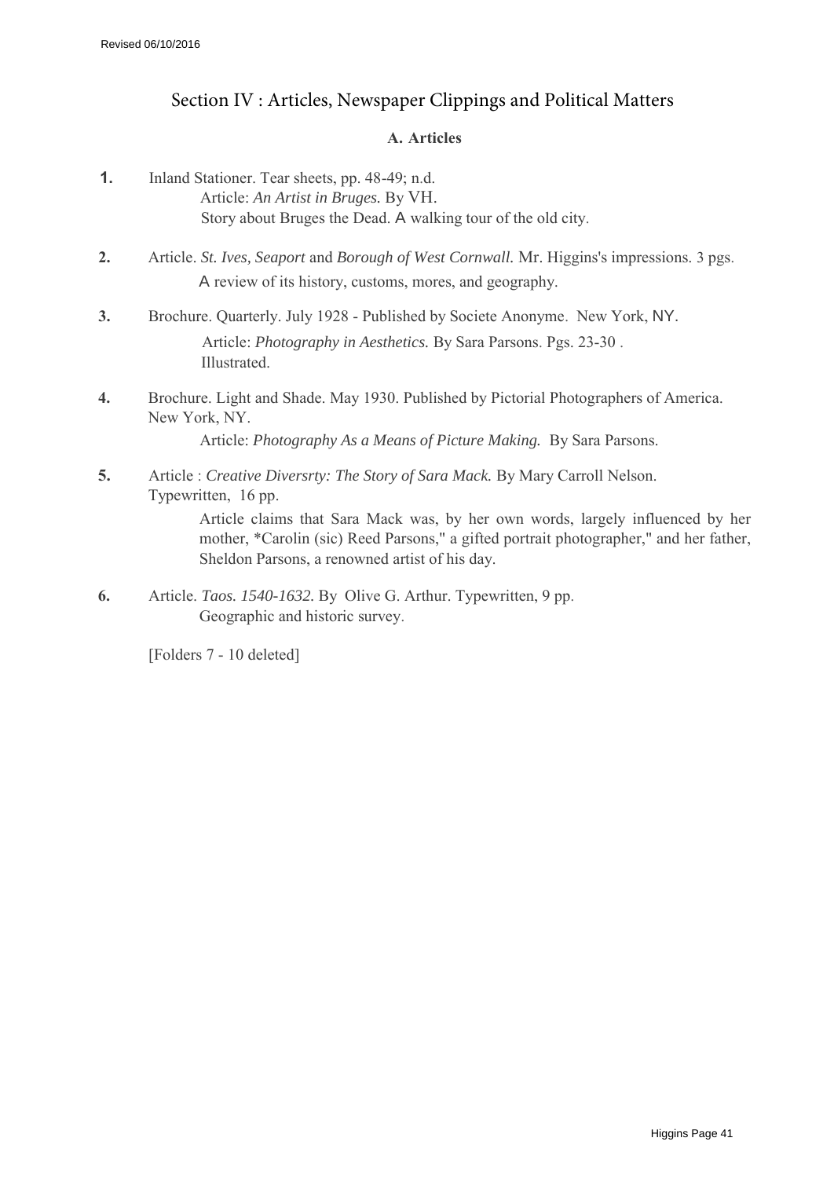## Section IV : Articles, Newspaper Clippings and Political Matters

### A. Articles

**1.** Inland Stationer. Tear sheets, pp. 48-49; n.d.
Article: *An Artist in Bruges.* By VH.
Story about Bruges the Dead. A walking tour of the old city.

**2.** Article. *St. Ives, Seaport* and *Borough of West Cornwall.* Mr. Higgins's impressions. 3 pgs.
A review of its history, customs, mores, and geography.

**3.** Brochure. Quarterly. July 1928 - Published by Societe Anonyme. New York, NY.
Article: *Photography in Aesthetics.* By Sara Parsons. Pgs. 23-30 .
Illustrated.

**4.** Brochure. Light and Shade. May 1930. Published by Pictorial Photographers of America. New York, NY.
Article: *Photography As a Means of Picture Making.* By Sara Parsons.

**5.** Article : *Creative Diversrty: The Story of Sara Mack.* By Mary Carroll Nelson. Typewritten, 16 pp.
Article claims that Sara Mack was, by her own words, largely influenced by her mother, *Carolin (sic) Reed Parsons," a gifted portrait photographer," and her father, Sheldon Parsons, a renowned artist of his day.

**6.** Article. *Taos. 1540-1632.* By Olive G. Arthur. Typewritten, 9 pp.
Geographic and historic survey.

[Folders 7 - 10 deleted]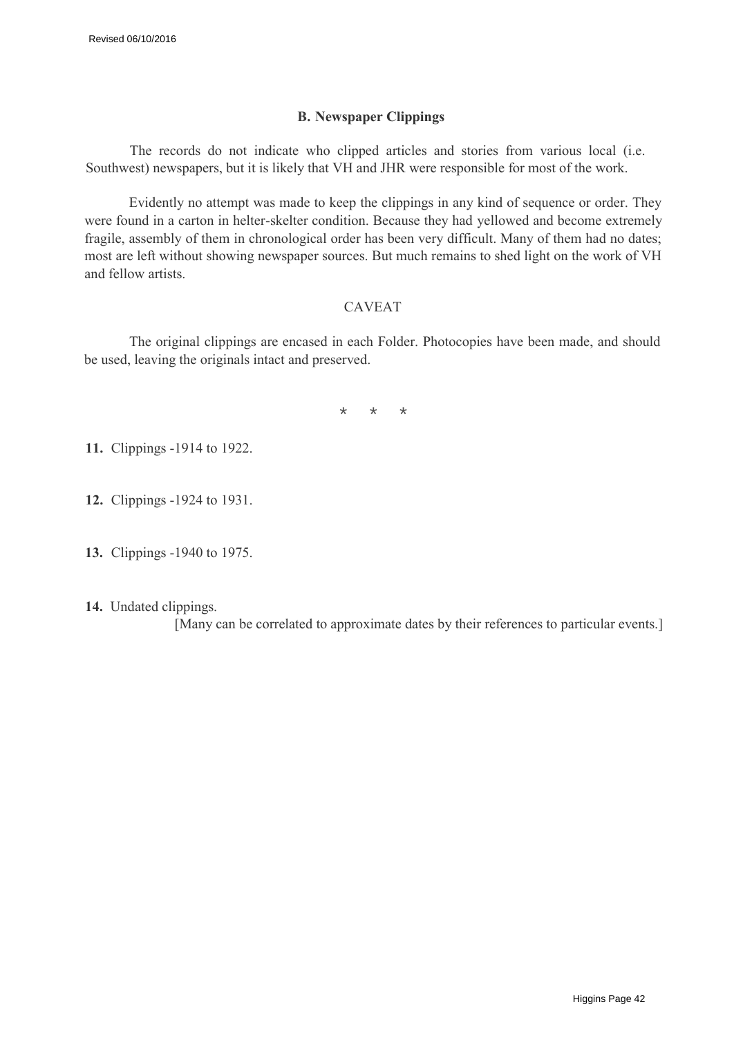## B. Newspaper Clippings

The records do not indicate who clipped articles and stories from various local (i.e. Southwest) newspapers, but it is likely that VH and JHR were responsible for most of the work.

Evidently no attempt was made to keep the clippings in any kind of sequence or order. They were found in a carton in helter-skelter condition. Because they had yellowed and become extremely fragile, assembly of them in chronological order has been very difficult. Many of them had no dates; most are left without showing newspaper sources. But much remains to shed light on the work of VH and fellow artists.

CAVEAT

The original clippings are encased in each Folder. Photocopies have been made, and should be used, leaving the originals intact and preserved.

\* \* \*

**11.** Clippings -1914 to 1922.

**12.** Clippings -1924 to 1931.

**13.** Clippings -1940 to 1975.

**14.** Undated clippings.
[Many can be correlated to approximate dates by their references to particular events.]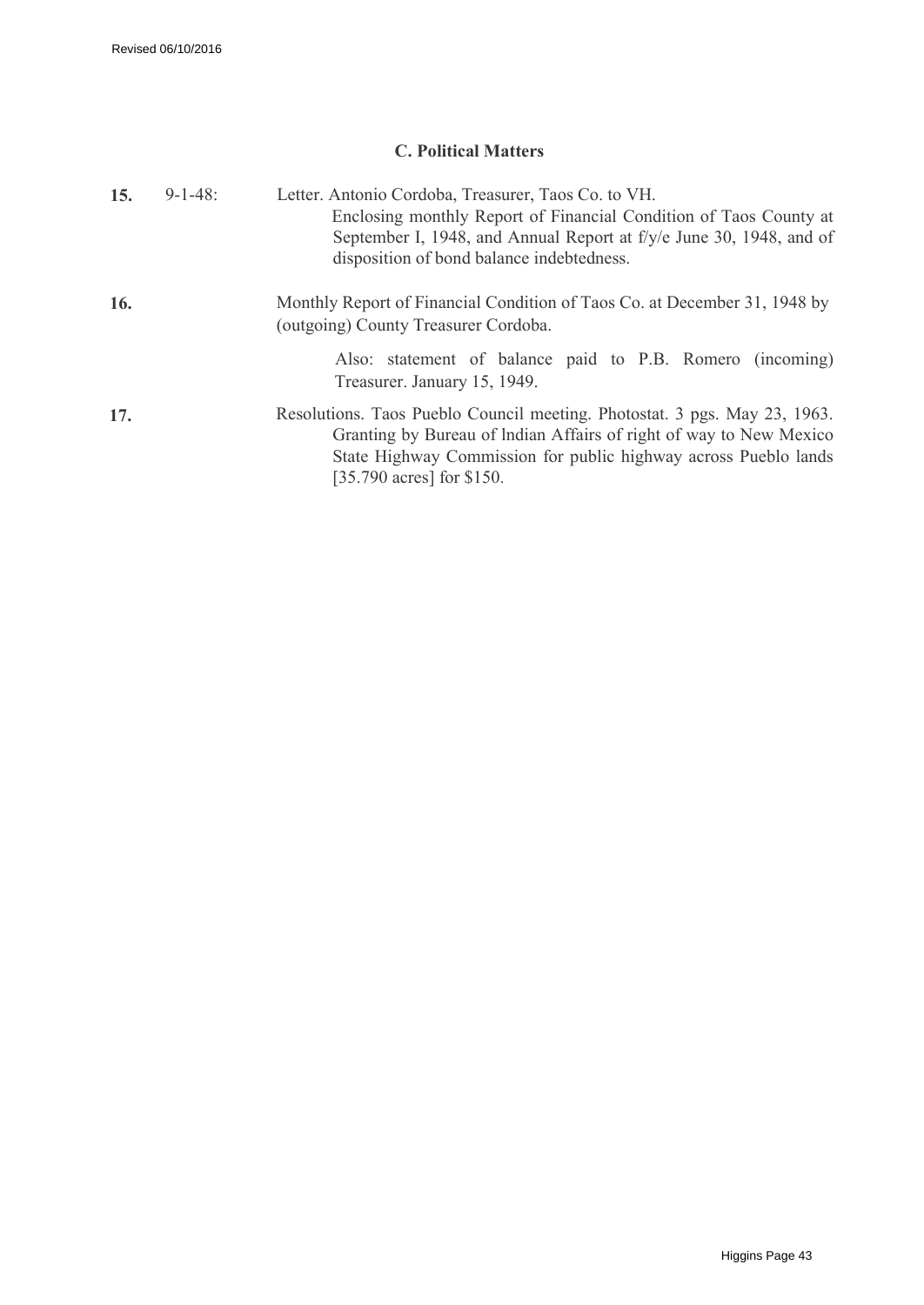### C. Political Matters

**15.** 9-1-48: Letter. Antonio Cordoba, Treasurer, Taos Co. to VH.
Enclosing monthly Report of Financial Condition of Taos County at September I, 1948, and Annual Report at f/y/e June 30, 1948, and of disposition of bond balance indebtedness.

**16.** Monthly Report of Financial Condition of Taos Co. at December 31, 1948 by (outgoing) County Treasurer Cordoba.

Also: statement of balance paid to P.B. Romero (incoming) Treasurer. January 15, 1949.

**17.** Resolutions. Taos Pueblo Council meeting. Photostat. 3 pgs. May 23, 1963.
Granting by Bureau of lndian Affairs of right of way to New Mexico State Highway Commission for public highway across Pueblo lands [35.790 acres] for $150.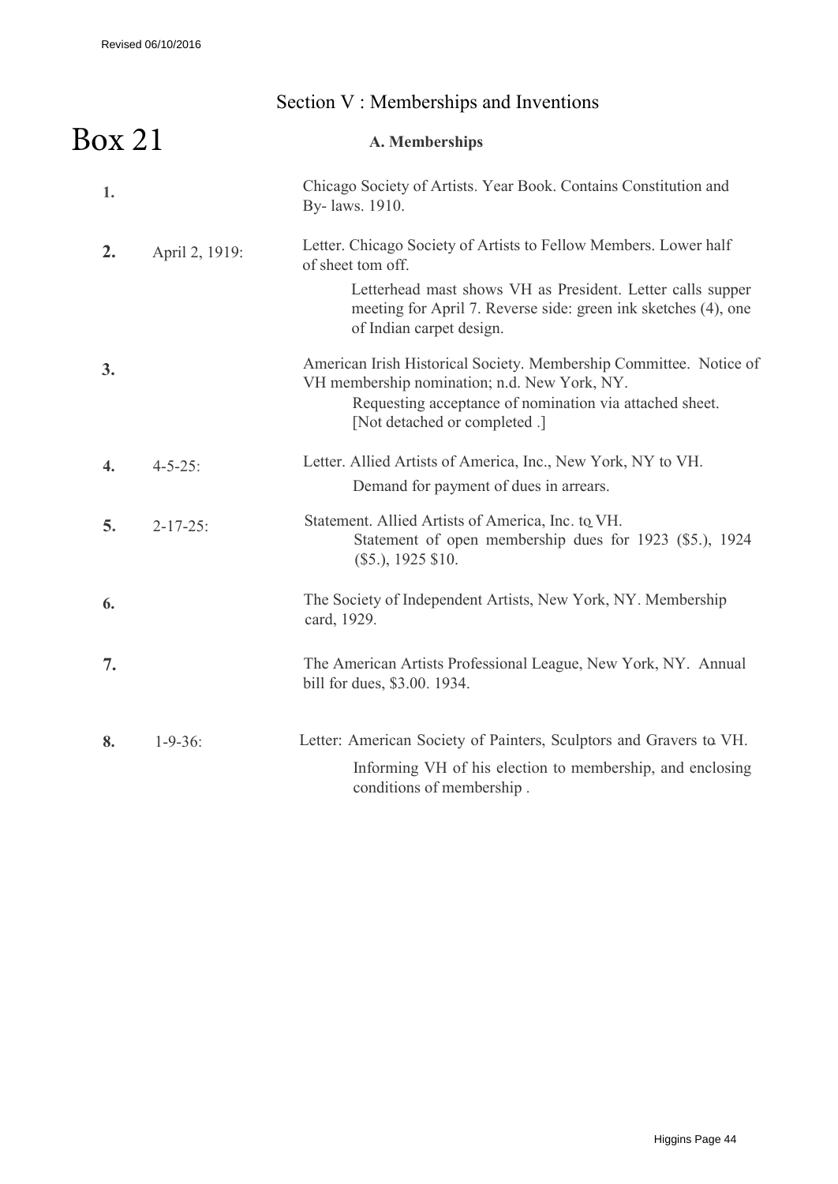## Section V : Memberships and Inventions

# Box 21

### A. Memberships

**1.** Chicago Society of Artists. Year Book. Contains Constitution and By- laws. 1910.

**2.** April 2, 1919: Letter. Chicago Society of Artists to Fellow Members. Lower half of sheet tom off.

Letterhead mast shows VH as President. Letter calls supper meeting for April 7. Reverse side: green ink sketches (4), one of Indian carpet design.

**3.** American Irish Historical Society. Membership Committee. Notice of VH membership nomination; n.d. New York, NY.

Requesting acceptance of nomination via attached sheet. [Not detached or completed .]

**4.** 4-5-25: Letter. Allied Artists of America, Inc., New York, NY to VH.

Demand for payment of dues in arrears.

**5.** 2-17-25: Statement. Allied Artists of America, Inc. to VH.

Statement of open membership dues for 1923 ($5.), 1924 ($5.), 1925 $10.

**6.** The Society of Independent Artists, New York, NY. Membership card, 1929.

**7.** The American Artists Professional League, New York, NY. Annual bill for dues, $3.00. 1934.

**8.** 1-9-36: Letter: American Society of Painters, Sculptors and Gravers to VH.

Informing VH of his election to membership, and enclosing conditions of membership .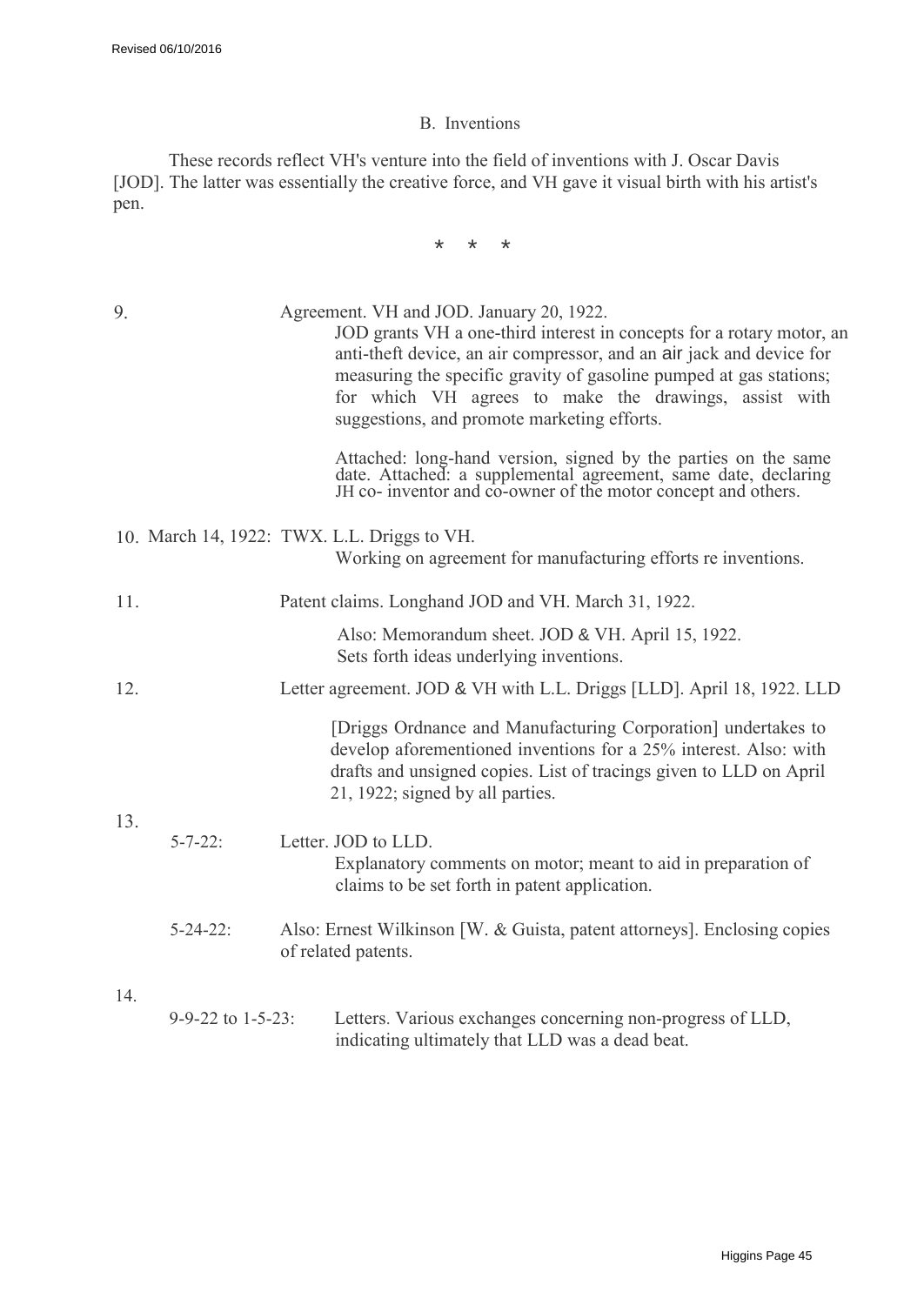## B. Inventions

These records reflect VH's venture into the field of inventions with J. Oscar Davis [JOD]. The latter was essentially the creative force, and VH gave it visual birth with his artist's pen.

\* \* \*

9. Agreement. VH and JOD. January 20, 1922.

   JOD grants VH a one-third interest in concepts for a rotary motor, an anti-theft device, an air compressor, and an air jack and device for measuring the specific gravity of gasoline pumped at gas stations; for which VH agrees to make the drawings, assist with suggestions, and promote marketing efforts.

   Attached: long-hand version, signed by the parties on the same date. Attached: a supplemental agreement, same date, declaring JH co- inventor and co-owner of the motor concept and others.

10. March 14, 1922: TWX. L.L. Driggs to VH.

    Working on agreement for manufacturing efforts re inventions.

11. Patent claims. Longhand JOD and VH. March 31, 1922.

    Also: Memorandum sheet. JOD & VH. April 15, 1922. Sets forth ideas underlying inventions.

12. Letter agreement. JOD & VH with L.L. Driggs [LLD]. April 18, 1922. LLD

    [Driggs Ordnance and Manufacturing Corporation] undertakes to develop aforementioned inventions for a 25% interest. Also: with drafts and unsigned copies. List of tracings given to LLD on April 21, 1922; signed by all parties.

13. 5-7-22: Letter. JOD to LLD.

    Explanatory comments on motor; meant to aid in preparation of claims to be set forth in patent application.

    5-24-22: Also: Ernest Wilkinson [W. & Guista, patent attorneys]. Enclosing copies of related patents.

14. 9-9-22 to 1-5-23: Letters. Various exchanges concerning non-progress of LLD, indicating ultimately that LLD was a dead beat.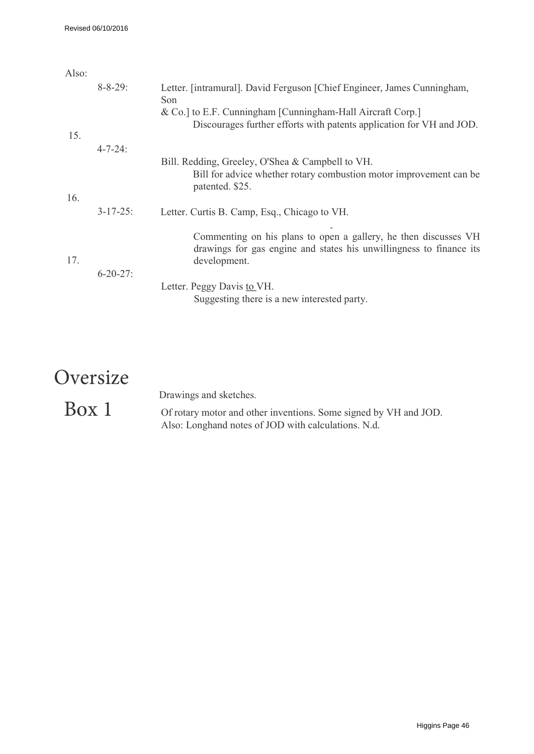Also:

8-8-29: Letter. [intramural]. David Ferguson [Chief Engineer, James Cunningham, Son & Co.] to E.F. Cunningham [Cunningham-Hall Aircraft Corp.]
Discourages further efforts with patents application for VH and JOD.

15.

4-7-24: Bill. Redding, Greeley, O'Shea & Campbell to VH.
Bill for advice whether rotary combustion motor improvement can be patented. $25.

16.

3-17-25: Letter. Curtis B. Camp, Esq., Chicago to VH.
Commenting on his plans to open a gallery, he then discusses VH drawings for gas engine and states his unwillingness to finance its development.

17.

6-20-27: Letter. Peggy Davis to VH.
Suggesting there is a new interested party.

# Oversize

## Box 1

Drawings and sketches.
Of rotary motor and other inventions. Some signed by VH and JOD.
Also: Longhand notes of JOD with calculations. N.d.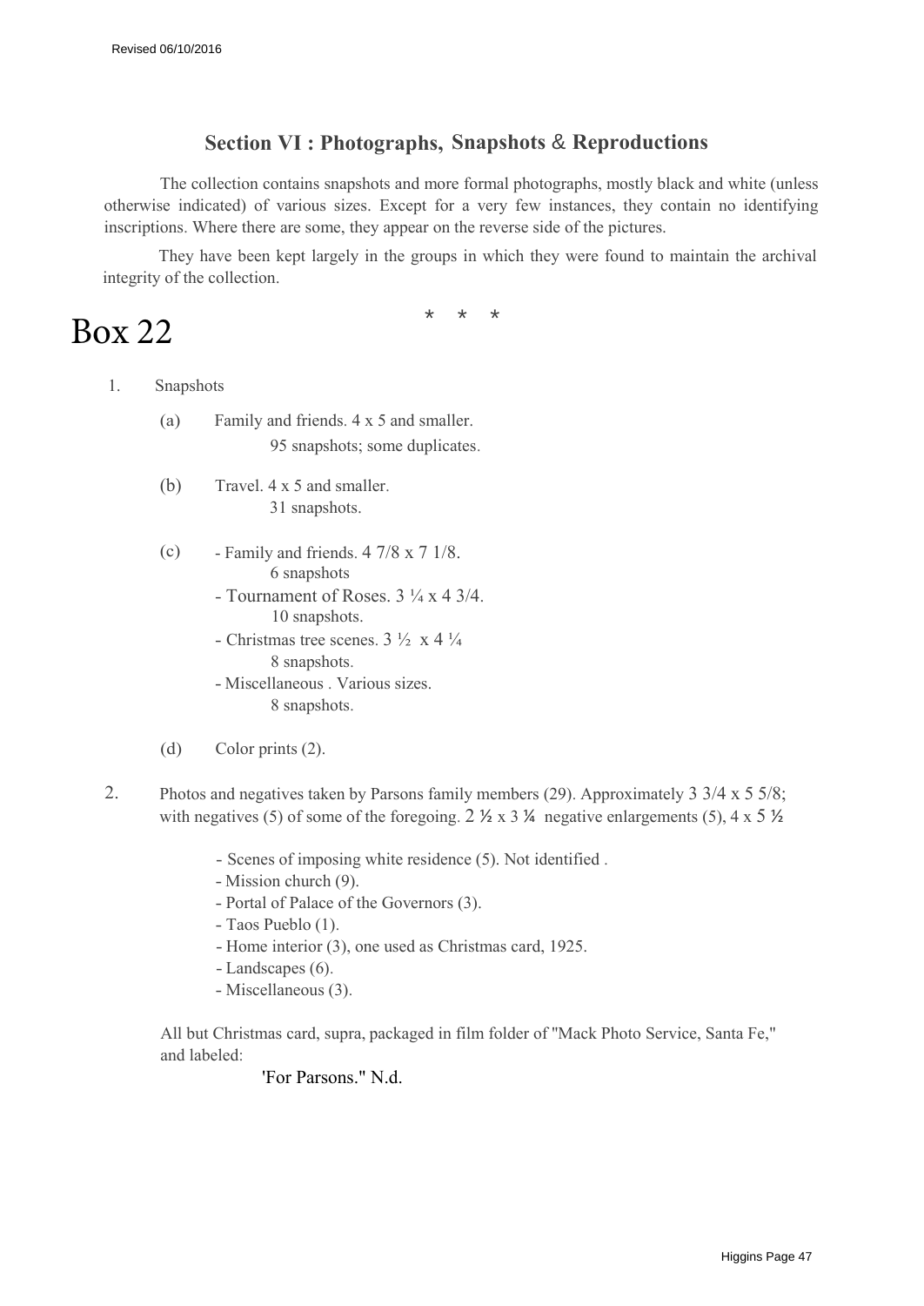## Section VI : Photographs, Snapshots & Reproductions

The collection contains snapshots and more formal photographs, mostly black and white (unless otherwise indicated) of various sizes. Except for a very few instances, they contain no identifying inscriptions. Where there are some, they appear on the reverse side of the pictures.

They have been kept largely in the groups in which they were found to maintain the archival integrity of the collection.

\* \* \*

# Box 22

1. Snapshots

    (a) Family and friends. 4 x 5 and smaller.
    95 snapshots; some duplicates.

    (b) Travel. 4 x 5 and smaller.
    31 snapshots.

    (c) - Family and friends. 4 7/8 x 7 1/8.
    6 snapshots
    - Tournament of Roses. 3 ¼ x 4 3/4.
    10 snapshots.
    - Christmas tree scenes. 3 ½ x 4 ¼
    8 snapshots.
    - Miscellaneous . Various sizes.
    8 snapshots.

    (d) Color prints (2).

2. Photos and negatives taken by Parsons family members (29). Approximately 3 3/4 x 5 5/8; with negatives (5) of some of the foregoing. 2 ½ x 3 ¼ negative enlargements (5), 4 x 5 ½

    - Scenes of imposing white residence (5). Not identified .
    - Mission church (9).
    - Portal of Palace of the Governors (3).
    - Taos Pueblo (1).
    - Home interior (3), one used as Christmas card, 1925.
    - Landscapes (6).
    - Miscellaneous (3).

    All but Christmas card, supra, packaged in film folder of "Mack Photo Service, Santa Fe," and labeled:

    'For Parsons." N.d.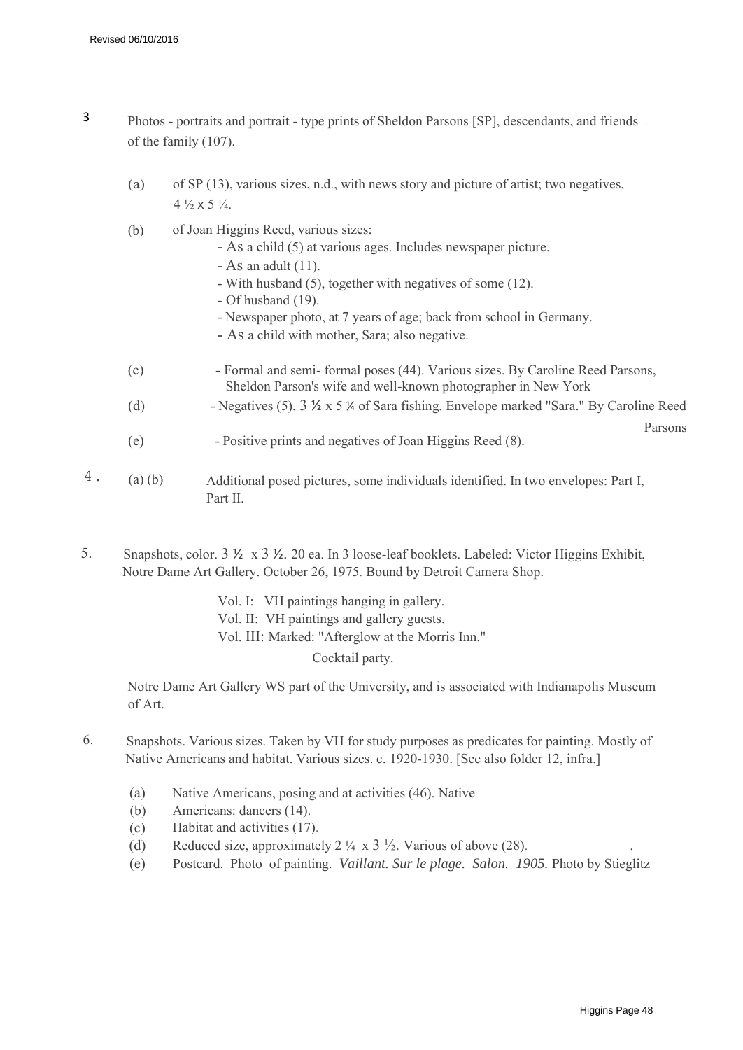3 Photos - portraits and portrait - type prints of Sheldon Parsons [SP], descendants, and friends of the family (107).

- (a) of SP (13), various sizes, n.d., with news story and picture of artist; two negatives, 4 ½ x 5 ¼.
- (b) of Joan Higgins Reed, various sizes:
  - As a child (5) at various ages. Includes newspaper picture.
  - As an adult (11).
  - With husband (5), together with negatives of some (12).
  - Of husband (19).
  - Newspaper photo, at 7 years of age; back from school in Germany.
  - As a child with mother, Sara; also negative.
- (c) - Formal and semi- formal poses (44). Various sizes. By Caroline Reed Parsons, Sheldon Parson's wife and well-known photographer in New York
- (d) - Negatives (5), 3 ½ x 5 ¼ of Sara fishing. Envelope marked "Sara." By Caroline Reed Parsons
- (e) - Positive prints and negatives of Joan Higgins Reed (8).

4. (a) (b) Additional posed pictures, some individuals identified. In two envelopes: Part I, Part II.

5. Snapshots, color. 3 ½ x 3 ½. 20 ea. In 3 loose-leaf booklets. Labeled: Victor Higgins Exhibit, Notre Dame Art Gallery. October 26, 1975. Bound by Detroit Camera Shop.

   Vol. I: VH paintings hanging in gallery.
   Vol. II: VH paintings and gallery guests.
   Vol. III: Marked: "Afterglow at the Morris Inn."
   Cocktail party.

   Notre Dame Art Gallery WS part of the University, and is associated with Indianapolis Museum of Art.

6. Snapshots. Various sizes. Taken by VH for study purposes as predicates for painting. Mostly of Native Americans and habitat. Various sizes. c. 1920-1930. [See also folder 12, infra.]

- (a) Native Americans, posing and at activities (46). Native
- (b) Americans: dancers (14).
- (c) Habitat and activities (17).
- (d) Reduced size, approximately 2 ¼ x 3 ½. Various of above (28).
- (e) Postcard. Photo of painting. *Vaillant. Sur le plage. Salon. 1905.* Photo by Stieglitz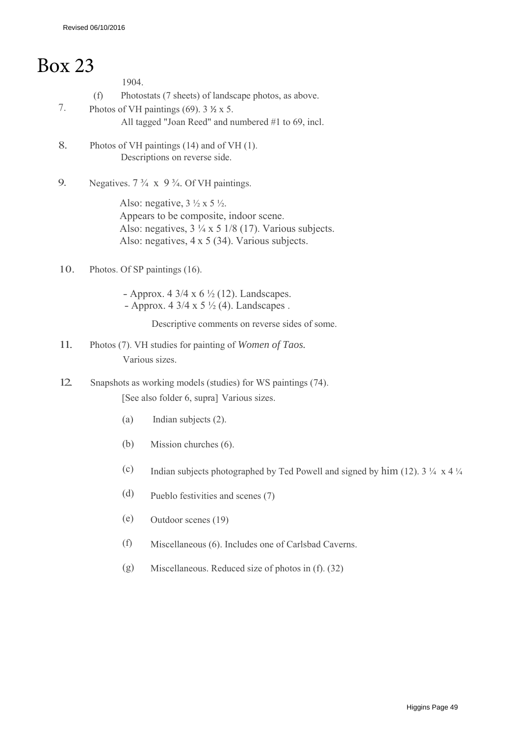# Box 23

1904.

(f) Photostats (7 sheets) of landscape photos, as above.

7. Photos of VH paintings (69). 3 ½ x 5.
   All tagged "Joan Reed" and numbered #1 to 69, incl.

8. Photos of VH paintings (14) and of VH (1).
   Descriptions on reverse side.

9. Negatives. 7 ¾ x 9 ¾. Of VH paintings.

   Also: negative, 3 ½ x 5 ½.
   Appears to be composite, indoor scene.
   Also: negatives, 3 ¼ x 5 1/8 (17). Various subjects.
   Also: negatives, 4 x 5 (34). Various subjects.

10. Photos. Of SP paintings (16).

   - Approx. 4 3/4 x 6 ½ (12). Landscapes.
   - Approx. 4 3/4 x 5 ½ (4). Landscapes .

   Descriptive comments on reverse sides of some.

11. Photos (7). VH studies for painting of *Women of Taos.*
   Various sizes.

12. Snapshots as working models (studies) for WS paintings (74).
   [See also folder 6, supra] Various sizes.

   (a) Indian subjects (2).

   (b) Mission churches (6).

   (c) Indian subjects photographed by Ted Powell and signed by him (12). 3 ¼ x 4 ¼

   (d) Pueblo festivities and scenes (7)

   (e) Outdoor scenes (19)

   (f) Miscellaneous (6). Includes one of Carlsbad Caverns.

   (g) Miscellaneous. Reduced size of photos in (f). (32)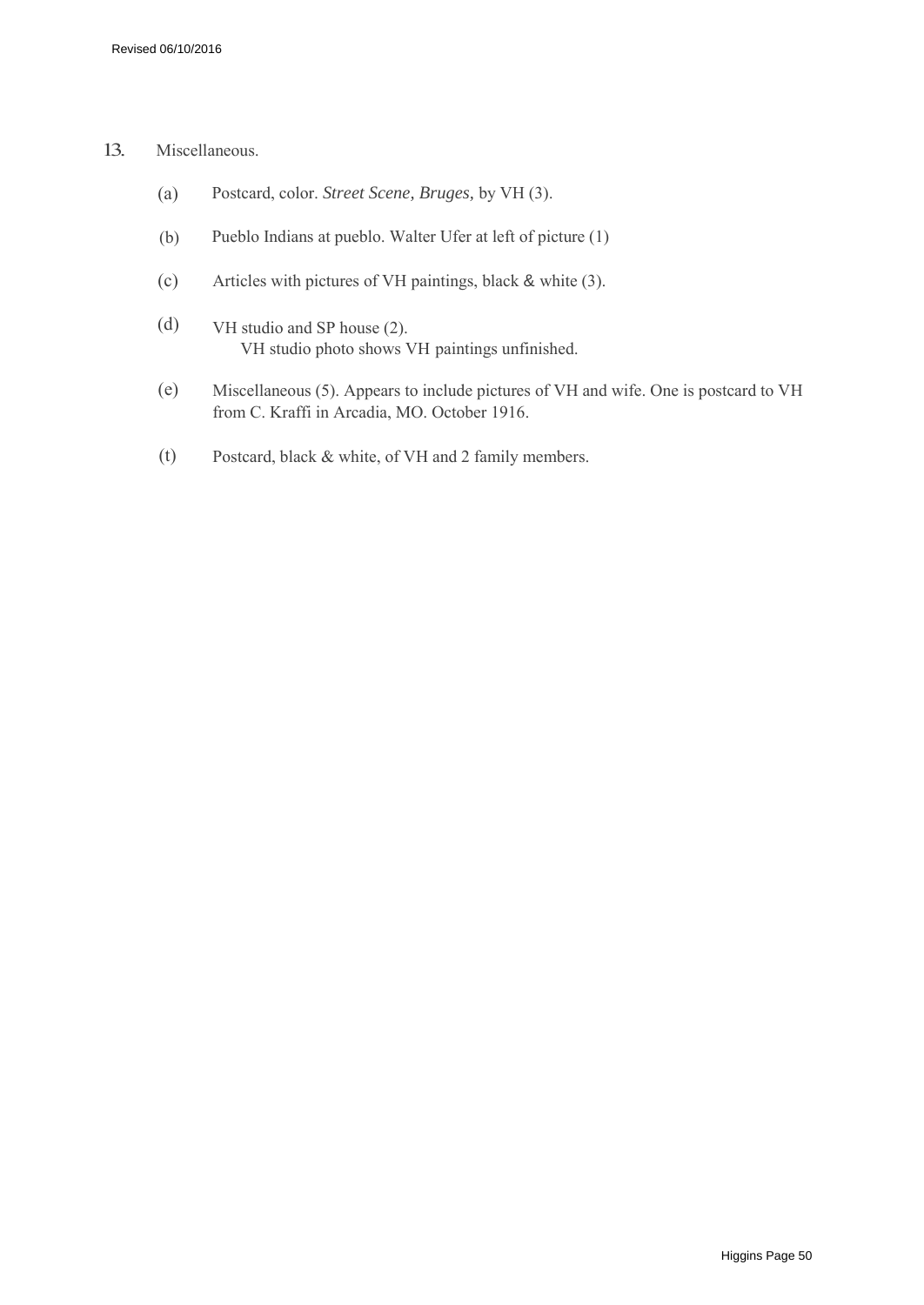13. Miscellaneous.

(a) Postcard, color. *Street Scene, Bruges,* by VH (3).

(b) Pueblo Indians at pueblo. Walter Ufer at left of picture (1)

(c) Articles with pictures of VH paintings, black & white (3).

(d) VH studio and SP house (2).
VH studio photo shows VH paintings unfinished.

(e) Miscellaneous (5). Appears to include pictures of VH and wife. One is postcard to VH from C. Kraffi in Arcadia, MO. October 1916.

(t) Postcard, black & white, of VH and 2 family members.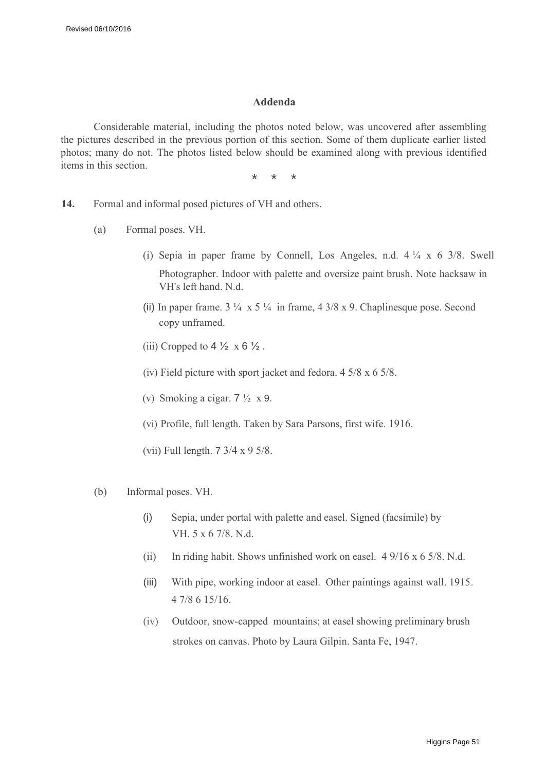## Addenda

Considerable material, including the photos noted below, was uncovered after assembling the pictures described in the previous portion of this section. Some of them duplicate earlier listed photos; many do not. The photos listed below should be examined along with previous identified items in this section.

\* \* \*

**14.** Formal and informal posed pictures of VH and others.

(a) Formal poses. VH.

(i) Sepia in paper frame by Connell, Los Angeles, n.d. 4 ¼ x 6 3/8. Swell Photographer. Indoor with palette and oversize paint brush. Note hacksaw in VH's left hand. N.d.

(ii) In paper frame. 3 ¼ x 5 ¼ in frame, 4 3/8 x 9. Chaplinesque pose. Second copy unframed.

(iii) Cropped to 4 ½ x 6 ½ .

(iv) Field picture with sport jacket and fedora. 4 5/8 x 6 5/8.

(v) Smoking a cigar. 7 ½ x 9.

(vi) Profile, full length. Taken by Sara Parsons, first wife. 1916.

(vii) Full length. 7 3/4 x 9 5/8.

(b) Informal poses. VH.

(i) Sepia, under portal with palette and easel. Signed (facsimile) by VH. 5 x 6 7/8. N.d.

(ii) In riding habit. Shows unfinished work on easel. 4 9/16 x 6 5/8. N.d.

(iii) With pipe, working indoor at easel. Other paintings against wall. 1915. 4 7/8 6 15/16.

(iv) Outdoor, snow-capped mountains; at easel showing preliminary brush strokes on canvas. Photo by Laura Gilpin. Santa Fe, 1947.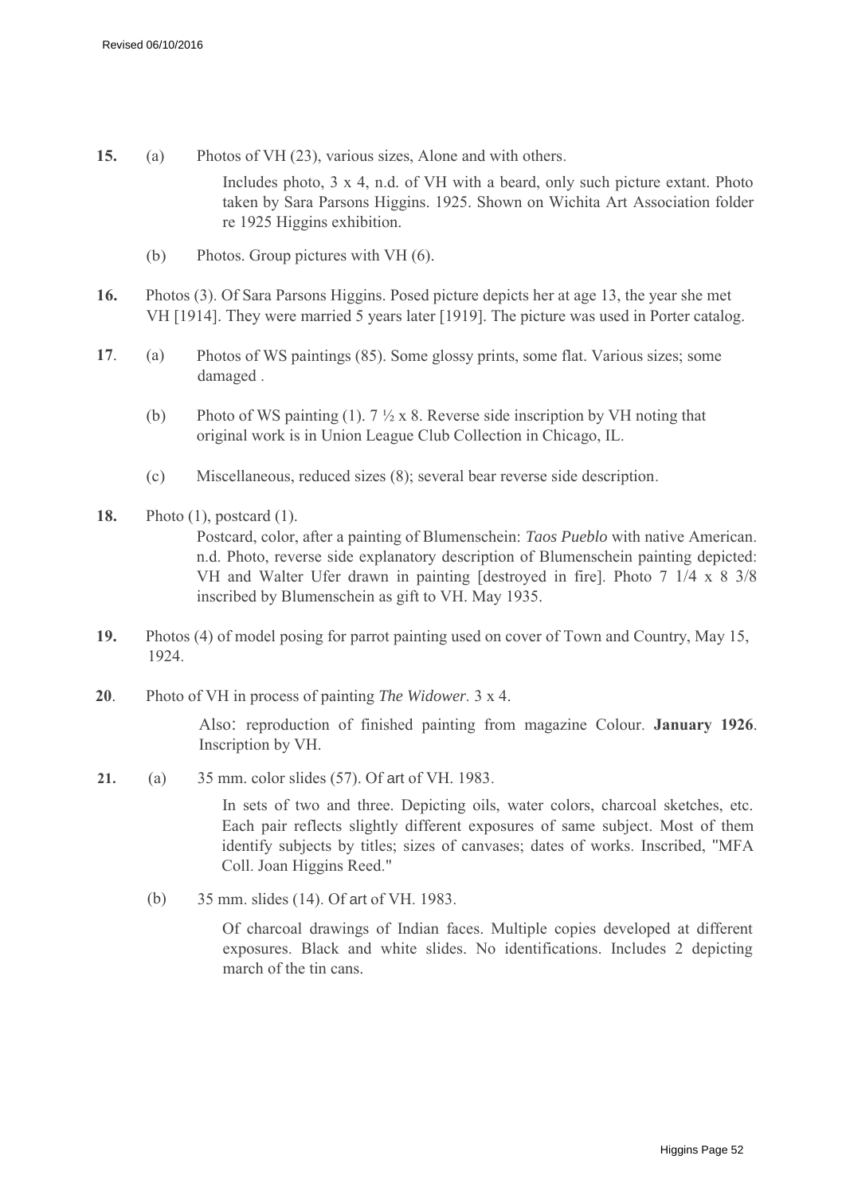**15.** (a) Photos of VH (23), various sizes, Alone and with others.

Includes photo, 3 x 4, n.d. of VH with a beard, only such picture extant. Photo taken by Sara Parsons Higgins. 1925. Shown on Wichita Art Association folder re 1925 Higgins exhibition.

(b) Photos. Group pictures with VH (6).

**16.** Photos (3). Of Sara Parsons Higgins. Posed picture depicts her at age 13, the year she met VH [1914]. They were married 5 years later [1919]. The picture was used in Porter catalog.

**17**. (a) Photos of WS paintings (85). Some glossy prints, some flat. Various sizes; some damaged .

(b) Photo of WS painting (1). 7 ½ x 8. Reverse side inscription by VH noting that original work is in Union League Club Collection in Chicago, IL.

(c) Miscellaneous, reduced sizes (8); several bear reverse side description.

**18.** Photo (1), postcard (1).

Postcard, color, after a painting of Blumenschein: *Taos Pueblo* with native American. n.d. Photo, reverse side explanatory description of Blumenschein painting depicted: VH and Walter Ufer drawn in painting [destroyed in fire]. Photo 7 1/4 x 8 3/8 inscribed by Blumenschein as gift to VH. May 1935.

**19.** Photos (4) of model posing for parrot painting used on cover of Town and Country, May 15, 1924.

**20**. Photo of VH in process of painting *The Widower*. 3 x 4.

Also: reproduction of finished painting from magazine Colour. **January 1926**. Inscription by VH.

**21.** (a) 35 mm. color slides (57). Of art of VH. 1983.

In sets of two and three. Depicting oils, water colors, charcoal sketches, etc. Each pair reflects slightly different exposures of same subject. Most of them identify subjects by titles; sizes of canvases; dates of works. Inscribed, "MFA Coll. Joan Higgins Reed."

(b) 35 mm. slides (14). Of art of VH. 1983.

Of charcoal drawings of Indian faces. Multiple copies developed at different exposures. Black and white slides. No identifications. Includes 2 depicting march of the tin cans.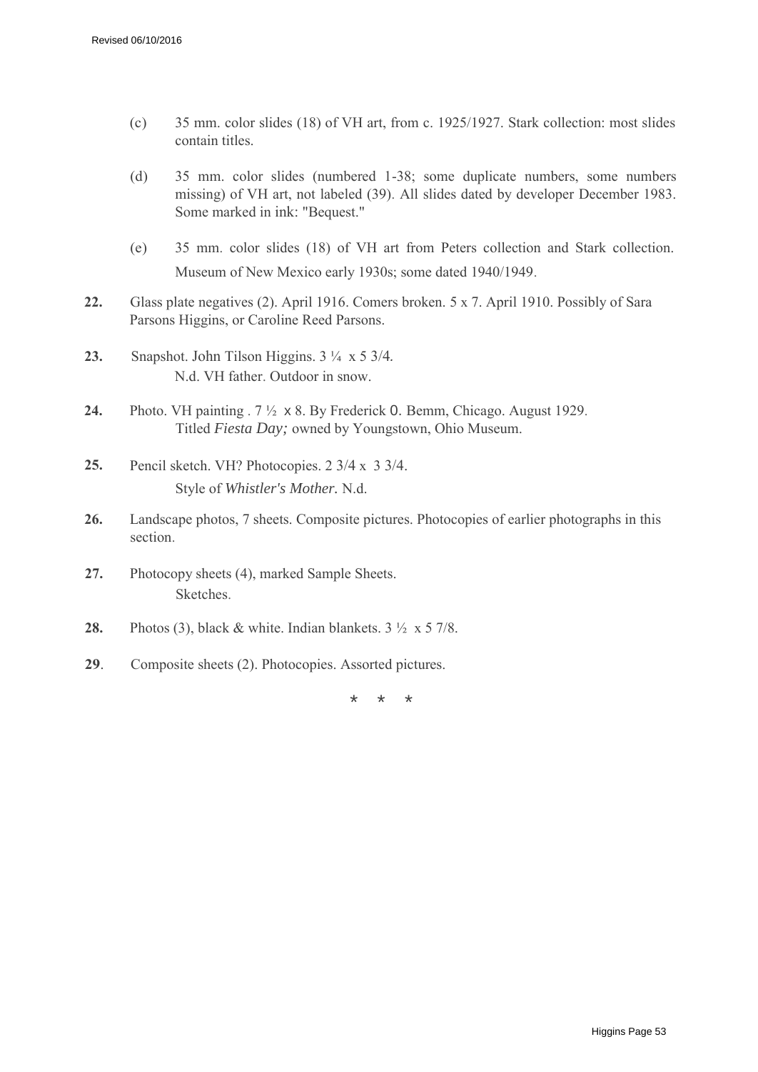(c) 35 mm. color slides (18) of VH art, from c. 1925/1927. Stark collection: most slides contain titles.

(d) 35 mm. color slides (numbered 1-38; some duplicate numbers, some numbers missing) of VH art, not labeled (39). All slides dated by developer December 1983. Some marked in ink: "Bequest."

(e) 35 mm. color slides (18) of VH art from Peters collection and Stark collection. Museum of New Mexico early 1930s; some dated 1940/1949.

**22.** Glass plate negatives (2). April 1916. Comers broken. 5 x 7. April 1910. Possibly of Sara Parsons Higgins, or Caroline Reed Parsons.

**23.** Snapshot. John Tilson Higgins. 3 ¼ x 5 3/4.
N.d. VH father. Outdoor in snow.

**24.** Photo. VH painting . 7 ½ x 8. By Frederick O. Bemm, Chicago. August 1929.
Titled *Fiesta Day;* owned by Youngstown, Ohio Museum.

**25.** Pencil sketch. VH? Photocopies. 2 3/4 x 3 3/4.
Style of *Whistler's Mother.* N.d.

**26.** Landscape photos, 7 sheets. Composite pictures. Photocopies of earlier photographs in this section.

**27.** Photocopy sheets (4), marked Sample Sheets.
Sketches.

**28.** Photos (3), black & white. Indian blankets. 3 ½ x 5 7/8.

**29**. Composite sheets (2). Photocopies. Assorted pictures.

\* \* \*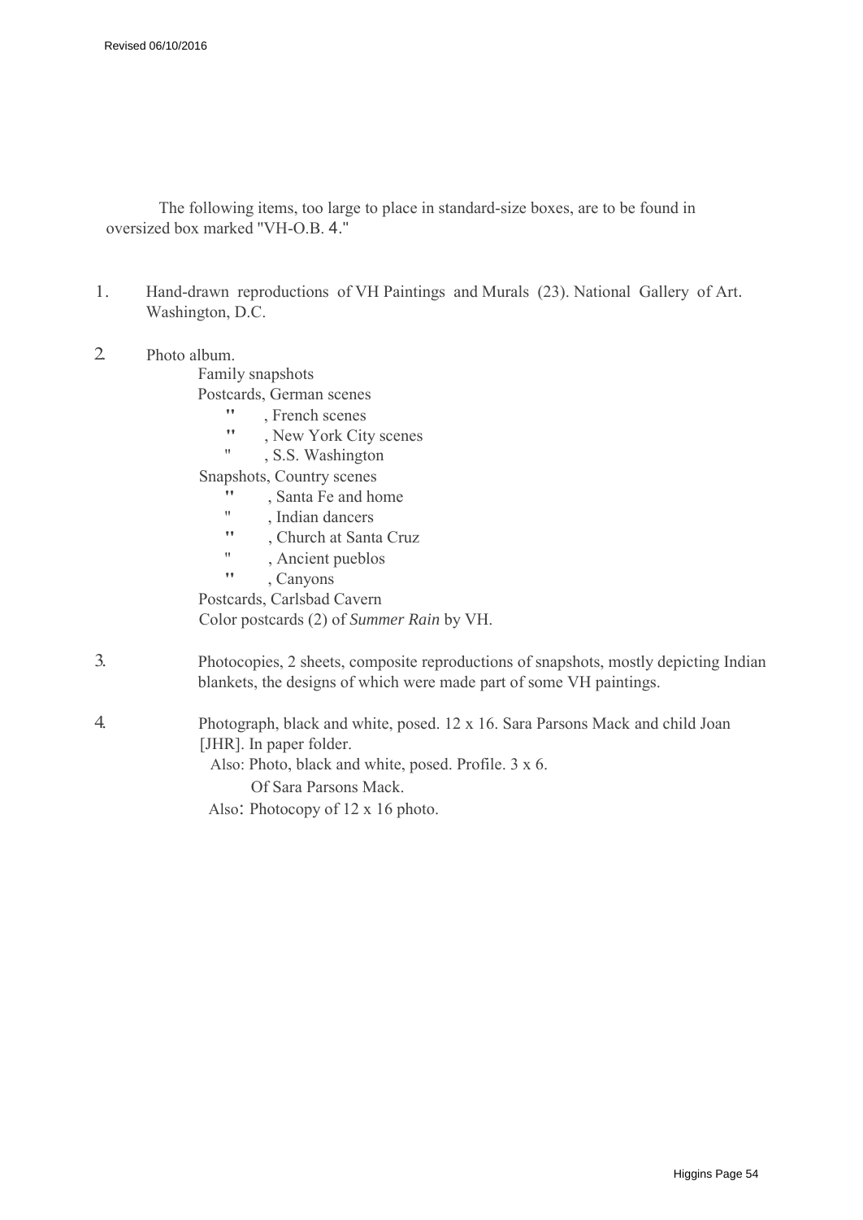The following items, too large to place in standard-size boxes, are to be found in oversized box marked "VH-O.B. 4."

1. Hand-drawn reproductions of VH Paintings and Murals (23). National Gallery of Art. Washington, D.C.

2. Photo album.
   - Family snapshots
   - Postcards, German scenes
     - " , French scenes
     - " , New York City scenes
     - " , S.S. Washington
   - Snapshots, Country scenes
     - " , Santa Fe and home
     - " , Indian dancers
     - " , Church at Santa Cruz
     - " , Ancient pueblos
     - " , Canyons
   - Postcards, Carlsbad Cavern
   - Color postcards (2) of *Summer Rain* by VH.

3. Photocopies, 2 sheets, composite reproductions of snapshots, mostly depicting Indian blankets, the designs of which were made part of some VH paintings.

4. Photograph, black and white, posed. 12 x 16. Sara Parsons Mack and child Joan [JHR]. In paper folder.
   Also: Photo, black and white, posed. Profile. 3 x 6.
   Of Sara Parsons Mack.
   Also: Photocopy of 12 x 16 photo.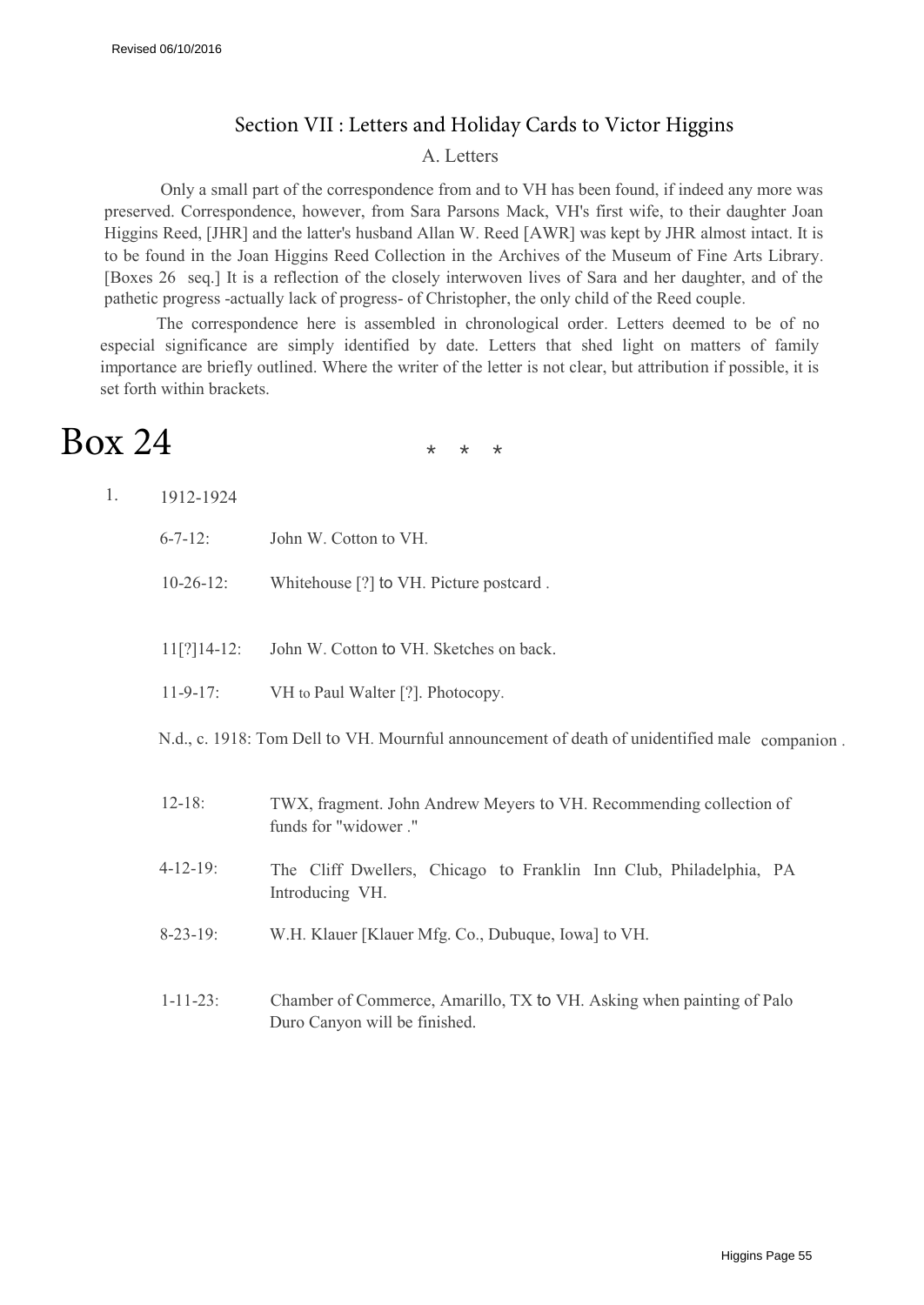## Section VII : Letters and Holiday Cards to Victor Higgins

### A. Letters

Only a small part of the correspondence from and to VH has been found, if indeed any more was preserved. Correspondence, however, from Sara Parsons Mack, VH's first wife, to their daughter Joan Higgins Reed, [JHR] and the latter's husband Allan W. Reed [AWR] was kept by JHR almost intact. It is to be found in the Joan Higgins Reed Collection in the Archives of the Museum of Fine Arts Library. [Boxes 26 seq.] It is a reflection of the closely interwoven lives of Sara and her daughter, and of the pathetic progress -actually lack of progress- of Christopher, the only child of the Reed couple.

The correspondence here is assembled in chronological order. Letters deemed to be of no especial significance are simply identified by date. Letters that shed light on matters of family importance are briefly outlined. Where the writer of the letter is not clear, but attribution if possible, it is set forth within brackets.

# Box 24

\* \* \*

1. 1912-1924

6-7-12: John W. Cotton to VH.

10-26-12: Whitehouse [?] to VH. Picture postcard .

11[?]14-12: John W. Cotton to VH. Sketches on back.

11-9-17: VH to Paul Walter [?]. Photocopy.

N.d., c. 1918: Tom Dell to VH. Mournful announcement of death of unidentified male companion .

12-18: TWX, fragment. John Andrew Meyers to VH. Recommending collection of funds for "widower ."

4-12-19: The Cliff Dwellers, Chicago to Franklin Inn Club, Philadelphia, PA Introducing VH.

8-23-19: W.H. Klauer [Klauer Mfg. Co., Dubuque, Iowa] to VH.

1-11-23: Chamber of Commerce, Amarillo, TX to VH. Asking when painting of Palo Duro Canyon will be finished.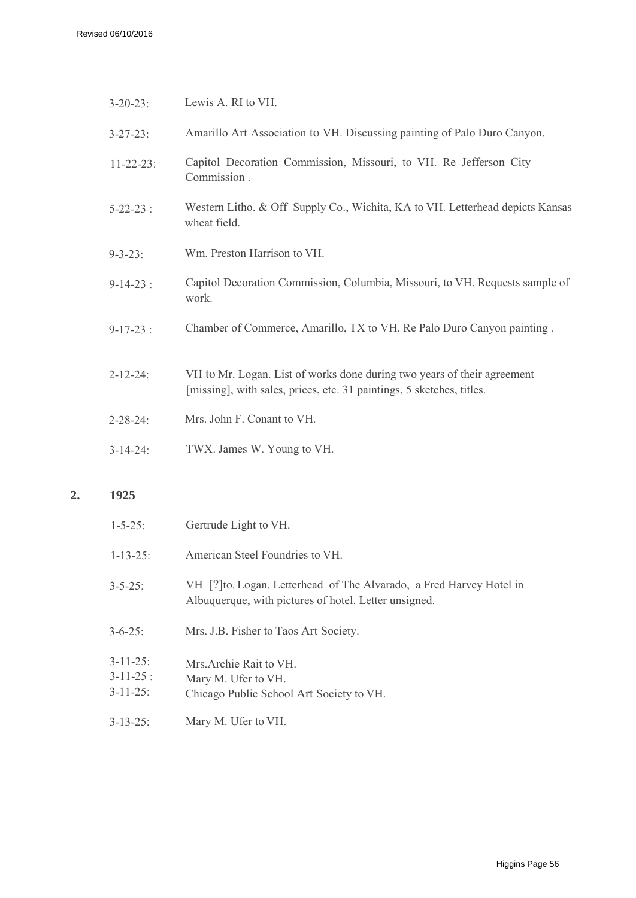3-20-23: Lewis A. RI to VH.

3-27-23: Amarillo Art Association to VH. Discussing painting of Palo Duro Canyon.

11-22-23: Capitol Decoration Commission, Missouri, to VH. Re Jefferson City Commission .

5-22-23 : Western Litho. & Off Supply Co., Wichita, KA to VH. Letterhead depicts Kansas wheat field.

9-3-23: Wm. Preston Harrison to VH.

9-14-23 : Capitol Decoration Commission, Columbia, Missouri, to VH. Requests sample of work.

9-17-23 : Chamber of Commerce, Amarillo, TX to VH. Re Palo Duro Canyon painting .

2-12-24: VH to Mr. Logan. List of works done during two years of their agreement [missing], with sales, prices, etc. 31 paintings, 5 sketches, titles.

2-28-24: Mrs. John F. Conant to VH.

3-14-24: TWX. James W. Young to VH.

## 2. 1925

1-5-25: Gertrude Light to VH.

1-13-25: American Steel Foundries to VH.

3-5-25: VH [?]to. Logan. Letterhead of The Alvarado, a Fred Harvey Hotel in Albuquerque, with pictures of hotel. Letter unsigned.

3-6-25: Mrs. J.B. Fisher to Taos Art Society.

3-11-25: Mrs.Archie Rait to VH.
3-11-25 : Mary M. Ufer to VH.
3-11-25: Chicago Public School Art Society to VH.

3-13-25: Mary M. Ufer to VH.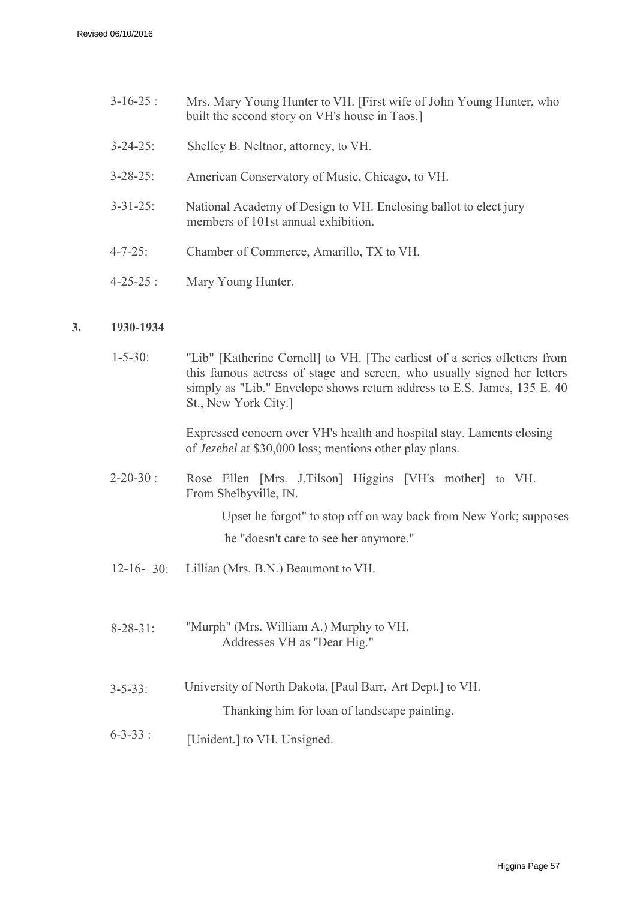3-16-25 : Mrs. Mary Young Hunter to VH. [First wife of John Young Hunter, who built the second story on VH's house in Taos.]

3-24-25: Shelley B. Neltnor, attorney, to VH.

3-28-25: American Conservatory of Music, Chicago, to VH.

3-31-25: National Academy of Design to VH. Enclosing ballot to elect jury members of 101st annual exhibition.

4-7-25: Chamber of Commerce, Amarillo, TX to VH.

4-25-25 : Mary Young Hunter.

## 3. 1930-1934

1-5-30: "Lib" [Katherine Cornell] to VH. [The earliest of a series ofletters from this famous actress of stage and screen, who usually signed her letters simply as "Lib." Envelope shows return address to E.S. James, 135 E. 40 St., New York City.]

Expressed concern over VH's health and hospital stay. Laments closing of *Jezebel* at $30,000 loss; mentions other play plans.

2-20-30 : Rose Ellen [Mrs. J.Tilson] Higgins [VH's mother] to VH. From Shelbyville, IN.

Upset he forgot" to stop off on way back from New York; supposes he "doesn't care to see her anymore."

12-16- 30: Lillian (Mrs. B.N.) Beaumont to VH.

8-28-31: "Murph" (Mrs. William A.) Murphy to VH. Addresses VH as "Dear Hig."

3-5-33: University of North Dakota, [Paul Barr, Art Dept.] to VH.

Thanking him for loan of landscape painting.

6-3-33 : [Unident.] to VH. Unsigned.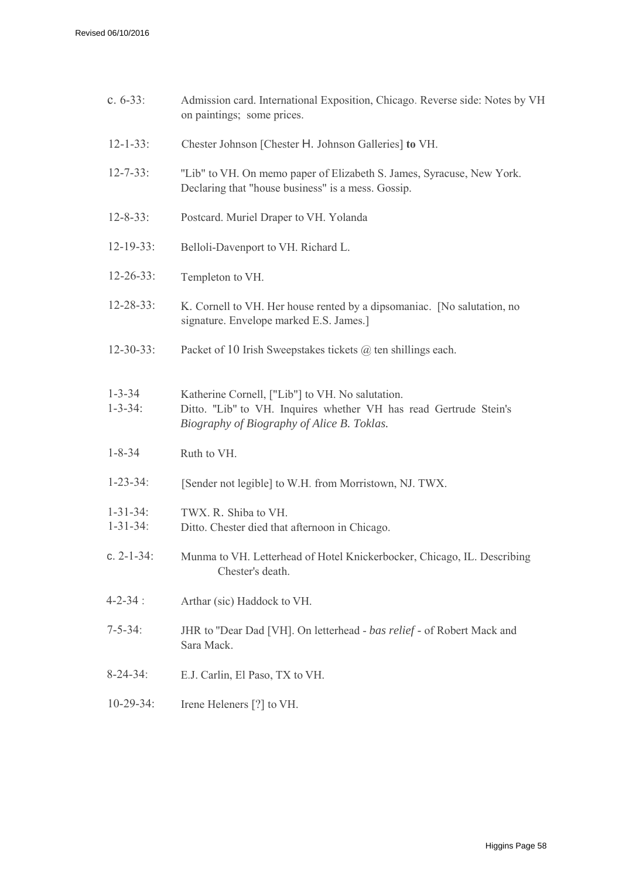| | |
|---|---|
| c. 6-33: | Admission card. International Exposition, Chicago. Reverse side: Notes by VH on paintings; some prices. |
| 12-1-33: | Chester Johnson [Chester H. Johnson Galleries] **to** VH. |
| 12-7-33: | "Lib" to VH. On memo paper of Elizabeth S. James, Syracuse, New York. Declaring that "house business" is a mess. Gossip. |
| 12-8-33: | Postcard. Muriel Draper to VH. Yolanda |
| 12-19-33: | Belloli-Davenport to VH. Richard L. |
| 12-26-33: | Templeton to VH. |
| 12-28-33: | K. Cornell to VH. Her house rented by a dipsomaniac. [No salutation, no signature. Envelope marked E.S. James.] |
| 12-30-33: | Packet of 10 Irish Sweepstakes tickets @ ten shillings each. |
| 1-3-34 | Katherine Cornell, ["Lib"] to VH. No salutation. |
| 1-3-34: | Ditto. "Lib" to VH. Inquires whether VH has read Gertrude Stein's *Biography of Biography of Alice B. Toklas.* |
| 1-8-34 | Ruth to VH. |
| 1-23-34: | [Sender not legible] to W.H. from Morristown, NJ. TWX. |
| 1-31-34: | TWX. R. Shiba to VH. |
| 1-31-34: | Ditto. Chester died that afternoon in Chicago. |
| c. 2-1-34: | Munma to VH. Letterhead of Hotel Knickerbocker, Chicago, IL. Describing Chester's death. |
| 4-2-34 : | Arthar (sic) Haddock to VH. |
| 7-5-34: | JHR to "Dear Dad [VH]. On letterhead - *bas relief* - of Robert Mack and Sara Mack. |
| 8-24-34: | E.J. Carlin, El Paso, TX to VH. |
| 10-29-34: | Irene Heleners [?] to VH. |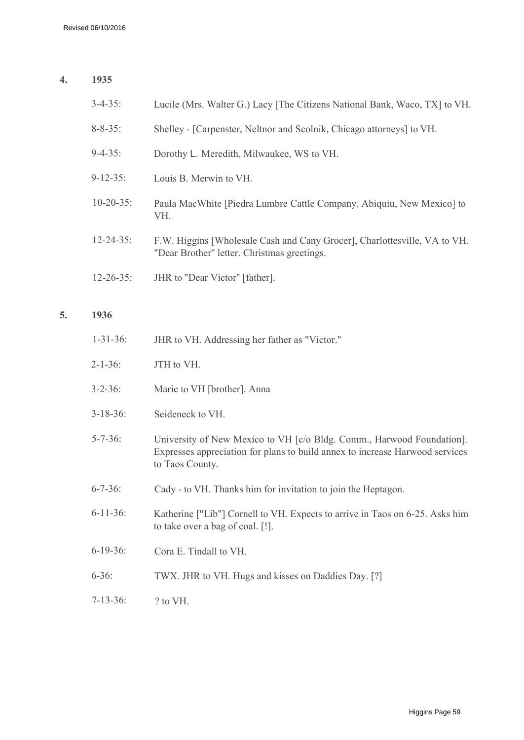## 4. 1935

- 3-4-35: Lucile (Mrs. Walter G.) Lacy [The Citizens National Bank, Waco, TX] to VH.
- 8-8-35: Shelley - [Carpenster, Neltnor and Scolnik, Chicago attorneys] to VH.
- 9-4-35: Dorothy L. Meredith, Milwaukee, WS to VH.
- 9-12-35: Louis B. Merwin to VH.
- 10-20-35: Paula MacWhite [Piedra Lumbre Cattle Company, Abiquiu, New Mexico] to VH.
- 12-24-35: F.W. Higgins [Wholesale Cash and Cany Grocer], Charlottesville, VA to VH. "Dear Brother" letter. Christmas greetings.
- 12-26-35: JHR to "Dear Victor" [father].

## 5. 1936

- 1-31-36: JHR to VH. Addressing her father as "Victor."
- 2-1-36: JTH to VH.
- 3-2-36: Marie to VH [brother]. Anna
- 3-18-36: Seideneck to VH.
- 5-7-36: University of New Mexico to VH [c/o Bldg. Comm., Harwood Foundation]. Expresses appreciation for plans to build annex to increase Harwood services to Taos County.
- 6-7-36: Cady - to VH. Thanks him for invitation to join the Heptagon.
- 6-11-36: Katherine ["Lib"] Cornell to VH. Expects to arrive in Taos on 6-25. Asks him to take over a bag of coal. [!].
- 6-19-36: Cora E. Tindall to VH.
- 6-36: TWX. JHR to VH. Hugs and kisses on Daddies Day. [?]
- 7-13-36: ? to VH.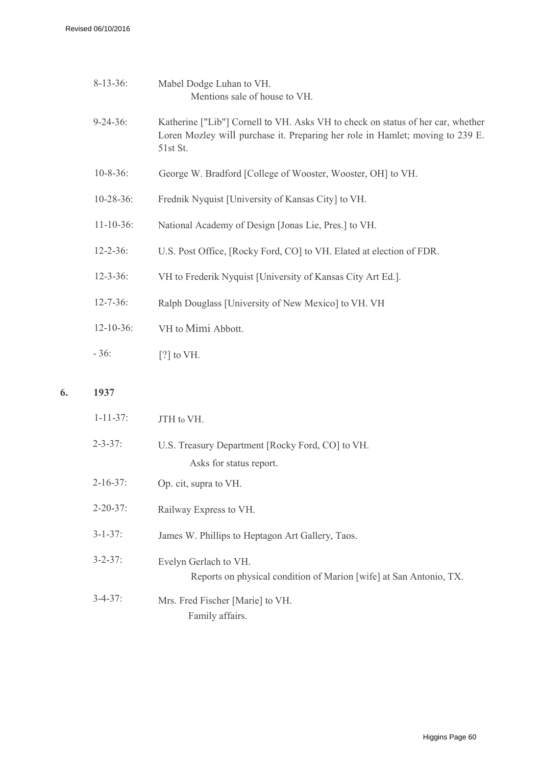8-13-36: Mabel Dodge Luhan to VH.
Mentions sale of house to VH.

9-24-36: Katherine ["Lib"] Cornell to VH. Asks VH to check on status of her car, whether Loren Mozley will purchase it. Preparing her role in Hamlet; moving to 239 E. 51st St.

10-8-36: George W. Bradford [College of Wooster, Wooster, OH] to VH.

10-28-36: Frednik Nyquist [University of Kansas City] to VH.

11-10-36: National Academy of Design [Jonas Lie, Pres.] to VH.

12-2-36: U.S. Post Office, [Rocky Ford, CO] to VH. Elated at election of FDR.

12-3-36: VH to Frederik Nyquist [University of Kansas City Art Ed.].

12-7-36: Ralph Douglass [University of New Mexico] to VH. VH

12-10-36: VH to Mimi Abbott.

- 36: [?] to VH.

## 6. 1937

1-11-37: JTH to VH.

2-3-37: U.S. Treasury Department [Rocky Ford, CO] to VH.
Asks for status report.

2-16-37: Op. cit, supra to VH.

2-20-37: Railway Express to VH.

3-1-37: James W. Phillips to Heptagon Art Gallery, Taos.

3-2-37: Evelyn Gerlach to VH.
Reports on physical condition of Marion [wife] at San Antonio, TX.

3-4-37: Mrs. Fred Fischer [Marie] to VH.
Family affairs.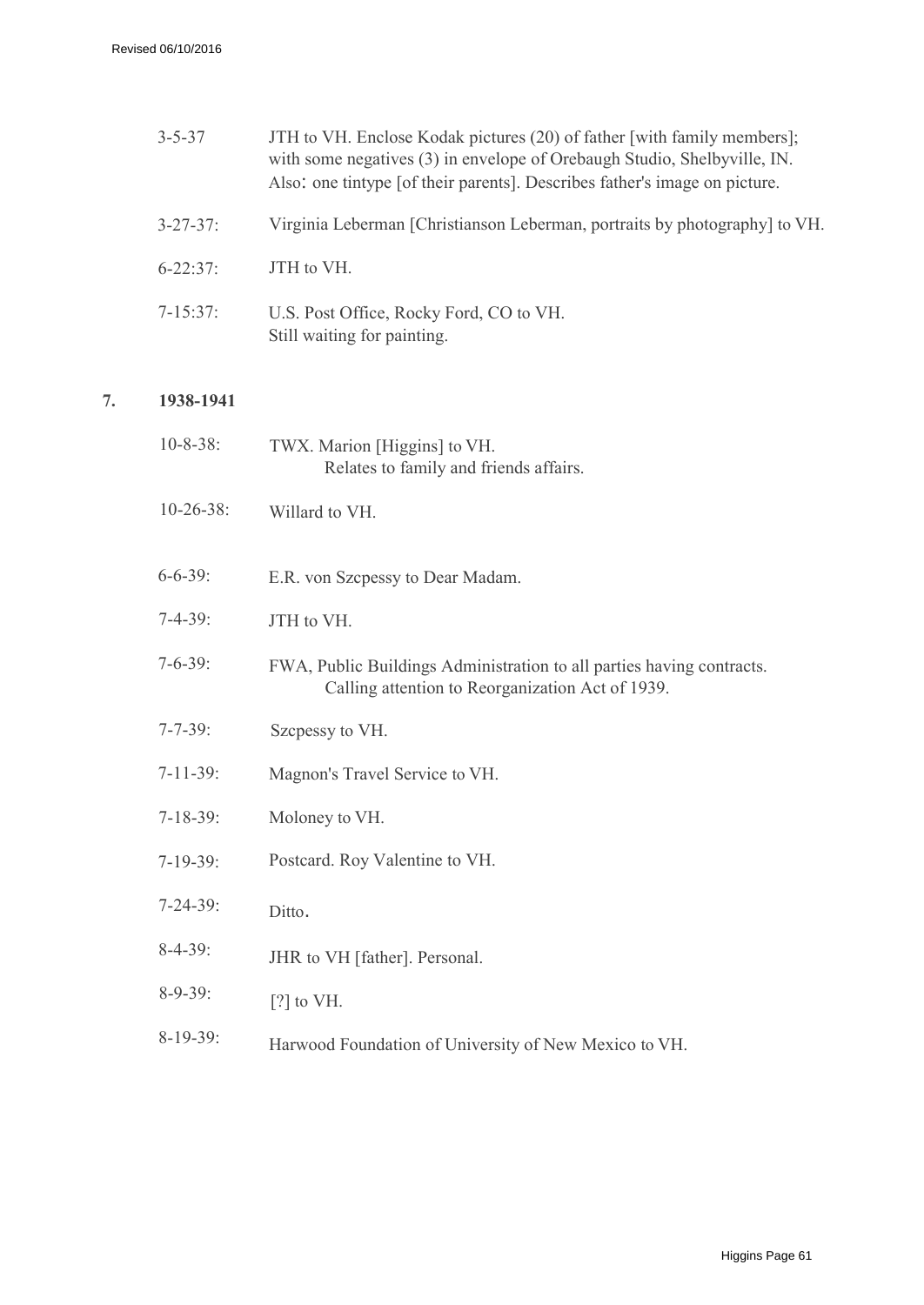3-5-37 JTH to VH. Enclose Kodak pictures (20) of father [with family members]; with some negatives (3) in envelope of Orebaugh Studio, Shelbyville, IN. Also: one tintype [of their parents]. Describes father's image on picture.

3-27-37: Virginia Leberman [Christianson Leberman, portraits by photography] to VH.

6-22:37: JTH to VH.

7-15:37: U.S. Post Office, Rocky Ford, CO to VH.
Still waiting for painting.

## 7. 1938-1941

10-8-38: TWX. Marion [Higgins] to VH.
Relates to family and friends affairs.

10-26-38: Willard to VH.

6-6-39: E.R. von Szcpessy to Dear Madam.

7-4-39: JTH to VH.

7-6-39: FWA, Public Buildings Administration to all parties having contracts.
Calling attention to Reorganization Act of 1939.

7-7-39: Szcpessy to VH.

7-11-39: Magnon's Travel Service to VH.

7-18-39: Moloney to VH.

7-19-39: Postcard. Roy Valentine to VH.

7-24-39: Ditto.

8-4-39: JHR to VH [father]. Personal.

8-9-39: [?] to VH.

8-19-39: Harwood Foundation of University of New Mexico to VH.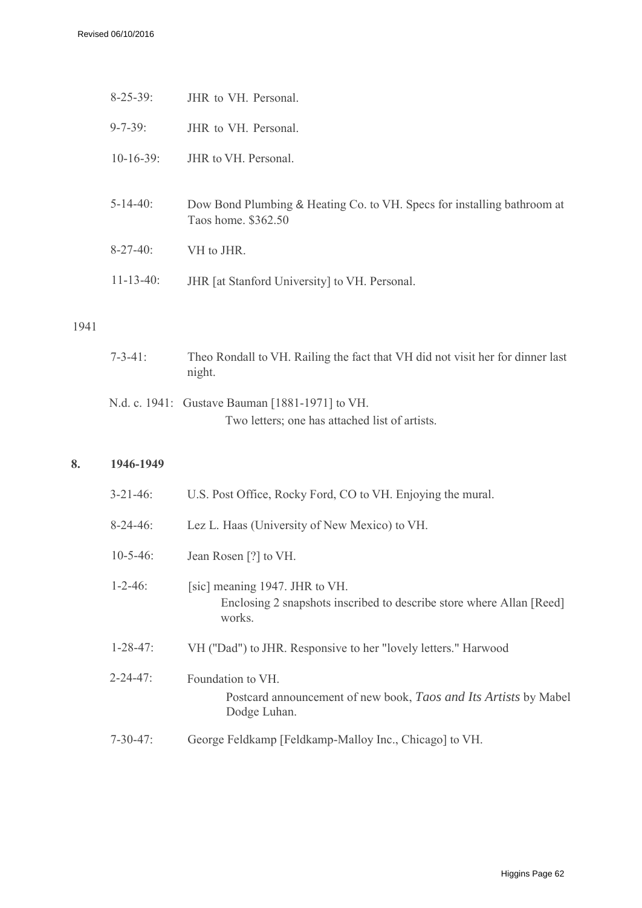8-25-39: JHR to VH. Personal.

9-7-39: JHR to VH. Personal.

10-16-39: JHR to VH. Personal.

5-14-40: Dow Bond Plumbing & Heating Co. to VH. Specs for installing bathroom at Taos home. $362.50

8-27-40: VH to JHR.

11-13-40: JHR [at Stanford University] to VH. Personal.

1941

7-3-41: Theo Rondall to VH. Railing the fact that VH did not visit her for dinner last night.

N.d. c. 1941: Gustave Bauman [1881-1971] to VH.
Two letters; one has attached list of artists.

**8. 1946-1949**

3-21-46: U.S. Post Office, Rocky Ford, CO to VH. Enjoying the mural.

8-24-46: Lez L. Haas (University of New Mexico) to VH.

10-5-46: Jean Rosen [?] to VH.

1-2-46: [sic] meaning 1947. JHR to VH.
Enclosing 2 snapshots inscribed to describe store where Allan [Reed] works.

1-28-47: VH ("Dad") to JHR. Responsive to her "lovely letters." Harwood

2-24-47: Foundation to VH.
Postcard announcement of new book, *Taos and Its Artists* by Mabel Dodge Luhan.

7-30-47: George Feldkamp [Feldkamp-Malloy Inc., Chicago] to VH.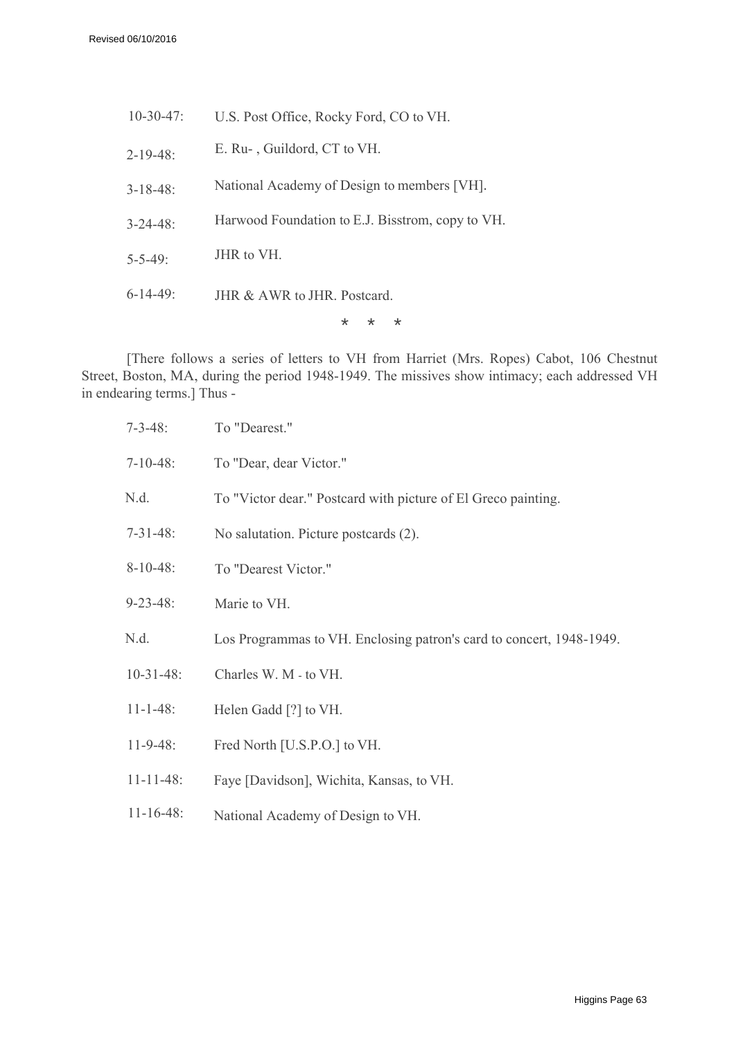10-30-47: U.S. Post Office, Rocky Ford, CO to VH.

2-19-48: E. Ru- , Guildord, CT to VH.

3-18-48: National Academy of Design to members [VH].

3-24-48: Harwood Foundation to E.J. Bisstrom, copy to VH.

5-5-49: JHR to VH.

6-14-49: JHR & AWR to JHR. Postcard.

\* \* \*

[There follows a series of letters to VH from Harriet (Mrs. Ropes) Cabot, 106 Chestnut Street, Boston, MA, during the period 1948-1949. The missives show intimacy; each addressed VH in endearing terms.] Thus -

7-3-48: To "Dearest."

7-10-48: To "Dear, dear Victor."

N.d. To "Victor dear." Postcard with picture of El Greco painting.

7-31-48: No salutation. Picture postcards (2).

8-10-48: To "Dearest Victor."

9-23-48: Marie to VH.

N.d. Los Programmas to VH. Enclosing patron's card to concert, 1948-1949.

10-31-48: Charles W. M - to VH.

11-1-48: Helen Gadd [?] to VH.

11-9-48: Fred North [U.S.P.O.] to VH.

11-11-48: Faye [Davidson], Wichita, Kansas, to VH.

11-16-48: National Academy of Design to VH.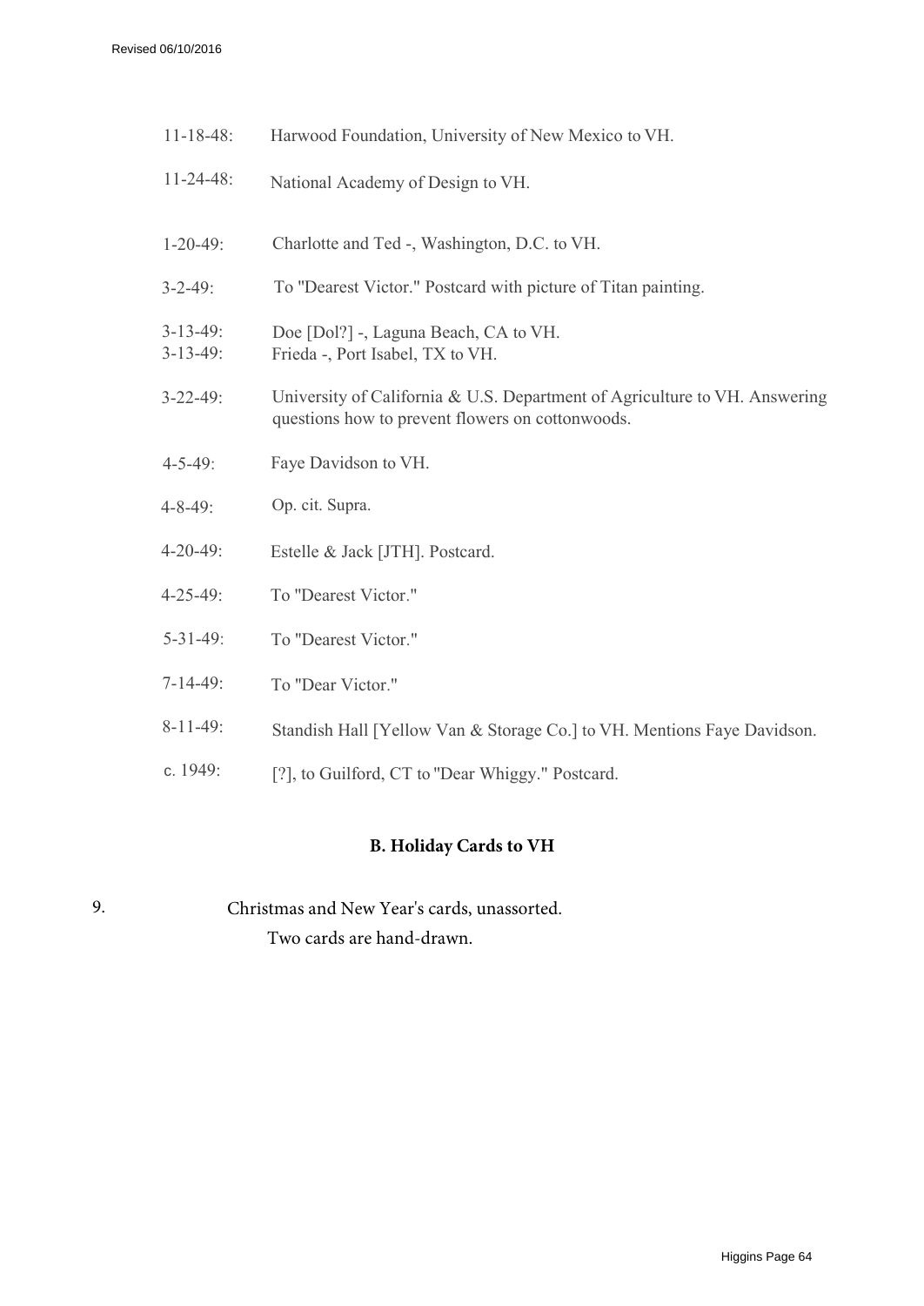11-18-48: Harwood Foundation, University of New Mexico to VH.

11-24-48: National Academy of Design to VH.

1-20-49: Charlotte and Ted -, Washington, D.C. to VH.

3-2-49: To "Dearest Victor." Postcard with picture of Titan painting.

3-13-49: Doe [Dol?] -, Laguna Beach, CA to VH.
3-13-49: Frieda -, Port Isabel, TX to VH.

3-22-49: University of California & U.S. Department of Agriculture to VH. Answering questions how to prevent flowers on cottonwoods.

4-5-49: Faye Davidson to VH.

4-8-49: Op. cit. Supra.

4-20-49: Estelle & Jack [JTH]. Postcard.

4-25-49: To "Dearest Victor."

5-31-49: To "Dearest Victor."

7-14-49: To "Dear Victor."

8-11-49: Standish Hall [Yellow Van & Storage Co.] to VH. Mentions Faye Davidson.

c. 1949: [?], to Guilford, CT to "Dear Whiggy." Postcard.

## B. Holiday Cards to VH

9. Christmas and New Year's cards, unassorted.
   Two cards are hand-drawn.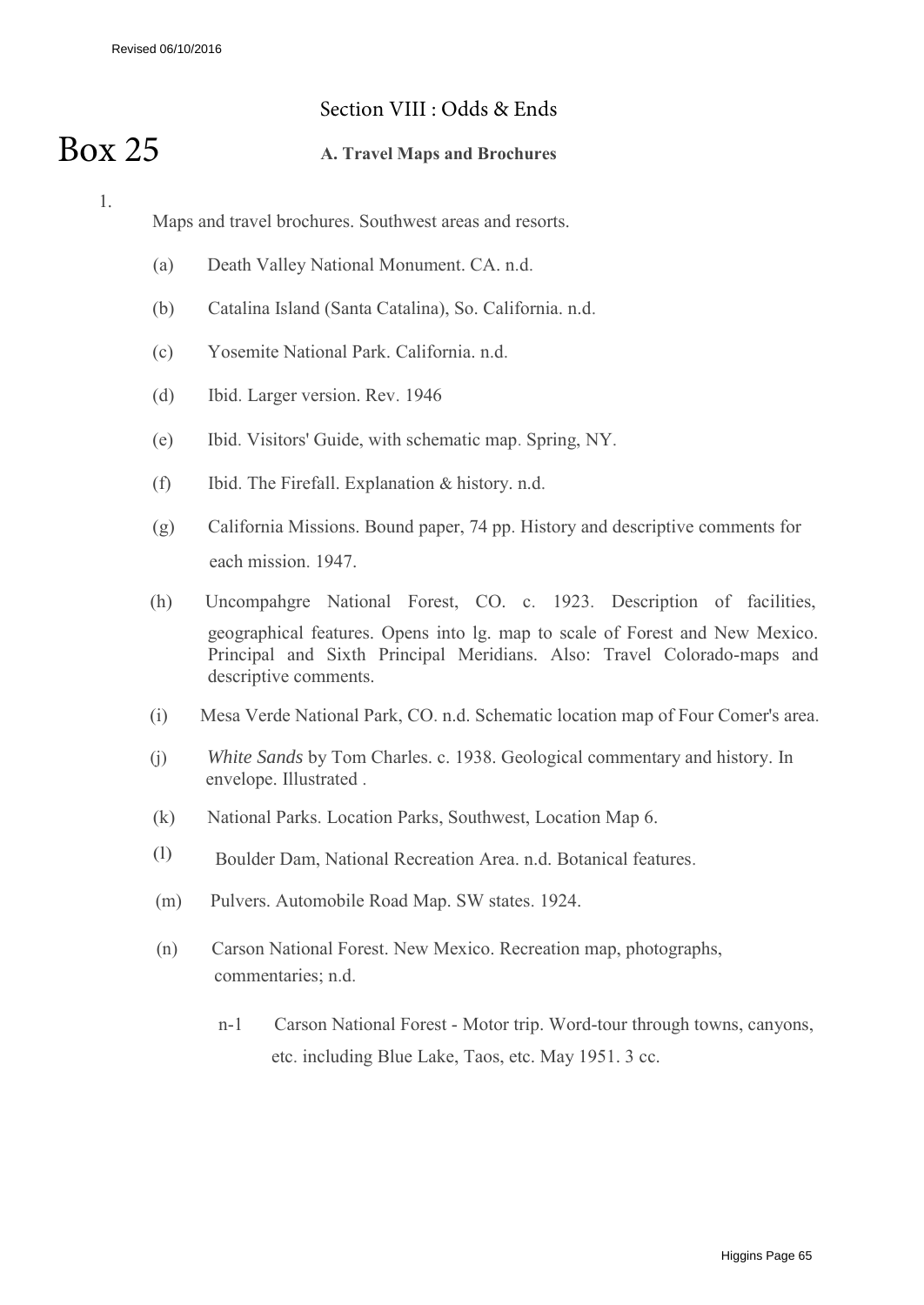## Section VIII : Odds & Ends

# Box 25

### A. Travel Maps and Brochures

1. Maps and travel brochures. Southwest areas and resorts.

   (a) Death Valley National Monument. CA. n.d.

   (b) Catalina Island (Santa Catalina), So. California. n.d.

   (c) Yosemite National Park. California. n.d.

   (d) Ibid. Larger version. Rev. 1946

   (e) Ibid. Visitors' Guide, with schematic map. Spring, NY.

   (f) Ibid. The Firefall. Explanation & history. n.d.

   (g) California Missions. Bound paper, 74 pp. History and descriptive comments for each mission. 1947.

   (h) Uncompahgre National Forest, CO. c. 1923. Description of facilities, geographical features. Opens into lg. map to scale of Forest and New Mexico. Principal and Sixth Principal Meridians. Also: Travel Colorado-maps and descriptive comments.

   (i) Mesa Verde National Park, CO. n.d. Schematic location map of Four Comer's area.

   (j) *White Sands* by Tom Charles. c. 1938. Geological commentary and history. In envelope. Illustrated .

   (k) National Parks. Location Parks, Southwest, Location Map 6.

   (l) Boulder Dam, National Recreation Area. n.d. Botanical features.

   (m) Pulvers. Automobile Road Map. SW states. 1924.

   (n) Carson National Forest. New Mexico. Recreation map, photographs, commentaries; n.d.

      n-1 Carson National Forest - Motor trip. Word-tour through towns, canyons, etc. including Blue Lake, Taos, etc. May 1951. 3 cc.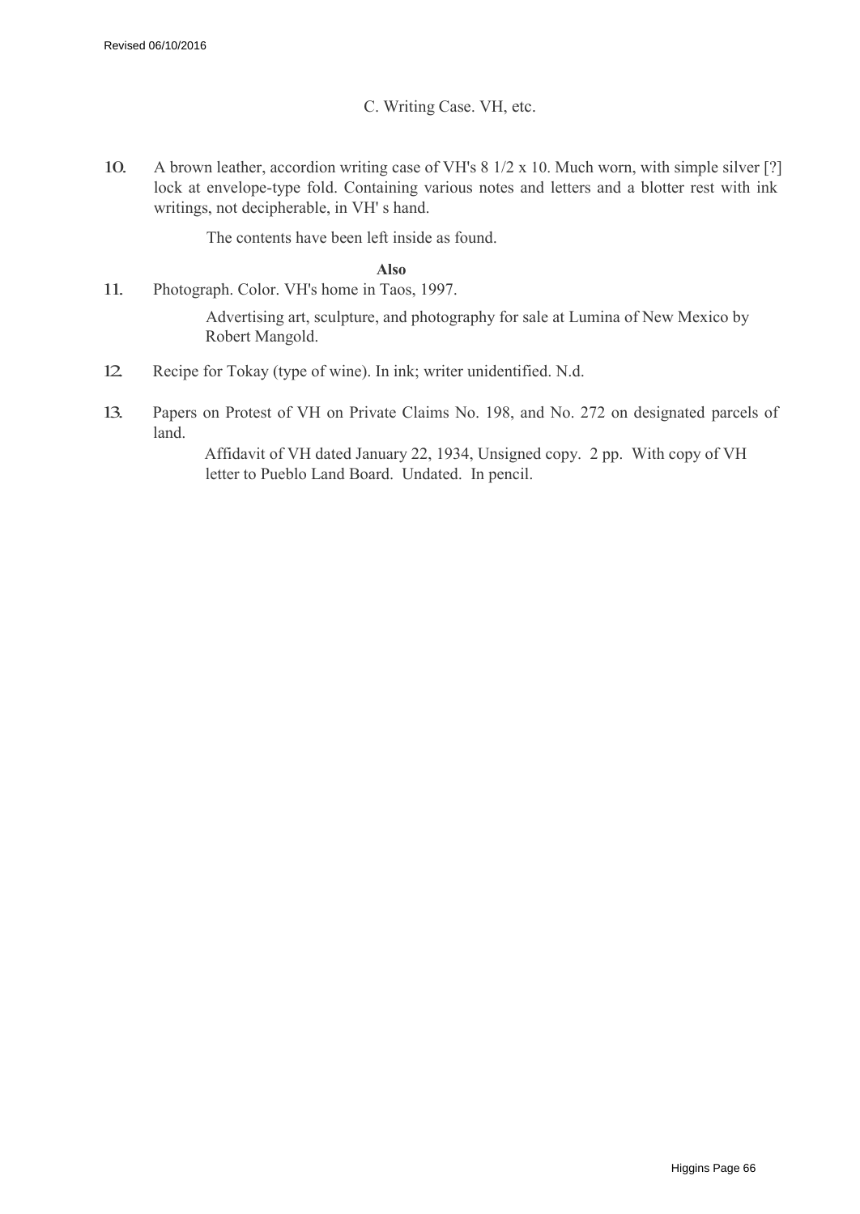### C. Writing Case. VH, etc.

10. A brown leather, accordion writing case of VH's 8 1/2 x 10. Much worn, with simple silver [?] lock at envelope-type fold. Containing various notes and letters and a blotter rest with ink writings, not decipherable, in VH' s hand.

    The contents have been left inside as found.

**Also**

11. Photograph. Color. VH's home in Taos, 1997.

    Advertising art, sculpture, and photography for sale at Lumina of New Mexico by Robert Mangold.

12. Recipe for Tokay (type of wine). In ink; writer unidentified. N.d.

13. Papers on Protest of VH on Private Claims No. 198, and No. 272 on designated parcels of land.

    Affidavit of VH dated January 22, 1934, Unsigned copy. 2 pp. With copy of VH letter to Pueblo Land Board. Undated. In pencil.